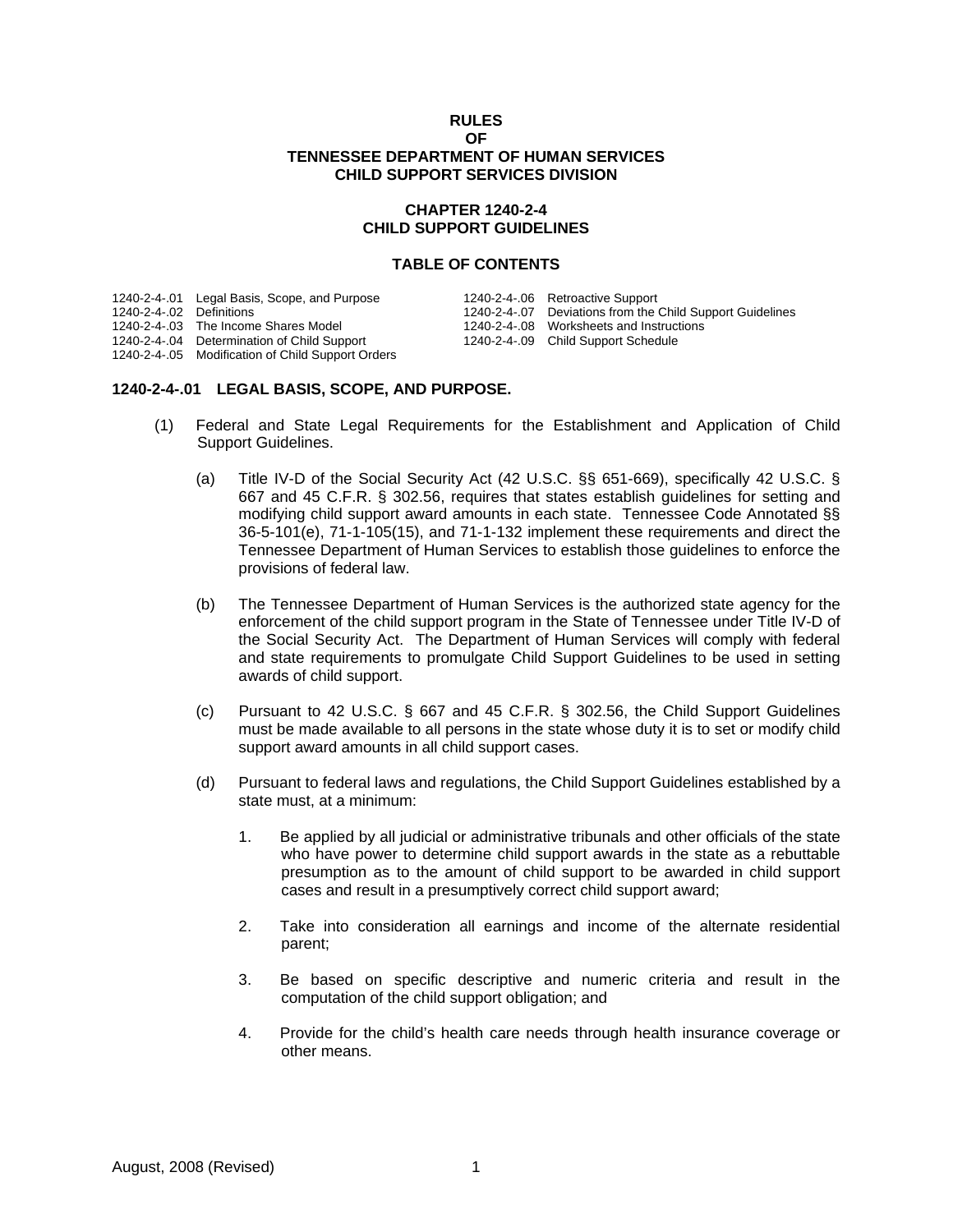# RULES
# OF
# TENNESSEE DEPARTMENT OF HUMAN SERVICES
# CHILD SUPPORT SERVICES DIVISION

## CHAPTER 1240-2-4
## CHILD SUPPORT GUIDELINES

### TABLE OF CONTENTS

| | | | |
|---|---|---|---|
| 1240-2-4-.01 | Legal Basis, Scope, and Purpose | 1240-2-4-.06 | Retroactive Support |
| 1240-2-4-.02 | Definitions | 1240-2-4-.07 | Deviations from the Child Support Guidelines |
| 1240-2-4-.03 | The Income Shares Model | 1240-2-4-.08 | Worksheets and Instructions |
| 1240-2-4-.04 | Determination of Child Support | 1240-2-4-.09 | Child Support Schedule |
| 1240-2-4-.05 | Modification of Child Support Orders | | |

### 1240-2-4-.01 LEGAL BASIS, SCOPE, AND PURPOSE.

(1) Federal and State Legal Requirements for the Establishment and Application of Child Support Guidelines.

(a) Title IV-D of the Social Security Act (42 U.S.C. §§ 651-669), specifically 42 U.S.C. § 667 and 45 C.F.R. § 302.56, requires that states establish guidelines for setting and modifying child support award amounts in each state. Tennessee Code Annotated §§ 36-5-101(e), 71-1-105(15), and 71-1-132 implement these requirements and direct the Tennessee Department of Human Services to establish those guidelines to enforce the provisions of federal law.

(b) The Tennessee Department of Human Services is the authorized state agency for the enforcement of the child support program in the State of Tennessee under Title IV-D of the Social Security Act. The Department of Human Services will comply with federal and state requirements to promulgate Child Support Guidelines to be used in setting awards of child support.

(c) Pursuant to 42 U.S.C. § 667 and 45 C.F.R. § 302.56, the Child Support Guidelines must be made available to all persons in the state whose duty it is to set or modify child support award amounts in all child support cases.

(d) Pursuant to federal laws and regulations, the Child Support Guidelines established by a state must, at a minimum:

1. Be applied by all judicial or administrative tribunals and other officials of the state who have power to determine child support awards in the state as a rebuttable presumption as to the amount of child support to be awarded in child support cases and result in a presumptively correct child support award;

2. Take into consideration all earnings and income of the alternate residential parent;

3. Be based on specific descriptive and numeric criteria and result in the computation of the child support obligation; and

4. Provide for the child's health care needs through health insurance coverage or other means.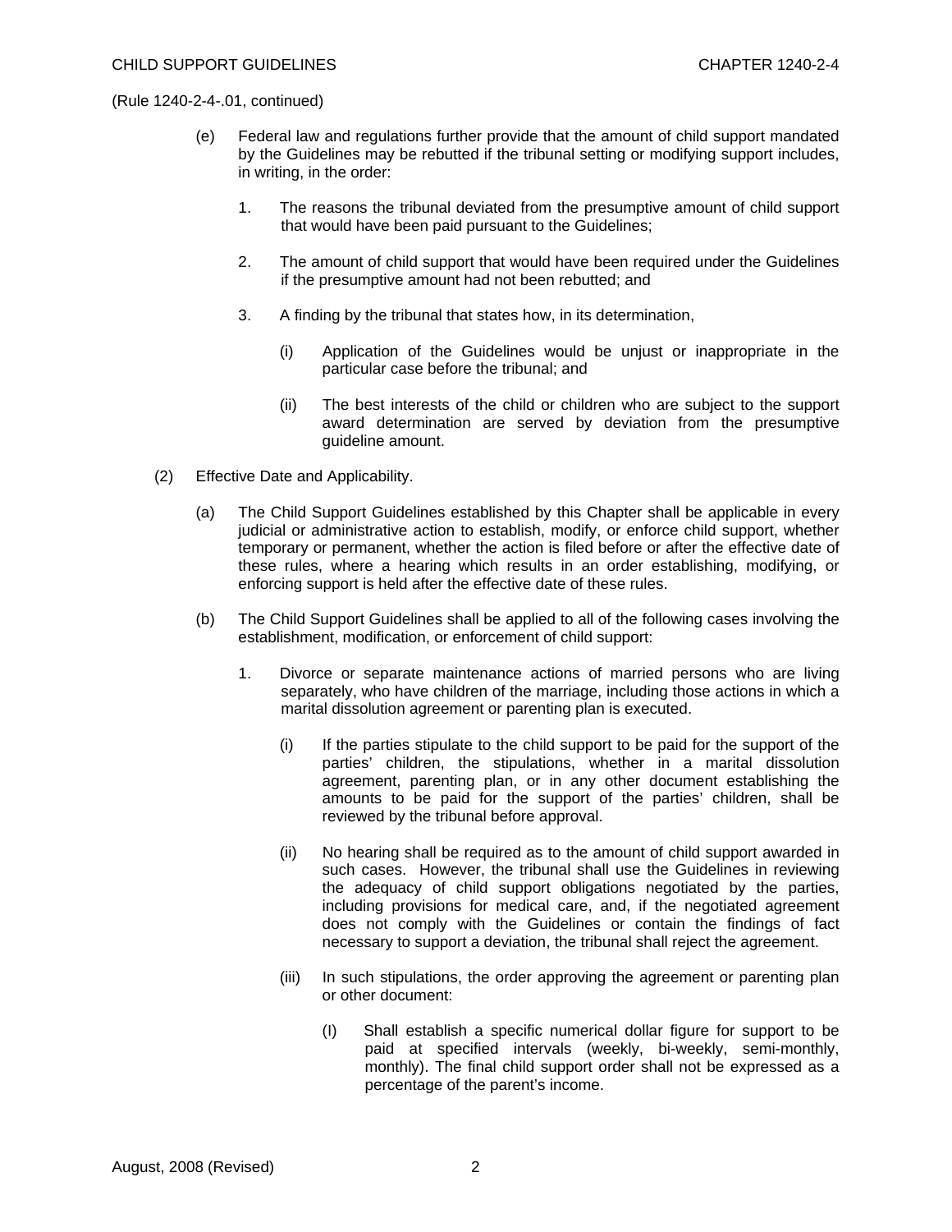(Rule 1240-2-4-.01, continued)

(e) Federal law and regulations further provide that the amount of child support mandated by the Guidelines may be rebutted if the tribunal setting or modifying support includes, in writing, in the order:

1. The reasons the tribunal deviated from the presumptive amount of child support that would have been paid pursuant to the Guidelines;

2. The amount of child support that would have been required under the Guidelines if the presumptive amount had not been rebutted; and

3. A finding by the tribunal that states how, in its determination,

    (i) Application of the Guidelines would be unjust or inappropriate in the particular case before the tribunal; and

    (ii) The best interests of the child or children who are subject to the support award determination are served by deviation from the presumptive guideline amount.

(2) Effective Date and Applicability.

(a) The Child Support Guidelines established by this Chapter shall be applicable in every judicial or administrative action to establish, modify, or enforce child support, whether temporary or permanent, whether the action is filed before or after the effective date of these rules, where a hearing which results in an order establishing, modifying, or enforcing support is held after the effective date of these rules.

(b) The Child Support Guidelines shall be applied to all of the following cases involving the establishment, modification, or enforcement of child support:

1. Divorce or separate maintenance actions of married persons who are living separately, who have children of the marriage, including those actions in which a marital dissolution agreement or parenting plan is executed.

    (i) If the parties stipulate to the child support to be paid for the support of the parties' children, the stipulations, whether in a marital dissolution agreement, parenting plan, or in any other document establishing the amounts to be paid for the support of the parties' children, shall be reviewed by the tribunal before approval.

    (ii) No hearing shall be required as to the amount of child support awarded in such cases. However, the tribunal shall use the Guidelines in reviewing the adequacy of child support obligations negotiated by the parties, including provisions for medical care, and, if the negotiated agreement does not comply with the Guidelines or contain the findings of fact necessary to support a deviation, the tribunal shall reject the agreement.

    (iii) In such stipulations, the order approving the agreement or parenting plan or other document:

        (I) Shall establish a specific numerical dollar figure for support to be paid at specified intervals (weekly, bi-weekly, semi-monthly, monthly). The final child support order shall not be expressed as a percentage of the parent's income.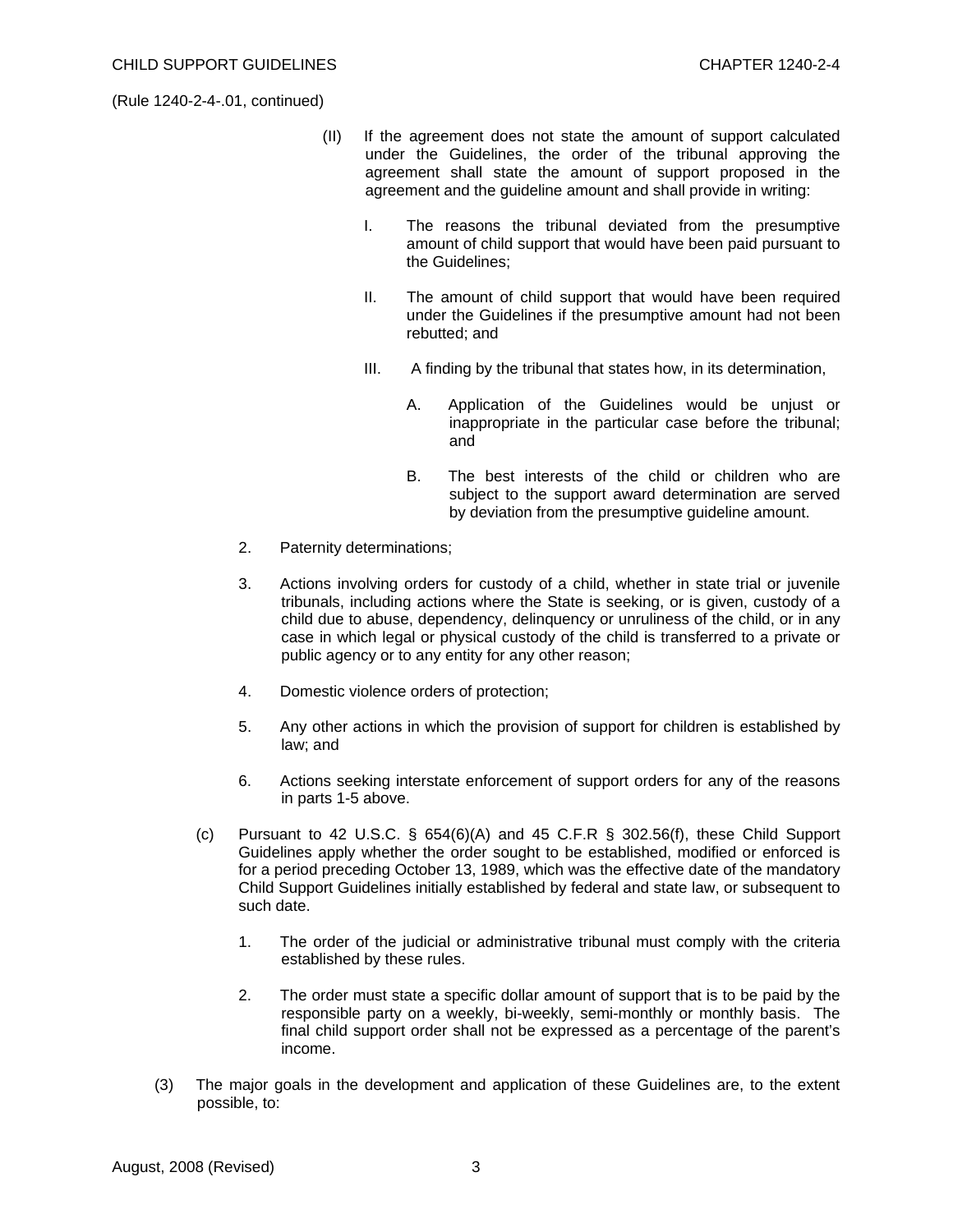(Rule 1240-2-4-.01, continued)

(II) If the agreement does not state the amount of support calculated under the Guidelines, the order of the tribunal approving the agreement shall state the amount of support proposed in the agreement and the guideline amount and shall provide in writing:

I. The reasons the tribunal deviated from the presumptive amount of child support that would have been paid pursuant to the Guidelines;

II. The amount of child support that would have been required under the Guidelines if the presumptive amount had not been rebutted; and

III. A finding by the tribunal that states how, in its determination,

A. Application of the Guidelines would be unjust or inappropriate in the particular case before the tribunal; and

B. The best interests of the child or children who are subject to the support award determination are served by deviation from the presumptive guideline amount.

2. Paternity determinations;

3. Actions involving orders for custody of a child, whether in state trial or juvenile tribunals, including actions where the State is seeking, or is given, custody of a child due to abuse, dependency, delinquency or unruliness of the child, or in any case in which legal or physical custody of the child is transferred to a private or public agency or to any entity for any other reason;

4. Domestic violence orders of protection;

5. Any other actions in which the provision of support for children is established by law; and

6. Actions seeking interstate enforcement of support orders for any of the reasons in parts 1-5 above.

(c) Pursuant to 42 U.S.C. § 654(6)(A) and 45 C.F.R § 302.56(f), these Child Support Guidelines apply whether the order sought to be established, modified or enforced is for a period preceding October 13, 1989, which was the effective date of the mandatory Child Support Guidelines initially established by federal and state law, or subsequent to such date.

1. The order of the judicial or administrative tribunal must comply with the criteria established by these rules.

2. The order must state a specific dollar amount of support that is to be paid by the responsible party on a weekly, bi-weekly, semi-monthly or monthly basis. The final child support order shall not be expressed as a percentage of the parent's income.

(3) The major goals in the development and application of these Guidelines are, to the extent possible, to: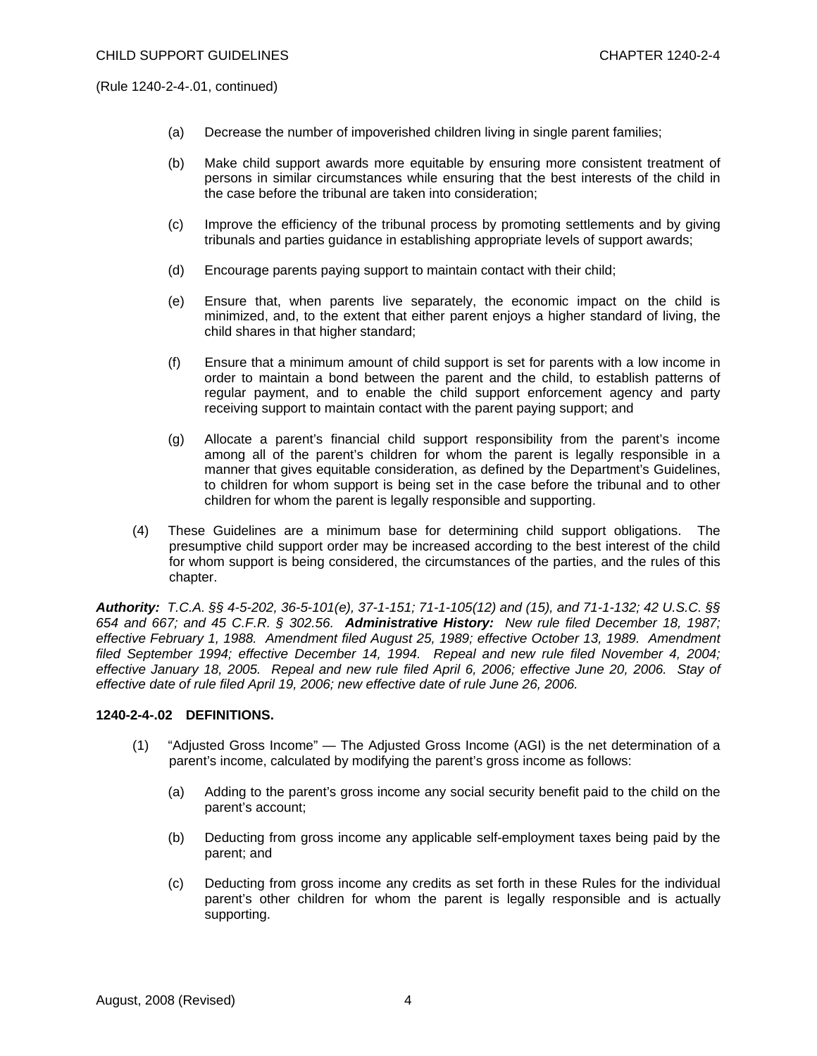(Rule 1240-2-4-.01, continued)

(a) Decrease the number of impoverished children living in single parent families;

(b) Make child support awards more equitable by ensuring more consistent treatment of persons in similar circumstances while ensuring that the best interests of the child in the case before the tribunal are taken into consideration;

(c) Improve the efficiency of the tribunal process by promoting settlements and by giving tribunals and parties guidance in establishing appropriate levels of support awards;

(d) Encourage parents paying support to maintain contact with their child;

(e) Ensure that, when parents live separately, the economic impact on the child is minimized, and, to the extent that either parent enjoys a higher standard of living, the child shares in that higher standard;

(f) Ensure that a minimum amount of child support is set for parents with a low income in order to maintain a bond between the parent and the child, to establish patterns of regular payment, and to enable the child support enforcement agency and party receiving support to maintain contact with the parent paying support; and

(g) Allocate a parent's financial child support responsibility from the parent's income among all of the parent's children for whom the parent is legally responsible in a manner that gives equitable consideration, as defined by the Department's Guidelines, to children for whom support is being set in the case before the tribunal and to other children for whom the parent is legally responsible and supporting.

(4) These Guidelines are a minimum base for determining child support obligations. The presumptive child support order may be increased according to the best interest of the child for whom support is being considered, the circumstances of the parties, and the rules of this chapter.

***Authority:*** *T.C.A. §§ 4-5-202, 36-5-101(e), 37-1-151; 71-1-105(12) and (15), and 71-1-132; 42 U.S.C. §§ 654 and 667; and 45 C.F.R. § 302.56.* ***Administrative History:*** *New rule filed December 18, 1987; effective February 1, 1988. Amendment filed August 25, 1989; effective October 13, 1989. Amendment filed September 1994; effective December 14, 1994. Repeal and new rule filed November 4, 2004; effective January 18, 2005. Repeal and new rule filed April 6, 2006; effective June 20, 2006. Stay of effective date of rule filed April 19, 2006; new effective date of rule June 26, 2006.*

**1240-2-4-.02 DEFINITIONS.**

(1) "Adjusted Gross Income" — The Adjusted Gross Income (AGI) is the net determination of a parent's income, calculated by modifying the parent's gross income as follows:

(a) Adding to the parent's gross income any social security benefit paid to the child on the parent's account;

(b) Deducting from gross income any applicable self-employment taxes being paid by the parent; and

(c) Deducting from gross income any credits as set forth in these Rules for the individual parent's other children for whom the parent is legally responsible and is actually supporting.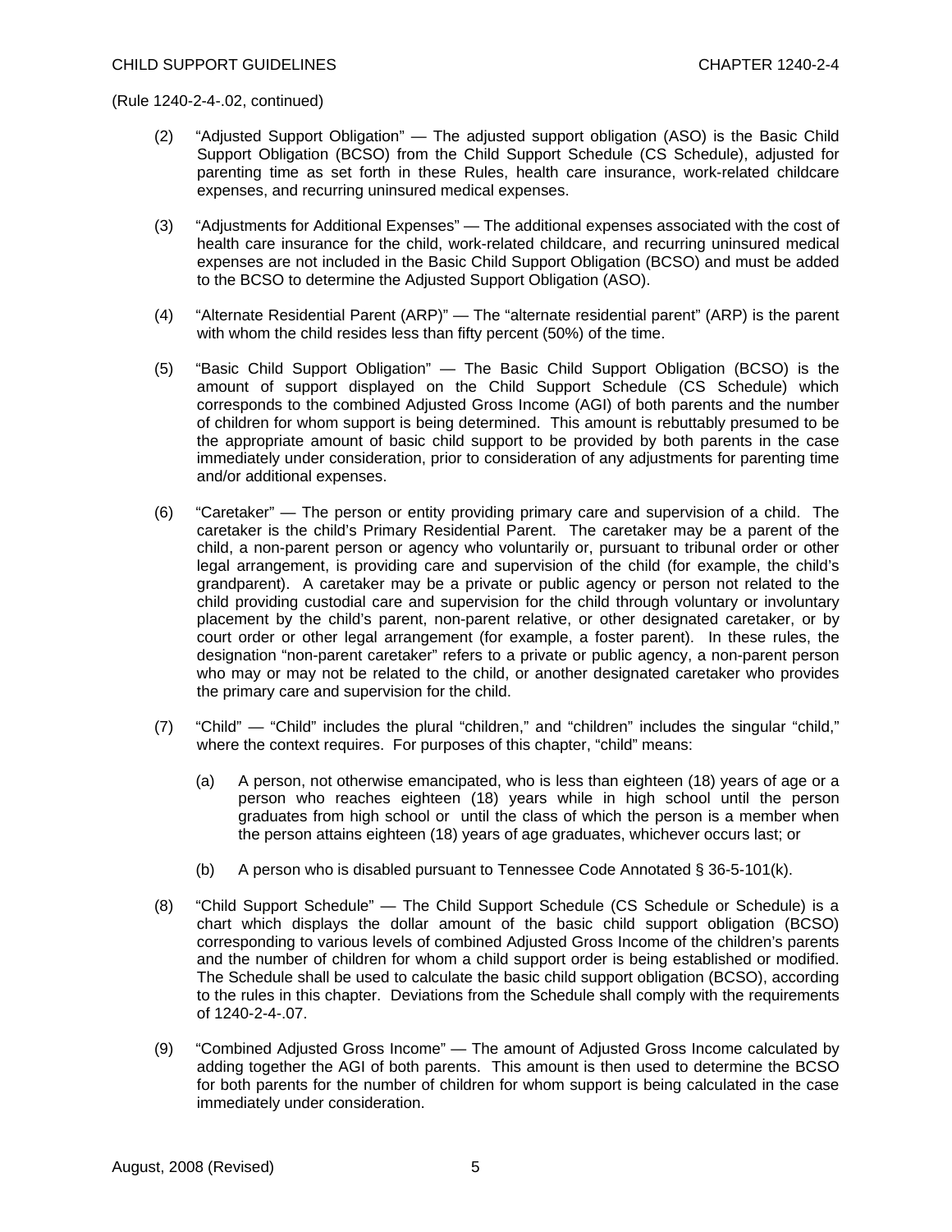(Rule 1240-2-4-.02, continued)

(2) "Adjusted Support Obligation" — The adjusted support obligation (ASO) is the Basic Child Support Obligation (BCSO) from the Child Support Schedule (CS Schedule), adjusted for parenting time as set forth in these Rules, health care insurance, work-related childcare expenses, and recurring uninsured medical expenses.

(3) "Adjustments for Additional Expenses" — The additional expenses associated with the cost of health care insurance for the child, work-related childcare, and recurring uninsured medical expenses are not included in the Basic Child Support Obligation (BCSO) and must be added to the BCSO to determine the Adjusted Support Obligation (ASO).

(4) "Alternate Residential Parent (ARP)" — The "alternate residential parent" (ARP) is the parent with whom the child resides less than fifty percent (50%) of the time.

(5) "Basic Child Support Obligation" — The Basic Child Support Obligation (BCSO) is the amount of support displayed on the Child Support Schedule (CS Schedule) which corresponds to the combined Adjusted Gross Income (AGI) of both parents and the number of children for whom support is being determined. This amount is rebuttably presumed to be the appropriate amount of basic child support to be provided by both parents in the case immediately under consideration, prior to consideration of any adjustments for parenting time and/or additional expenses.

(6) "Caretaker" — The person or entity providing primary care and supervision of a child. The caretaker is the child's Primary Residential Parent. The caretaker may be a parent of the child, a non-parent person or agency who voluntarily or, pursuant to tribunal order or other legal arrangement, is providing care and supervision of the child (for example, the child's grandparent). A caretaker may be a private or public agency or person not related to the child providing custodial care and supervision for the child through voluntary or involuntary placement by the child's parent, non-parent relative, or other designated caretaker, or by court order or other legal arrangement (for example, a foster parent). In these rules, the designation "non-parent caretaker" refers to a private or public agency, a non-parent person who may or may not be related to the child, or another designated caretaker who provides the primary care and supervision for the child.

(7) "Child" — "Child" includes the plural "children," and "children" includes the singular "child," where the context requires. For purposes of this chapter, "child" means:

(a) A person, not otherwise emancipated, who is less than eighteen (18) years of age or a person who reaches eighteen (18) years while in high school until the person graduates from high school or until the class of which the person is a member when the person attains eighteen (18) years of age graduates, whichever occurs last; or

(b) A person who is disabled pursuant to Tennessee Code Annotated § 36-5-101(k).

(8) "Child Support Schedule" — The Child Support Schedule (CS Schedule or Schedule) is a chart which displays the dollar amount of the basic child support obligation (BCSO) corresponding to various levels of combined Adjusted Gross Income of the children's parents and the number of children for whom a child support order is being established or modified. The Schedule shall be used to calculate the basic child support obligation (BCSO), according to the rules in this chapter. Deviations from the Schedule shall comply with the requirements of 1240-2-4-.07.

(9) "Combined Adjusted Gross Income" — The amount of Adjusted Gross Income calculated by adding together the AGI of both parents. This amount is then used to determine the BCSO for both parents for the number of children for whom support is being calculated in the case immediately under consideration.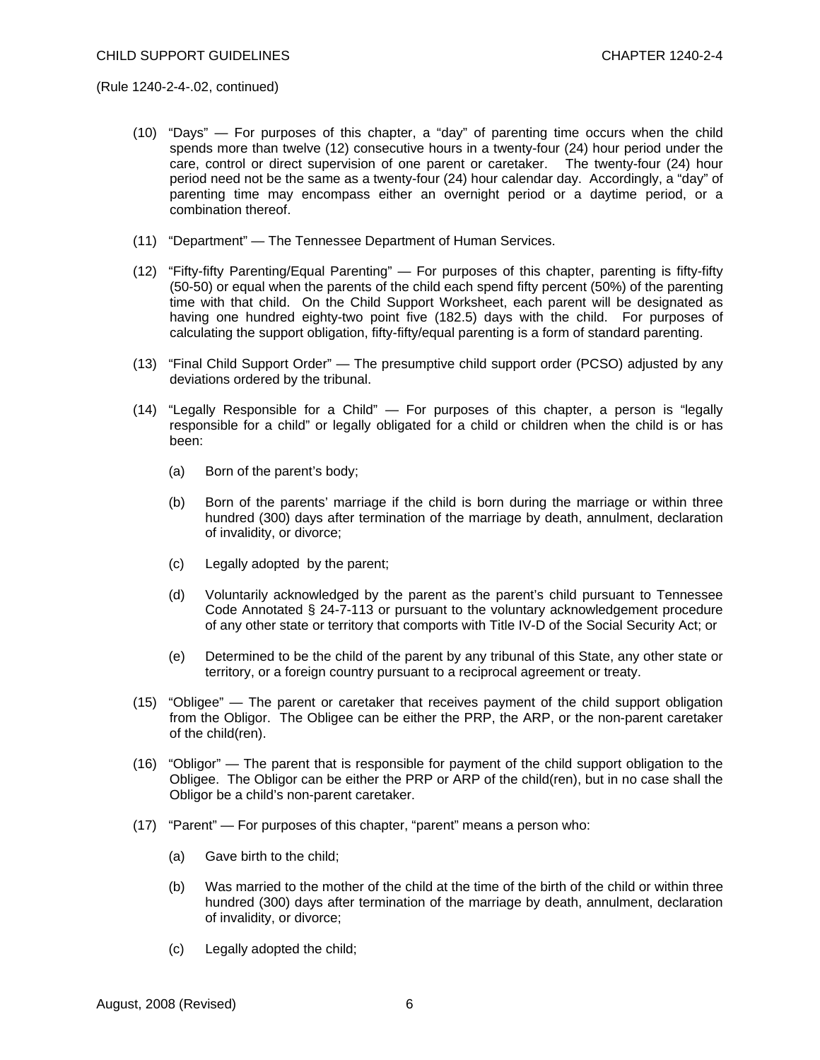(Rule 1240-2-4-.02, continued)

(10) "Days" — For purposes of this chapter, a "day" of parenting time occurs when the child spends more than twelve (12) consecutive hours in a twenty-four (24) hour period under the care, control or direct supervision of one parent or caretaker. The twenty-four (24) hour period need not be the same as a twenty-four (24) hour calendar day. Accordingly, a "day" of parenting time may encompass either an overnight period or a daytime period, or a combination thereof.

(11) "Department" — The Tennessee Department of Human Services.

(12) "Fifty-fifty Parenting/Equal Parenting" — For purposes of this chapter, parenting is fifty-fifty (50-50) or equal when the parents of the child each spend fifty percent (50%) of the parenting time with that child. On the Child Support Worksheet, each parent will be designated as having one hundred eighty-two point five (182.5) days with the child. For purposes of calculating the support obligation, fifty-fifty/equal parenting is a form of standard parenting.

(13) "Final Child Support Order" — The presumptive child support order (PCSO) adjusted by any deviations ordered by the tribunal.

(14) "Legally Responsible for a Child" — For purposes of this chapter, a person is "legally responsible for a child" or legally obligated for a child or children when the child is or has been:

(a) Born of the parent's body;

(b) Born of the parents' marriage if the child is born during the marriage or within three hundred (300) days after termination of the marriage by death, annulment, declaration of invalidity, or divorce;

(c) Legally adopted by the parent;

(d) Voluntarily acknowledged by the parent as the parent's child pursuant to Tennessee Code Annotated § 24-7-113 or pursuant to the voluntary acknowledgement procedure of any other state or territory that comports with Title IV-D of the Social Security Act; or

(e) Determined to be the child of the parent by any tribunal of this State, any other state or territory, or a foreign country pursuant to a reciprocal agreement or treaty.

(15) "Obligee" — The parent or caretaker that receives payment of the child support obligation from the Obligor. The Obligee can be either the PRP, the ARP, or the non-parent caretaker of the child(ren).

(16) "Obligor" — The parent that is responsible for payment of the child support obligation to the Obligee. The Obligor can be either the PRP or ARP of the child(ren), but in no case shall the Obligor be a child's non-parent caretaker.

(17) "Parent" — For purposes of this chapter, "parent" means a person who:

(a) Gave birth to the child;

(b) Was married to the mother of the child at the time of the birth of the child or within three hundred (300) days after termination of the marriage by death, annulment, declaration of invalidity, or divorce;

(c) Legally adopted the child;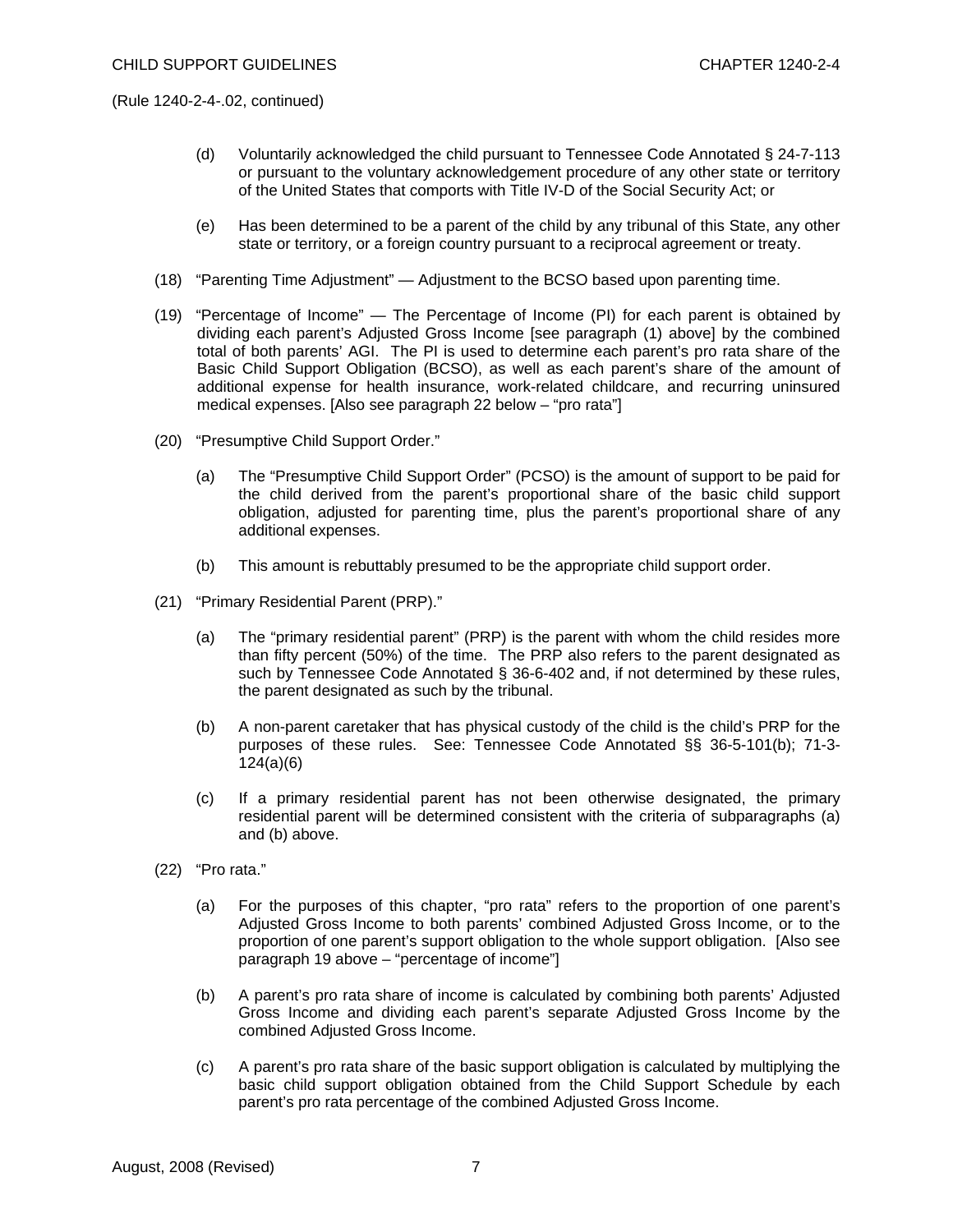(Rule 1240-2-4-.02, continued)

(d) Voluntarily acknowledged the child pursuant to Tennessee Code Annotated § 24-7-113 or pursuant to the voluntary acknowledgement procedure of any other state or territory of the United States that comports with Title IV-D of the Social Security Act; or

(e) Has been determined to be a parent of the child by any tribunal of this State, any other state or territory, or a foreign country pursuant to a reciprocal agreement or treaty.

(18) "Parenting Time Adjustment" — Adjustment to the BCSO based upon parenting time.

(19) "Percentage of Income" — The Percentage of Income (PI) for each parent is obtained by dividing each parent's Adjusted Gross Income [see paragraph (1) above] by the combined total of both parents' AGI. The PI is used to determine each parent's pro rata share of the Basic Child Support Obligation (BCSO), as well as each parent's share of the amount of additional expense for health insurance, work-related childcare, and recurring uninsured medical expenses. [Also see paragraph 22 below – "pro rata"]

(20) "Presumptive Child Support Order."

(a) The "Presumptive Child Support Order" (PCSO) is the amount of support to be paid for the child derived from the parent's proportional share of the basic child support obligation, adjusted for parenting time, plus the parent's proportional share of any additional expenses.

(b) This amount is rebuttably presumed to be the appropriate child support order.

(21) "Primary Residential Parent (PRP)."

(a) The "primary residential parent" (PRP) is the parent with whom the child resides more than fifty percent (50%) of the time. The PRP also refers to the parent designated as such by Tennessee Code Annotated § 36-6-402 and, if not determined by these rules, the parent designated as such by the tribunal.

(b) A non-parent caretaker that has physical custody of the child is the child's PRP for the purposes of these rules. See: Tennessee Code Annotated §§ 36-5-101(b); 71-3-124(a)(6)

(c) If a primary residential parent has not been otherwise designated, the primary residential parent will be determined consistent with the criteria of subparagraphs (a) and (b) above.

(22) "Pro rata."

(a) For the purposes of this chapter, "pro rata" refers to the proportion of one parent's Adjusted Gross Income to both parents' combined Adjusted Gross Income, or to the proportion of one parent's support obligation to the whole support obligation. [Also see paragraph 19 above – "percentage of income"]

(b) A parent's pro rata share of income is calculated by combining both parents' Adjusted Gross Income and dividing each parent's separate Adjusted Gross Income by the combined Adjusted Gross Income.

(c) A parent's pro rata share of the basic support obligation is calculated by multiplying the basic child support obligation obtained from the Child Support Schedule by each parent's pro rata percentage of the combined Adjusted Gross Income.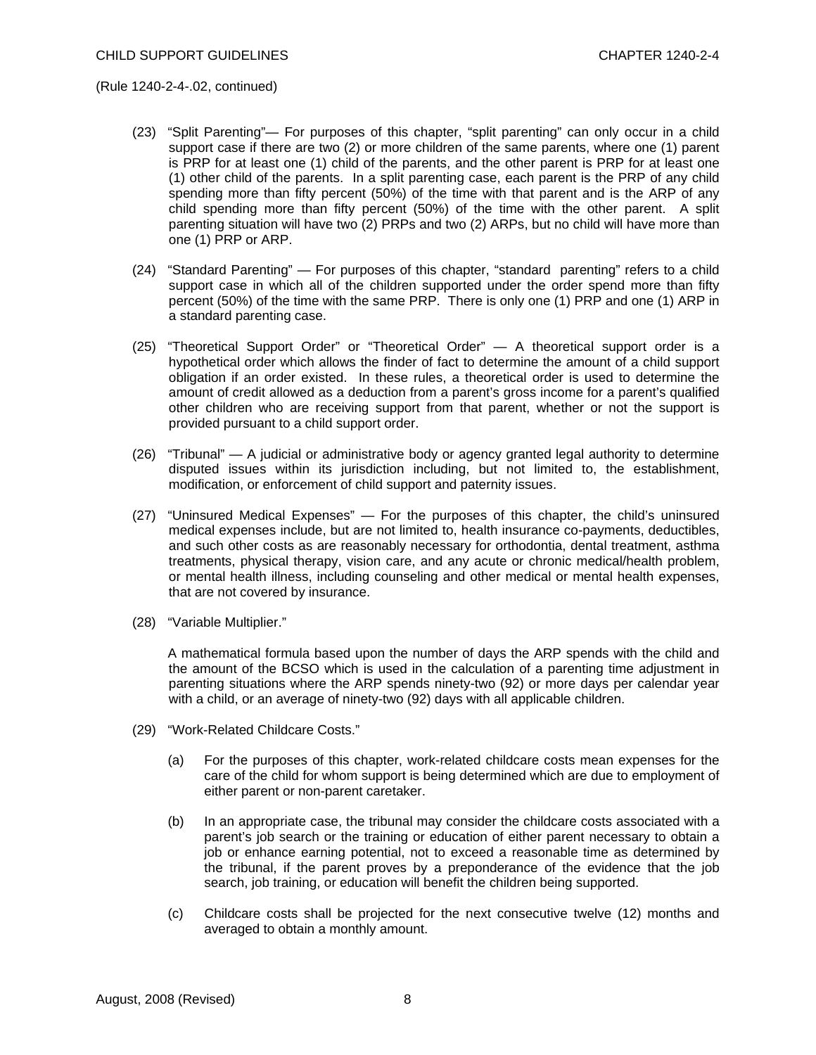(Rule 1240-2-4-.02, continued)

(23) "Split Parenting"— For purposes of this chapter, "split parenting" can only occur in a child support case if there are two (2) or more children of the same parents, where one (1) parent is PRP for at least one (1) child of the parents, and the other parent is PRP for at least one (1) other child of the parents. In a split parenting case, each parent is the PRP of any child spending more than fifty percent (50%) of the time with that parent and is the ARP of any child spending more than fifty percent (50%) of the time with the other parent. A split parenting situation will have two (2) PRPs and two (2) ARPs, but no child will have more than one (1) PRP or ARP.

(24) "Standard Parenting" — For purposes of this chapter, "standard parenting" refers to a child support case in which all of the children supported under the order spend more than fifty percent (50%) of the time with the same PRP. There is only one (1) PRP and one (1) ARP in a standard parenting case.

(25) "Theoretical Support Order" or "Theoretical Order" — A theoretical support order is a hypothetical order which allows the finder of fact to determine the amount of a child support obligation if an order existed. In these rules, a theoretical order is used to determine the amount of credit allowed as a deduction from a parent's gross income for a parent's qualified other children who are receiving support from that parent, whether or not the support is provided pursuant to a child support order.

(26) "Tribunal" — A judicial or administrative body or agency granted legal authority to determine disputed issues within its jurisdiction including, but not limited to, the establishment, modification, or enforcement of child support and paternity issues.

(27) "Uninsured Medical Expenses" — For the purposes of this chapter, the child's uninsured medical expenses include, but are not limited to, health insurance co-payments, deductibles, and such other costs as are reasonably necessary for orthodontia, dental treatment, asthma treatments, physical therapy, vision care, and any acute or chronic medical/health problem, or mental health illness, including counseling and other medical or mental health expenses, that are not covered by insurance.

(28) "Variable Multiplier."

A mathematical formula based upon the number of days the ARP spends with the child and the amount of the BCSO which is used in the calculation of a parenting time adjustment in parenting situations where the ARP spends ninety-two (92) or more days per calendar year with a child, or an average of ninety-two (92) days with all applicable children.

(29) "Work-Related Childcare Costs."

(a) For the purposes of this chapter, work-related childcare costs mean expenses for the care of the child for whom support is being determined which are due to employment of either parent or non-parent caretaker.

(b) In an appropriate case, the tribunal may consider the childcare costs associated with a parent's job search or the training or education of either parent necessary to obtain a job or enhance earning potential, not to exceed a reasonable time as determined by the tribunal, if the parent proves by a preponderance of the evidence that the job search, job training, or education will benefit the children being supported.

(c) Childcare costs shall be projected for the next consecutive twelve (12) months and averaged to obtain a monthly amount.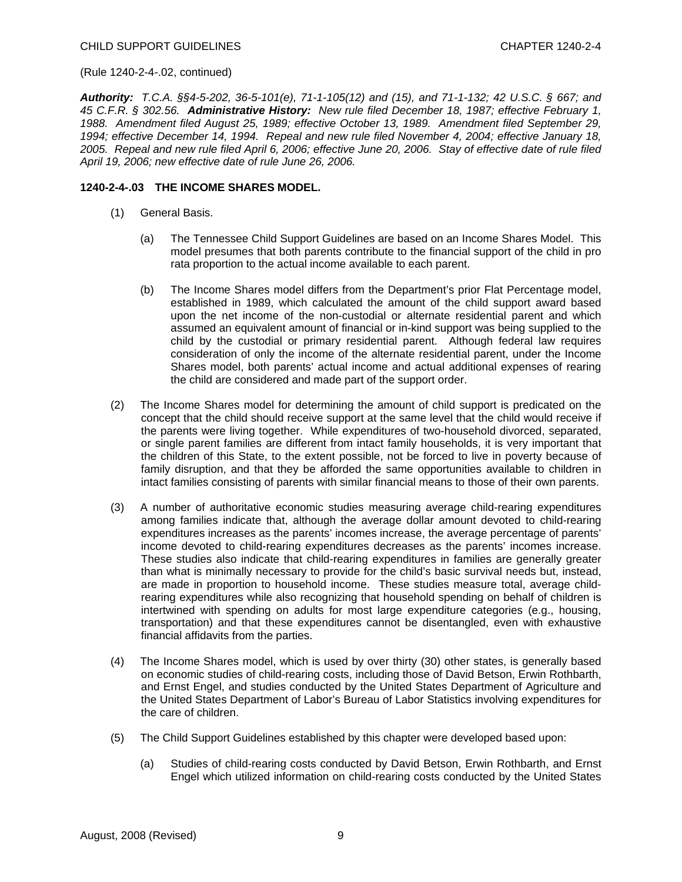(Rule 1240-2-4-.02, continued)

***Authority:*** *T.C.A. §§4-5-202, 36-5-101(e), 71-1-105(12) and (15), and 71-1-132; 42 U.S.C. § 667; and 45 C.F.R. § 302.56.* ***Administrative History:*** *New rule filed December 18, 1987; effective February 1, 1988. Amendment filed August 25, 1989; effective October 13, 1989. Amendment filed September 29, 1994; effective December 14, 1994. Repeal and new rule filed November 4, 2004; effective January 18, 2005. Repeal and new rule filed April 6, 2006; effective June 20, 2006. Stay of effective date of rule filed April 19, 2006; new effective date of rule June 26, 2006.*

**1240-2-4-.03 THE INCOME SHARES MODEL.**

(1) General Basis.

(a) The Tennessee Child Support Guidelines are based on an Income Shares Model. This model presumes that both parents contribute to the financial support of the child in pro rata proportion to the actual income available to each parent.

(b) The Income Shares model differs from the Department's prior Flat Percentage model, established in 1989, which calculated the amount of the child support award based upon the net income of the non-custodial or alternate residential parent and which assumed an equivalent amount of financial or in-kind support was being supplied to the child by the custodial or primary residential parent. Although federal law requires consideration of only the income of the alternate residential parent, under the Income Shares model, both parents' actual income and actual additional expenses of rearing the child are considered and made part of the support order.

(2) The Income Shares model for determining the amount of child support is predicated on the concept that the child should receive support at the same level that the child would receive if the parents were living together. While expenditures of two-household divorced, separated, or single parent families are different from intact family households, it is very important that the children of this State, to the extent possible, not be forced to live in poverty because of family disruption, and that they be afforded the same opportunities available to children in intact families consisting of parents with similar financial means to those of their own parents.

(3) A number of authoritative economic studies measuring average child-rearing expenditures among families indicate that, although the average dollar amount devoted to child-rearing expenditures increases as the parents' incomes increase, the average percentage of parents' income devoted to child-rearing expenditures decreases as the parents' incomes increase. These studies also indicate that child-rearing expenditures in families are generally greater than what is minimally necessary to provide for the child's basic survival needs but, instead, are made in proportion to household income. These studies measure total, average child-rearing expenditures while also recognizing that household spending on behalf of children is intertwined with spending on adults for most large expenditure categories (e.g., housing, transportation) and that these expenditures cannot be disentangled, even with exhaustive financial affidavits from the parties.

(4) The Income Shares model, which is used by over thirty (30) other states, is generally based on economic studies of child-rearing costs, including those of David Betson, Erwin Rothbarth, and Ernst Engel, and studies conducted by the United States Department of Agriculture and the United States Department of Labor's Bureau of Labor Statistics involving expenditures for the care of children.

(5) The Child Support Guidelines established by this chapter were developed based upon:

(a) Studies of child-rearing costs conducted by David Betson, Erwin Rothbarth, and Ernst Engel which utilized information on child-rearing costs conducted by the United States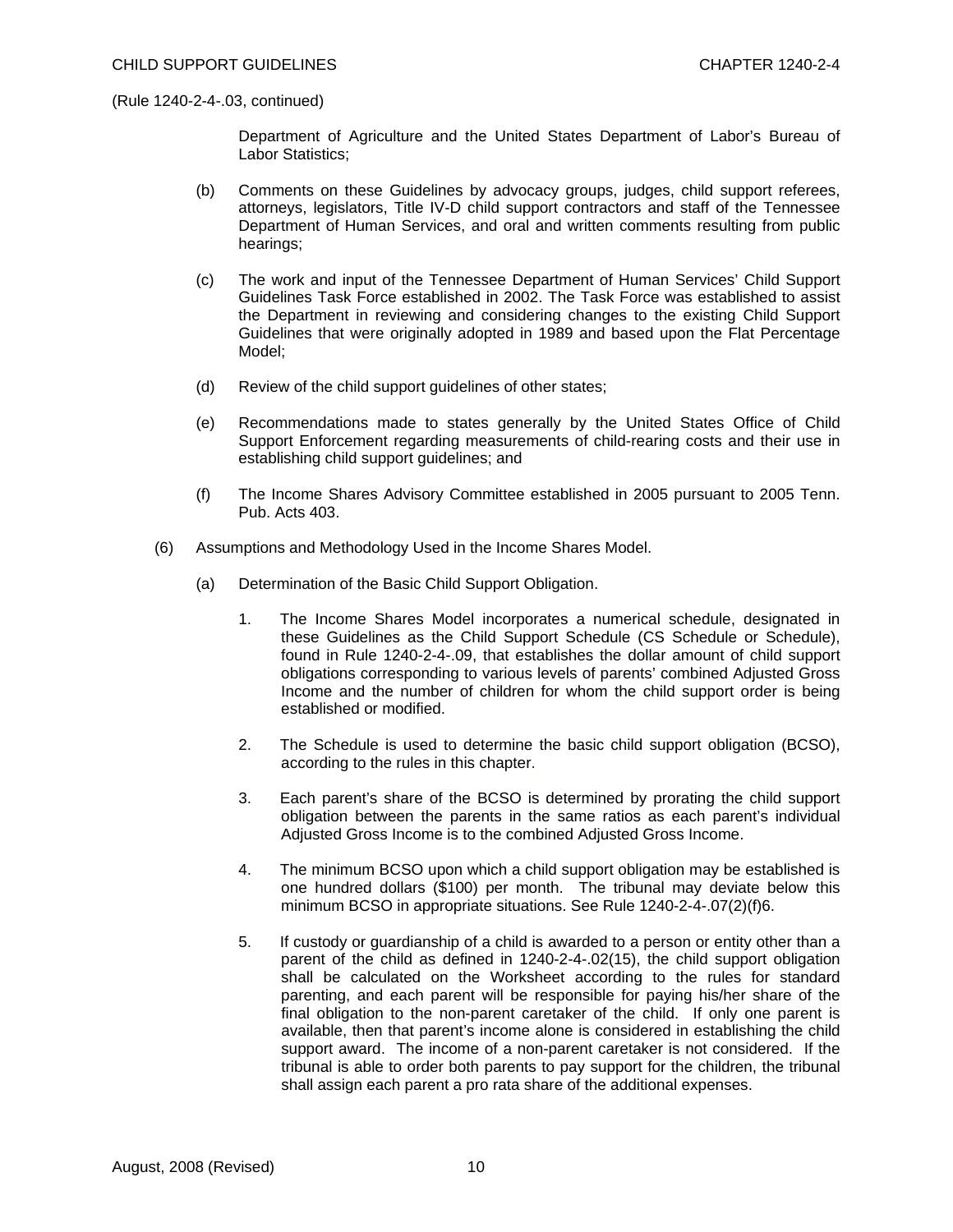(Rule 1240-2-4-.03, continued)

Department of Agriculture and the United States Department of Labor's Bureau of Labor Statistics;

(b) Comments on these Guidelines by advocacy groups, judges, child support referees, attorneys, legislators, Title IV-D child support contractors and staff of the Tennessee Department of Human Services, and oral and written comments resulting from public hearings;

(c) The work and input of the Tennessee Department of Human Services' Child Support Guidelines Task Force established in 2002. The Task Force was established to assist the Department in reviewing and considering changes to the existing Child Support Guidelines that were originally adopted in 1989 and based upon the Flat Percentage Model;

(d) Review of the child support guidelines of other states;

(e) Recommendations made to states generally by the United States Office of Child Support Enforcement regarding measurements of child-rearing costs and their use in establishing child support guidelines; and

(f) The Income Shares Advisory Committee established in 2005 pursuant to 2005 Tenn. Pub. Acts 403.

(6) Assumptions and Methodology Used in the Income Shares Model.

(a) Determination of the Basic Child Support Obligation.

1. The Income Shares Model incorporates a numerical schedule, designated in these Guidelines as the Child Support Schedule (CS Schedule or Schedule), found in Rule 1240-2-4-.09, that establishes the dollar amount of child support obligations corresponding to various levels of parents' combined Adjusted Gross Income and the number of children for whom the child support order is being established or modified.

2. The Schedule is used to determine the basic child support obligation (BCSO), according to the rules in this chapter.

3. Each parent's share of the BCSO is determined by prorating the child support obligation between the parents in the same ratios as each parent's individual Adjusted Gross Income is to the combined Adjusted Gross Income.

4. The minimum BCSO upon which a child support obligation may be established is one hundred dollars ($100) per month. The tribunal may deviate below this minimum BCSO in appropriate situations. See Rule 1240-2-4-.07(2)(f)6.

5. If custody or guardianship of a child is awarded to a person or entity other than a parent of the child as defined in 1240-2-4-.02(15), the child support obligation shall be calculated on the Worksheet according to the rules for standard parenting, and each parent will be responsible for paying his/her share of the final obligation to the non-parent caretaker of the child. If only one parent is available, then that parent's income alone is considered in establishing the child support award. The income of a non-parent caretaker is not considered. If the tribunal is able to order both parents to pay support for the children, the tribunal shall assign each parent a pro rata share of the additional expenses.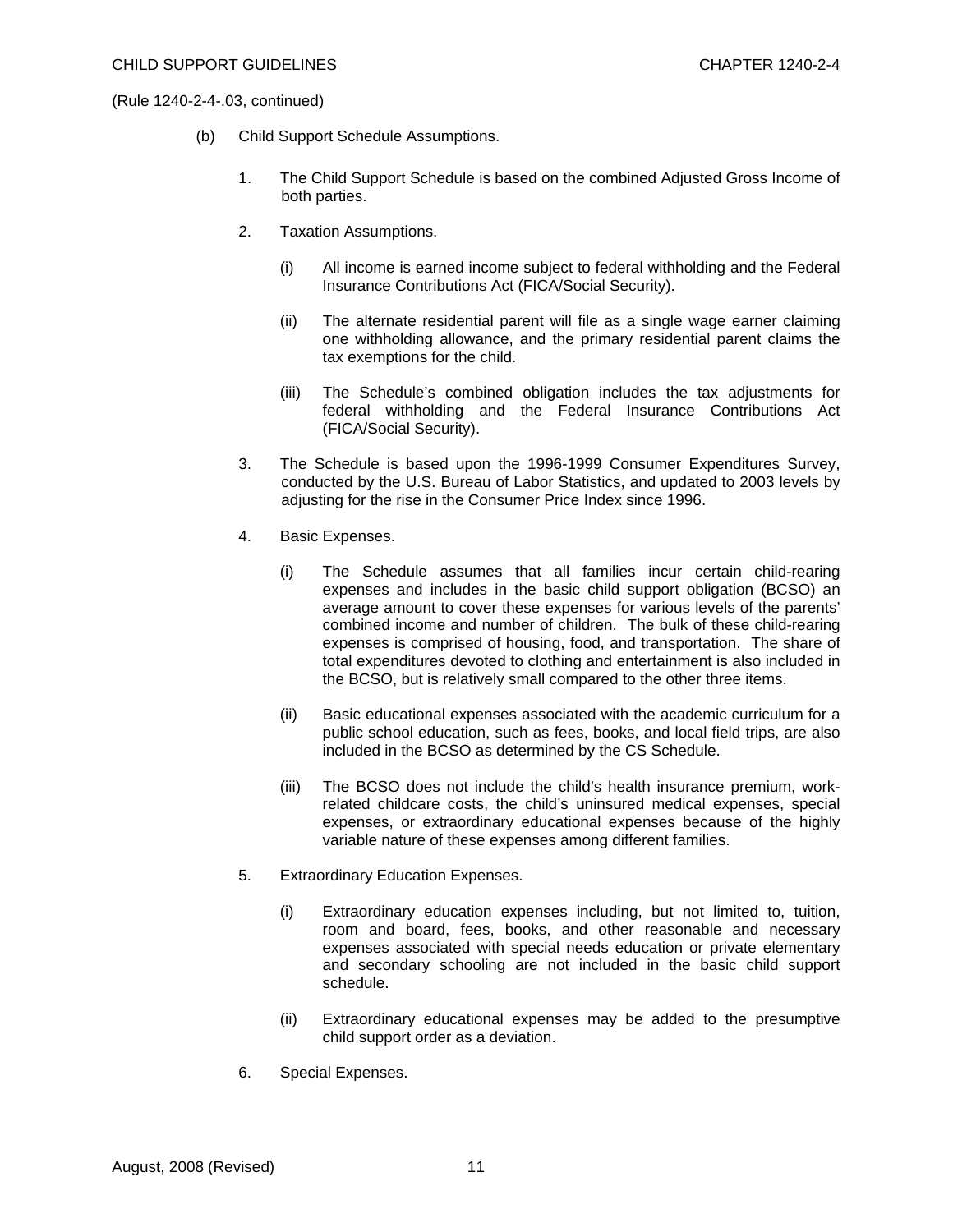(Rule 1240-2-4-.03, continued)

(b) Child Support Schedule Assumptions.

1. The Child Support Schedule is based on the combined Adjusted Gross Income of both parties.

2. Taxation Assumptions.

   (i) All income is earned income subject to federal withholding and the Federal Insurance Contributions Act (FICA/Social Security).

   (ii) The alternate residential parent will file as a single wage earner claiming one withholding allowance, and the primary residential parent claims the tax exemptions for the child.

   (iii) The Schedule's combined obligation includes the tax adjustments for federal withholding and the Federal Insurance Contributions Act (FICA/Social Security).

3. The Schedule is based upon the 1996-1999 Consumer Expenditures Survey, conducted by the U.S. Bureau of Labor Statistics, and updated to 2003 levels by adjusting for the rise in the Consumer Price Index since 1996.

4. Basic Expenses.

   (i) The Schedule assumes that all families incur certain child-rearing expenses and includes in the basic child support obligation (BCSO) an average amount to cover these expenses for various levels of the parents' combined income and number of children. The bulk of these child-rearing expenses is comprised of housing, food, and transportation. The share of total expenditures devoted to clothing and entertainment is also included in the BCSO, but is relatively small compared to the other three items.

   (ii) Basic educational expenses associated with the academic curriculum for a public school education, such as fees, books, and local field trips, are also included in the BCSO as determined by the CS Schedule.

   (iii) The BCSO does not include the child's health insurance premium, work-related childcare costs, the child's uninsured medical expenses, special expenses, or extraordinary educational expenses because of the highly variable nature of these expenses among different families.

5. Extraordinary Education Expenses.

   (i) Extraordinary education expenses including, but not limited to, tuition, room and board, fees, books, and other reasonable and necessary expenses associated with special needs education or private elementary and secondary schooling are not included in the basic child support schedule.

   (ii) Extraordinary educational expenses may be added to the presumptive child support order as a deviation.

6. Special Expenses.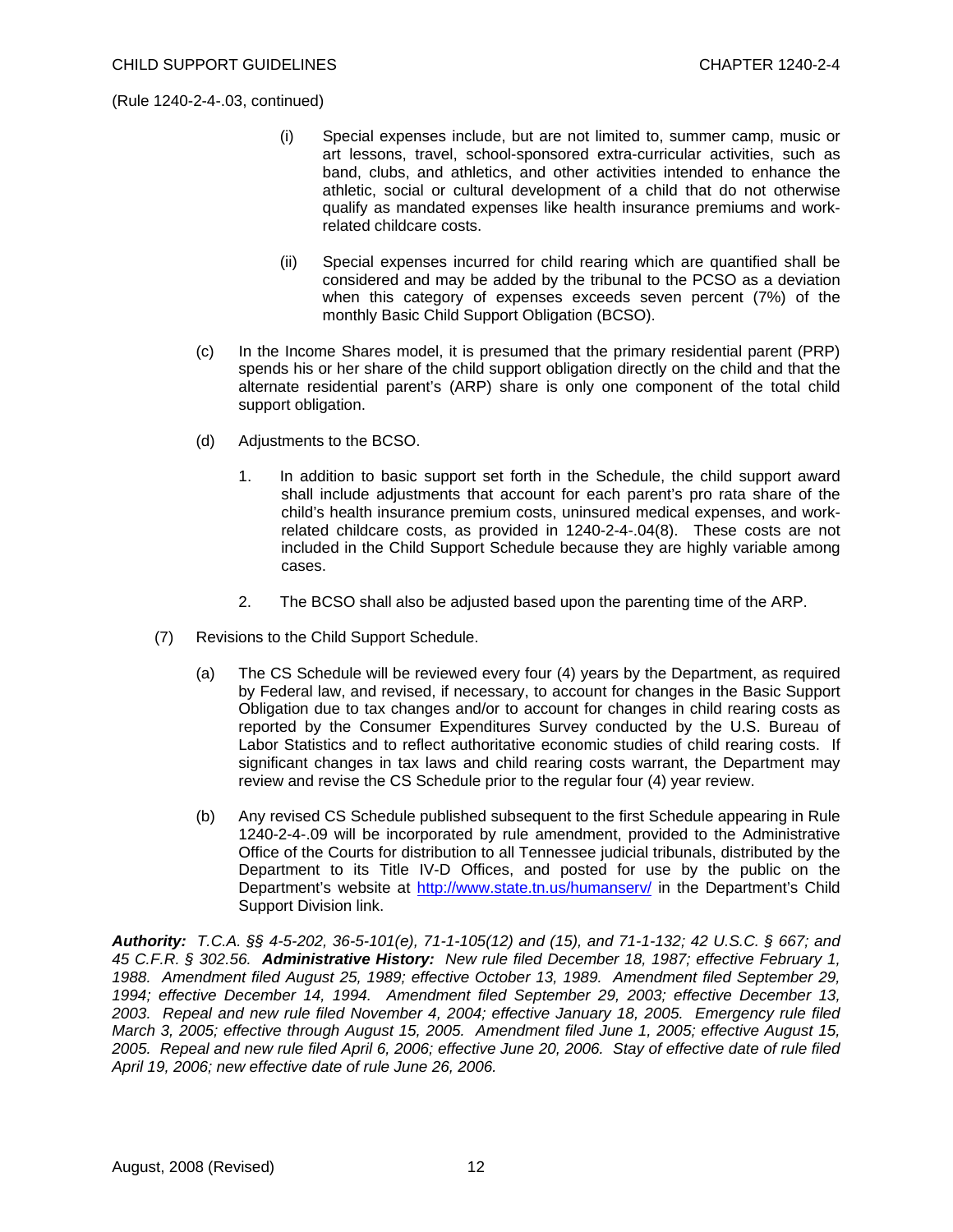(Rule 1240-2-4-.03, continued)

(i) Special expenses include, but are not limited to, summer camp, music or art lessons, travel, school-sponsored extra-curricular activities, such as band, clubs, and athletics, and other activities intended to enhance the athletic, social or cultural development of a child that do not otherwise qualify as mandated expenses like health insurance premiums and work-related childcare costs.

(ii) Special expenses incurred for child rearing which are quantified shall be considered and may be added by the tribunal to the PCSO as a deviation when this category of expenses exceeds seven percent (7%) of the monthly Basic Child Support Obligation (BCSO).

(c) In the Income Shares model, it is presumed that the primary residential parent (PRP) spends his or her share of the child support obligation directly on the child and that the alternate residential parent's (ARP) share is only one component of the total child support obligation.

(d) Adjustments to the BCSO.

1. In addition to basic support set forth in the Schedule, the child support award shall include adjustments that account for each parent's pro rata share of the child's health insurance premium costs, uninsured medical expenses, and work-related childcare costs, as provided in 1240-2-4-.04(8). These costs are not included in the Child Support Schedule because they are highly variable among cases.

2. The BCSO shall also be adjusted based upon the parenting time of the ARP.

(7) Revisions to the Child Support Schedule.

(a) The CS Schedule will be reviewed every four (4) years by the Department, as required by Federal law, and revised, if necessary, to account for changes in the Basic Support Obligation due to tax changes and/or to account for changes in child rearing costs as reported by the Consumer Expenditures Survey conducted by the U.S. Bureau of Labor Statistics and to reflect authoritative economic studies of child rearing costs. If significant changes in tax laws and child rearing costs warrant, the Department may review and revise the CS Schedule prior to the regular four (4) year review.

(b) Any revised CS Schedule published subsequent to the first Schedule appearing in Rule 1240-2-4-.09 will be incorporated by rule amendment, provided to the Administrative Office of the Courts for distribution to all Tennessee judicial tribunals, distributed by the Department to its Title IV-D Offices, and posted for use by the public on the Department's website at http://www.state.tn.us/humanserv/ in the Department's Child Support Division link.

***Authority:*** *T.C.A. §§ 4-5-202, 36-5-101(e), 71-1-105(12) and (15), and 71-1-132; 42 U.S.C. § 667; and 45 C.F.R. § 302.56.* ***Administrative History:*** *New rule filed December 18, 1987; effective February 1, 1988. Amendment filed August 25, 1989; effective October 13, 1989. Amendment filed September 29, 1994; effective December 14, 1994. Amendment filed September 29, 2003; effective December 13, 2003. Repeal and new rule filed November 4, 2004; effective January 18, 2005. Emergency rule filed March 3, 2005; effective through August 15, 2005. Amendment filed June 1, 2005; effective August 15, 2005. Repeal and new rule filed April 6, 2006; effective June 20, 2006. Stay of effective date of rule filed April 19, 2006; new effective date of rule June 26, 2006.*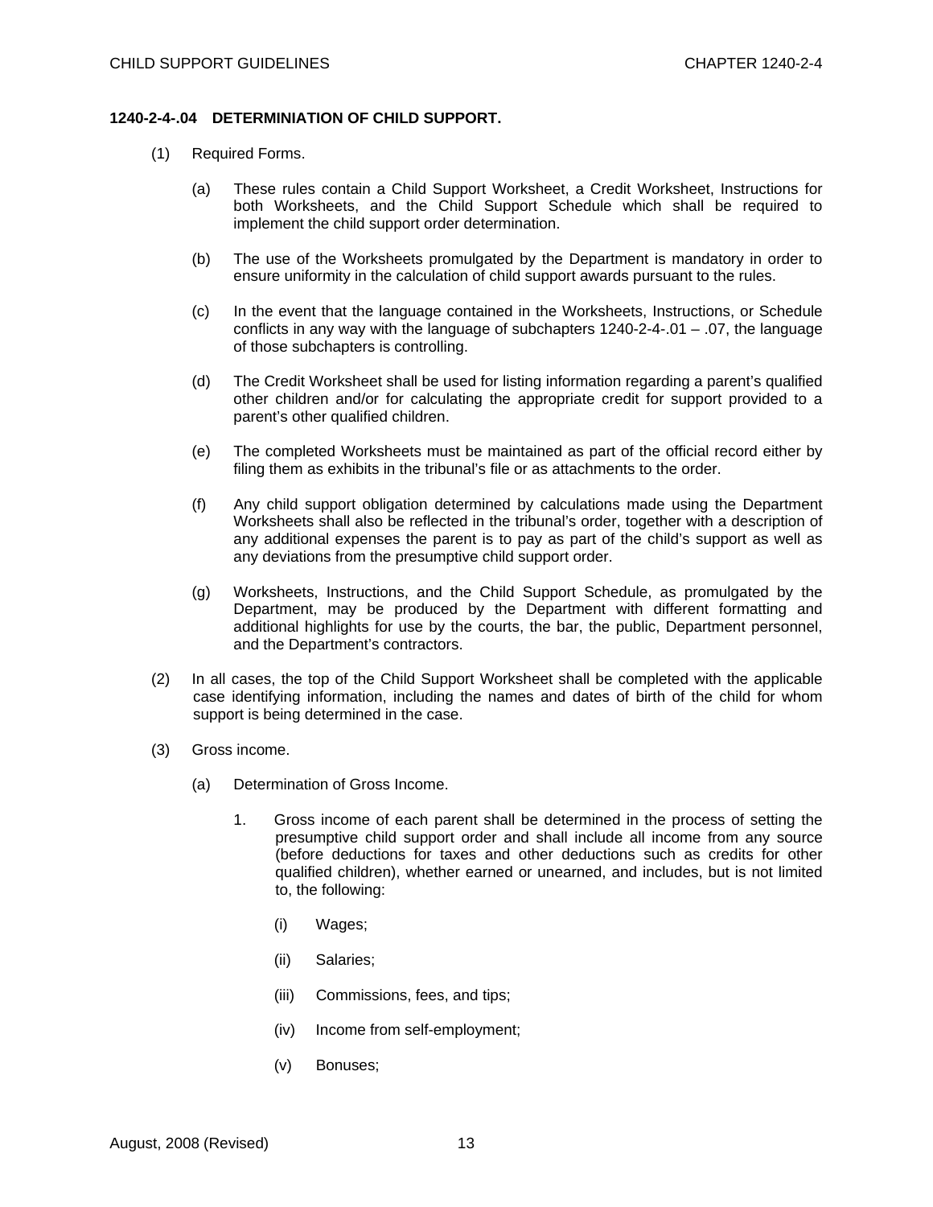**1240-2-4-.04 DETERMINIATION OF CHILD SUPPORT.**

(1) Required Forms.

(a) These rules contain a Child Support Worksheet, a Credit Worksheet, Instructions for both Worksheets, and the Child Support Schedule which shall be required to implement the child support order determination.

(b) The use of the Worksheets promulgated by the Department is mandatory in order to ensure uniformity in the calculation of child support awards pursuant to the rules.

(c) In the event that the language contained in the Worksheets, Instructions, or Schedule conflicts in any way with the language of subchapters 1240-2-4-.01 – .07, the language of those subchapters is controlling.

(d) The Credit Worksheet shall be used for listing information regarding a parent's qualified other children and/or for calculating the appropriate credit for support provided to a parent's other qualified children.

(e) The completed Worksheets must be maintained as part of the official record either by filing them as exhibits in the tribunal's file or as attachments to the order.

(f) Any child support obligation determined by calculations made using the Department Worksheets shall also be reflected in the tribunal's order, together with a description of any additional expenses the parent is to pay as part of the child's support as well as any deviations from the presumptive child support order.

(g) Worksheets, Instructions, and the Child Support Schedule, as promulgated by the Department, may be produced by the Department with different formatting and additional highlights for use by the courts, the bar, the public, Department personnel, and the Department's contractors.

(2) In all cases, the top of the Child Support Worksheet shall be completed with the applicable case identifying information, including the names and dates of birth of the child for whom support is being determined in the case.

(3) Gross income.

(a) Determination of Gross Income.

1. Gross income of each parent shall be determined in the process of setting the presumptive child support order and shall include all income from any source (before deductions for taxes and other deductions such as credits for other qualified children), whether earned or unearned, and includes, but is not limited to, the following:

(i) Wages;

(ii) Salaries;

(iii) Commissions, fees, and tips;

(iv) Income from self-employment;

(v) Bonuses;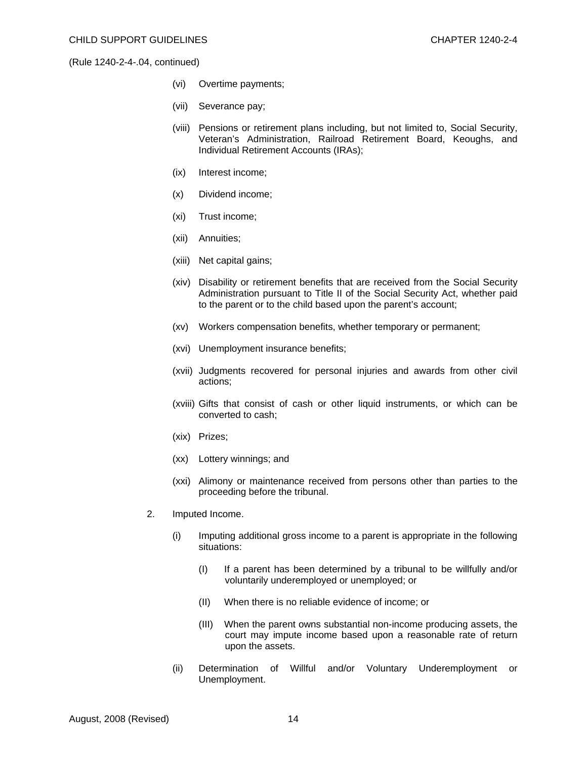(Rule 1240-2-4-.04, continued)

(vi) Overtime payments;

(vii) Severance pay;

(viii) Pensions or retirement plans including, but not limited to, Social Security, Veteran's Administration, Railroad Retirement Board, Keoughs, and Individual Retirement Accounts (IRAs);

(ix) Interest income;

(x) Dividend income;

(xi) Trust income;

(xii) Annuities;

(xiii) Net capital gains;

(xiv) Disability or retirement benefits that are received from the Social Security Administration pursuant to Title II of the Social Security Act, whether paid to the parent or to the child based upon the parent's account;

(xv) Workers compensation benefits, whether temporary or permanent;

(xvi) Unemployment insurance benefits;

(xvii) Judgments recovered for personal injuries and awards from other civil actions;

(xviii) Gifts that consist of cash or other liquid instruments, or which can be converted to cash;

(xix) Prizes;

(xx) Lottery winnings; and

(xxi) Alimony or maintenance received from persons other than parties to the proceeding before the tribunal.

2. Imputed Income.

(i) Imputing additional gross income to a parent is appropriate in the following situations:

(I) If a parent has been determined by a tribunal to be willfully and/or voluntarily underemployed or unemployed; or

(II) When there is no reliable evidence of income; or

(III) When the parent owns substantial non-income producing assets, the court may impute income based upon a reasonable rate of return upon the assets.

(ii) Determination of Willful and/or Voluntary Underemployment or Unemployment.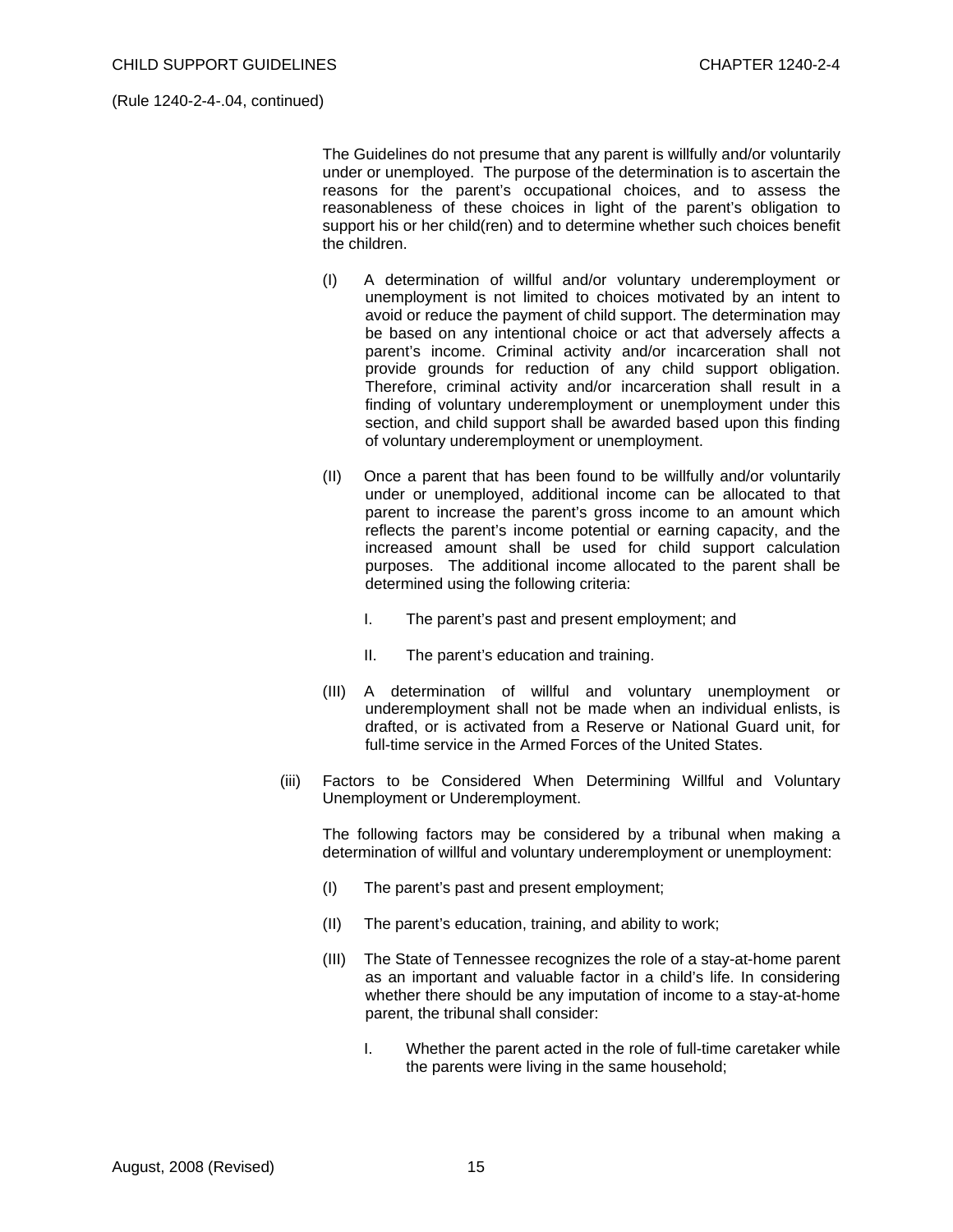(Rule 1240-2-4-.04, continued)

The Guidelines do not presume that any parent is willfully and/or voluntarily under or unemployed. The purpose of the determination is to ascertain the reasons for the parent's occupational choices, and to assess the reasonableness of these choices in light of the parent's obligation to support his or her child(ren) and to determine whether such choices benefit the children.

(I) A determination of willful and/or voluntary underemployment or unemployment is not limited to choices motivated by an intent to avoid or reduce the payment of child support. The determination may be based on any intentional choice or act that adversely affects a parent's income. Criminal activity and/or incarceration shall not provide grounds for reduction of any child support obligation. Therefore, criminal activity and/or incarceration shall result in a finding of voluntary underemployment or unemployment under this section, and child support shall be awarded based upon this finding of voluntary underemployment or unemployment.

(II) Once a parent that has been found to be willfully and/or voluntarily under or unemployed, additional income can be allocated to that parent to increase the parent's gross income to an amount which reflects the parent's income potential or earning capacity, and the increased amount shall be used for child support calculation purposes. The additional income allocated to the parent shall be determined using the following criteria:

I. The parent's past and present employment; and

II. The parent's education and training.

(III) A determination of willful and voluntary unemployment or underemployment shall not be made when an individual enlists, is drafted, or is activated from a Reserve or National Guard unit, for full-time service in the Armed Forces of the United States.

(iii) Factors to be Considered When Determining Willful and Voluntary Unemployment or Underemployment.

The following factors may be considered by a tribunal when making a determination of willful and voluntary underemployment or unemployment:

(I) The parent's past and present employment;

(II) The parent's education, training, and ability to work;

(III) The State of Tennessee recognizes the role of a stay-at-home parent as an important and valuable factor in a child's life. In considering whether there should be any imputation of income to a stay-at-home parent, the tribunal shall consider:

I. Whether the parent acted in the role of full-time caretaker while the parents were living in the same household;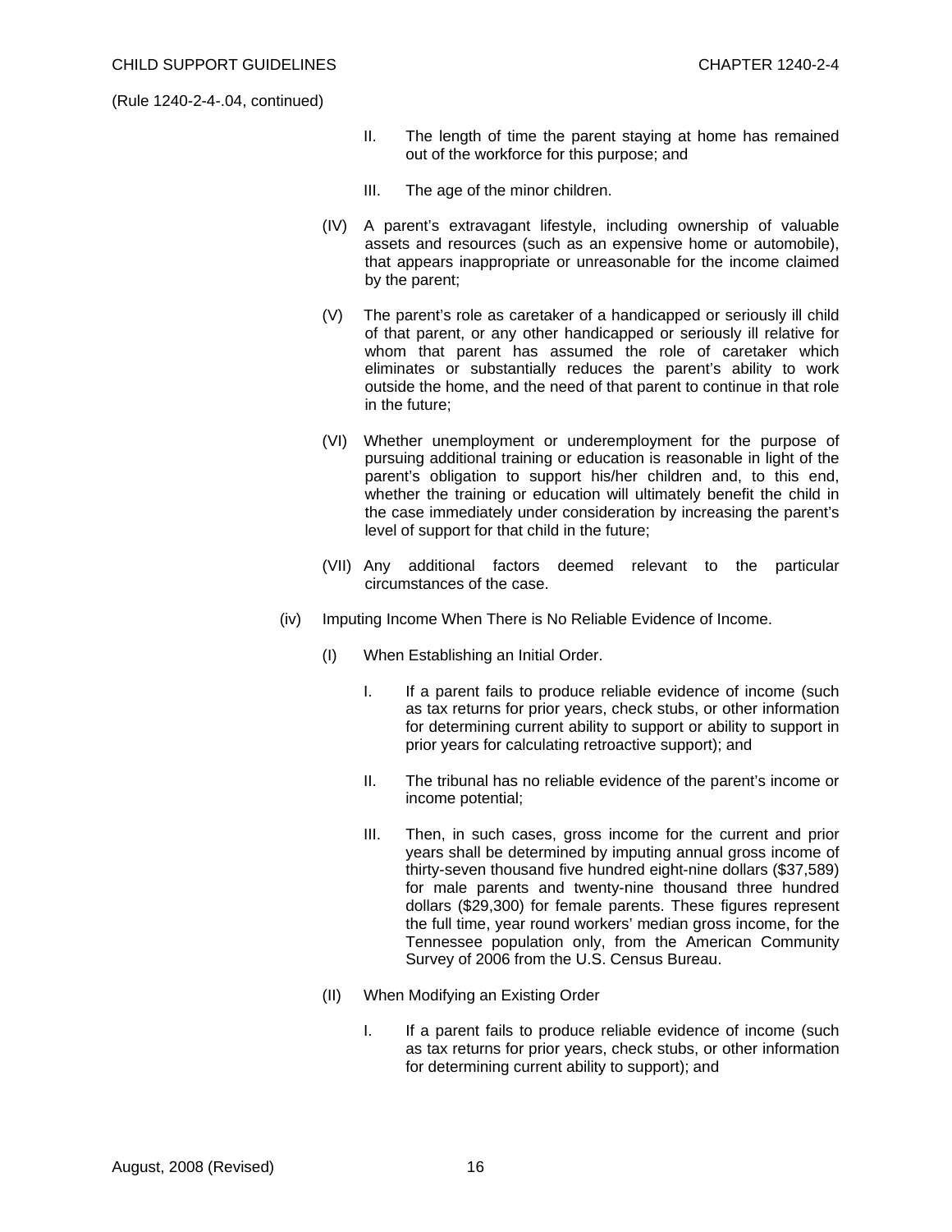(Rule 1240-2-4-.04, continued)

II. The length of time the parent staying at home has remained out of the workforce for this purpose; and

III. The age of the minor children.

(IV) A parent's extravagant lifestyle, including ownership of valuable assets and resources (such as an expensive home or automobile), that appears inappropriate or unreasonable for the income claimed by the parent;

(V) The parent's role as caretaker of a handicapped or seriously ill child of that parent, or any other handicapped or seriously ill relative for whom that parent has assumed the role of caretaker which eliminates or substantially reduces the parent's ability to work outside the home, and the need of that parent to continue in that role in the future;

(VI) Whether unemployment or underemployment for the purpose of pursuing additional training or education is reasonable in light of the parent's obligation to support his/her children and, to this end, whether the training or education will ultimately benefit the child in the case immediately under consideration by increasing the parent's level of support for that child in the future;

(VII) Any additional factors deemed relevant to the particular circumstances of the case.

(iv) Imputing Income When There is No Reliable Evidence of Income.

(I) When Establishing an Initial Order.

I. If a parent fails to produce reliable evidence of income (such as tax returns for prior years, check stubs, or other information for determining current ability to support or ability to support in prior years for calculating retroactive support); and

II. The tribunal has no reliable evidence of the parent's income or income potential;

III. Then, in such cases, gross income for the current and prior years shall be determined by imputing annual gross income of thirty-seven thousand five hundred eight-nine dollars ($37,589) for male parents and twenty-nine thousand three hundred dollars ($29,300) for female parents. These figures represent the full time, year round workers' median gross income, for the Tennessee population only, from the American Community Survey of 2006 from the U.S. Census Bureau.

(II) When Modifying an Existing Order

I. If a parent fails to produce reliable evidence of income (such as tax returns for prior years, check stubs, or other information for determining current ability to support); and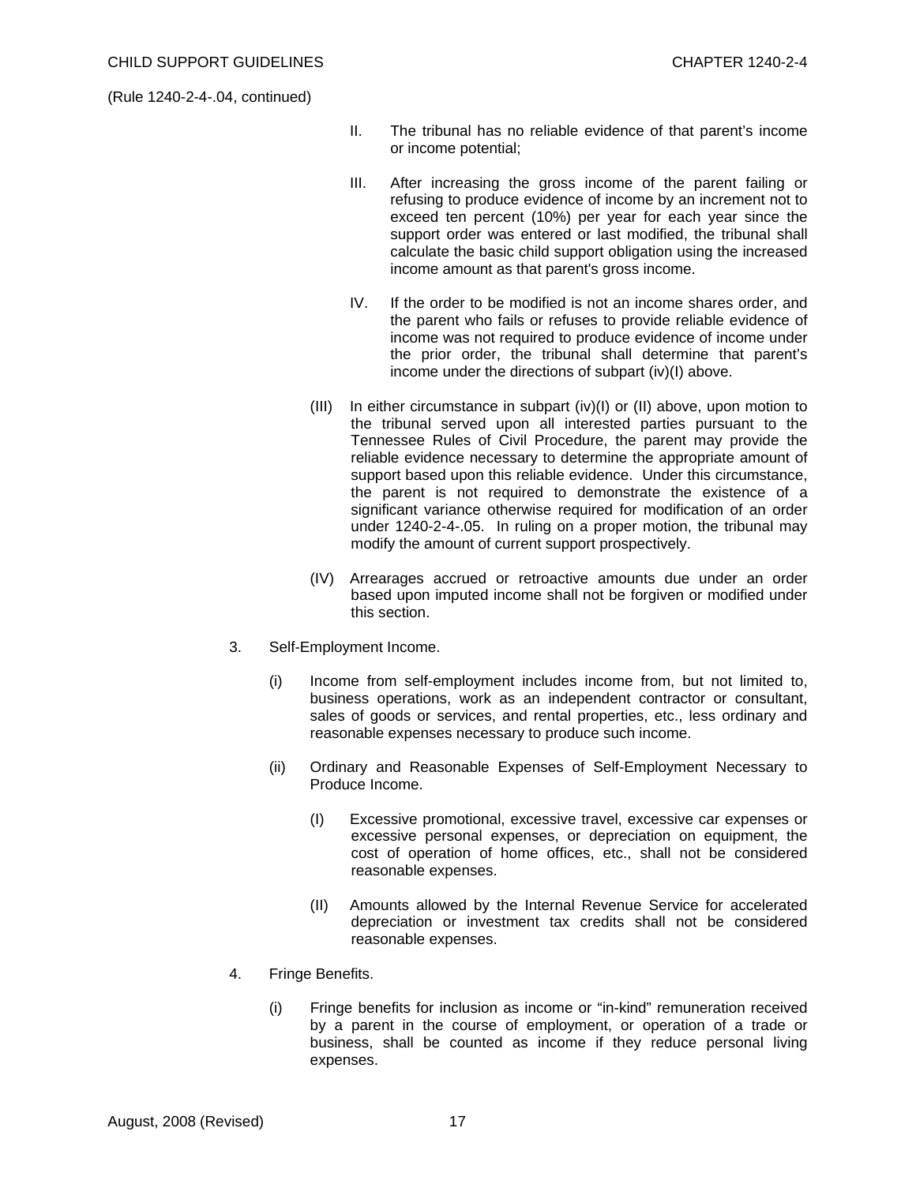(Rule 1240-2-4-.04, continued)

II. The tribunal has no reliable evidence of that parent's income or income potential;

III. After increasing the gross income of the parent failing or refusing to produce evidence of income by an increment not to exceed ten percent (10%) per year for each year since the support order was entered or last modified, the tribunal shall calculate the basic child support obligation using the increased income amount as that parent's gross income.

IV. If the order to be modified is not an income shares order, and the parent who fails or refuses to provide reliable evidence of income was not required to produce evidence of income under the prior order, the tribunal shall determine that parent's income under the directions of subpart (iv)(I) above.

(III) In either circumstance in subpart (iv)(I) or (II) above, upon motion to the tribunal served upon all interested parties pursuant to the Tennessee Rules of Civil Procedure, the parent may provide the reliable evidence necessary to determine the appropriate amount of support based upon this reliable evidence. Under this circumstance, the parent is not required to demonstrate the existence of a significant variance otherwise required for modification of an order under 1240-2-4-.05. In ruling on a proper motion, the tribunal may modify the amount of current support prospectively.

(IV) Arrearages accrued or retroactive amounts due under an order based upon imputed income shall not be forgiven or modified under this section.

3. Self-Employment Income.

(i) Income from self-employment includes income from, but not limited to, business operations, work as an independent contractor or consultant, sales of goods or services, and rental properties, etc., less ordinary and reasonable expenses necessary to produce such income.

(ii) Ordinary and Reasonable Expenses of Self-Employment Necessary to Produce Income.

(I) Excessive promotional, excessive travel, excessive car expenses or excessive personal expenses, or depreciation on equipment, the cost of operation of home offices, etc., shall not be considered reasonable expenses.

(II) Amounts allowed by the Internal Revenue Service for accelerated depreciation or investment tax credits shall not be considered reasonable expenses.

4. Fringe Benefits.

(i) Fringe benefits for inclusion as income or "in-kind" remuneration received by a parent in the course of employment, or operation of a trade or business, shall be counted as income if they reduce personal living expenses.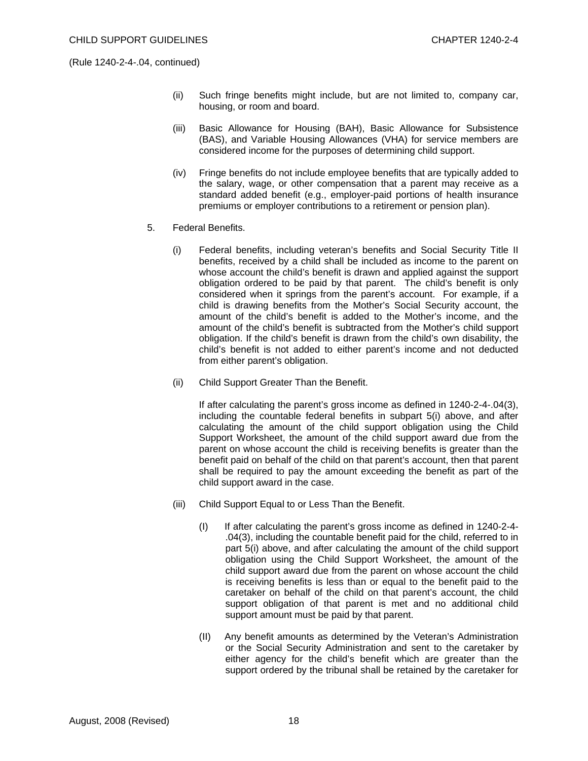(Rule 1240-2-4-.04, continued)

(ii) Such fringe benefits might include, but are not limited to, company car, housing, or room and board.

(iii) Basic Allowance for Housing (BAH), Basic Allowance for Subsistence (BAS), and Variable Housing Allowances (VHA) for service members are considered income for the purposes of determining child support.

(iv) Fringe benefits do not include employee benefits that are typically added to the salary, wage, or other compensation that a parent may receive as a standard added benefit (e.g., employer-paid portions of health insurance premiums or employer contributions to a retirement or pension plan).

5. Federal Benefits.

(i) Federal benefits, including veteran's benefits and Social Security Title II benefits, received by a child shall be included as income to the parent on whose account the child's benefit is drawn and applied against the support obligation ordered to be paid by that parent. The child's benefit is only considered when it springs from the parent's account. For example, if a child is drawing benefits from the Mother's Social Security account, the amount of the child's benefit is added to the Mother's income, and the amount of the child's benefit is subtracted from the Mother's child support obligation. If the child's benefit is drawn from the child's own disability, the child's benefit is not added to either parent's income and not deducted from either parent's obligation.

(ii) Child Support Greater Than the Benefit.

If after calculating the parent's gross income as defined in 1240-2-4-.04(3), including the countable federal benefits in subpart 5(i) above, and after calculating the amount of the child support obligation using the Child Support Worksheet, the amount of the child support award due from the parent on whose account the child is receiving benefits is greater than the benefit paid on behalf of the child on that parent's account, then that parent shall be required to pay the amount exceeding the benefit as part of the child support award in the case.

(iii) Child Support Equal to or Less Than the Benefit.

(I) If after calculating the parent's gross income as defined in 1240-2-4-.04(3), including the countable benefit paid for the child, referred to in part 5(i) above, and after calculating the amount of the child support obligation using the Child Support Worksheet, the amount of the child support award due from the parent on whose account the child is receiving benefits is less than or equal to the benefit paid to the caretaker on behalf of the child on that parent's account, the child support obligation of that parent is met and no additional child support amount must be paid by that parent.

(II) Any benefit amounts as determined by the Veteran's Administration or the Social Security Administration and sent to the caretaker by either agency for the child's benefit which are greater than the support ordered by the tribunal shall be retained by the caretaker for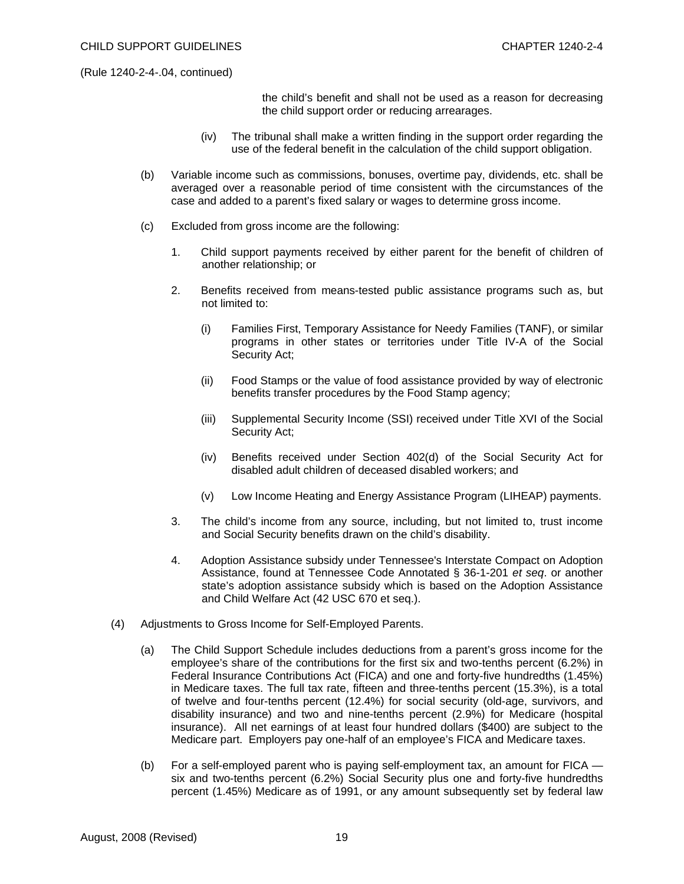(Rule 1240-2-4-.04, continued)

the child's benefit and shall not be used as a reason for decreasing the child support order or reducing arrearages.

(iv) The tribunal shall make a written finding in the support order regarding the use of the federal benefit in the calculation of the child support obligation.

(b) Variable income such as commissions, bonuses, overtime pay, dividends, etc. shall be averaged over a reasonable period of time consistent with the circumstances of the case and added to a parent's fixed salary or wages to determine gross income.

(c) Excluded from gross income are the following:

1. Child support payments received by either parent for the benefit of children of another relationship; or

2. Benefits received from means-tested public assistance programs such as, but not limited to:

(i) Families First, Temporary Assistance for Needy Families (TANF), or similar programs in other states or territories under Title IV-A of the Social Security Act;

(ii) Food Stamps or the value of food assistance provided by way of electronic benefits transfer procedures by the Food Stamp agency;

(iii) Supplemental Security Income (SSI) received under Title XVI of the Social Security Act;

(iv) Benefits received under Section 402(d) of the Social Security Act for disabled adult children of deceased disabled workers; and

(v) Low Income Heating and Energy Assistance Program (LIHEAP) payments.

3. The child's income from any source, including, but not limited to, trust income and Social Security benefits drawn on the child's disability.

4. Adoption Assistance subsidy under Tennessee's Interstate Compact on Adoption Assistance, found at Tennessee Code Annotated § 36-1-201 *et seq*. or another state's adoption assistance subsidy which is based on the Adoption Assistance and Child Welfare Act (42 USC 670 et seq.).

(4) Adjustments to Gross Income for Self-Employed Parents.

(a) The Child Support Schedule includes deductions from a parent's gross income for the employee's share of the contributions for the first six and two-tenths percent (6.2%) in Federal Insurance Contributions Act (FICA) and one and forty-five hundredths (1.45%) in Medicare taxes. The full tax rate, fifteen and three-tenths percent (15.3%), is a total of twelve and four-tenths percent (12.4%) for social security (old-age, survivors, and disability insurance) and two and nine-tenths percent (2.9%) for Medicare (hospital insurance). All net earnings of at least four hundred dollars ($400) are subject to the Medicare part. Employers pay one-half of an employee's FICA and Medicare taxes.

(b) For a self-employed parent who is paying self-employment tax, an amount for FICA — six and two-tenths percent (6.2%) Social Security plus one and forty-five hundredths percent (1.45%) Medicare as of 1991, or any amount subsequently set by federal law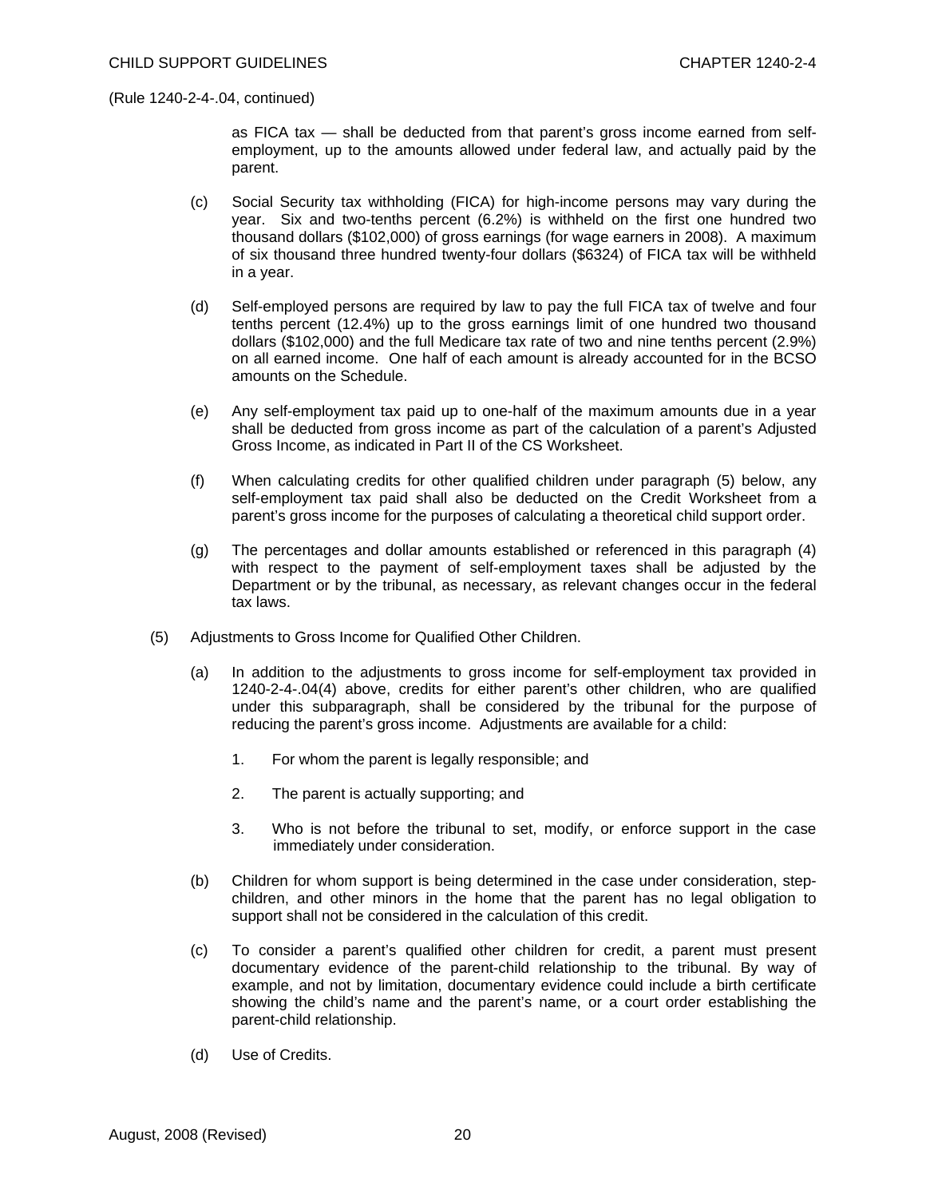(Rule 1240-2-4-.04, continued)

as FICA tax — shall be deducted from that parent's gross income earned from self-employment, up to the amounts allowed under federal law, and actually paid by the parent.

(c) Social Security tax withholding (FICA) for high-income persons may vary during the year. Six and two-tenths percent (6.2%) is withheld on the first one hundred two thousand dollars ($102,000) of gross earnings (for wage earners in 2008). A maximum of six thousand three hundred twenty-four dollars ($6324) of FICA tax will be withheld in a year.

(d) Self-employed persons are required by law to pay the full FICA tax of twelve and four tenths percent (12.4%) up to the gross earnings limit of one hundred two thousand dollars ($102,000) and the full Medicare tax rate of two and nine tenths percent (2.9%) on all earned income. One half of each amount is already accounted for in the BCSO amounts on the Schedule.

(e) Any self-employment tax paid up to one-half of the maximum amounts due in a year shall be deducted from gross income as part of the calculation of a parent's Adjusted Gross Income, as indicated in Part II of the CS Worksheet.

(f) When calculating credits for other qualified children under paragraph (5) below, any self-employment tax paid shall also be deducted on the Credit Worksheet from a parent's gross income for the purposes of calculating a theoretical child support order.

(g) The percentages and dollar amounts established or referenced in this paragraph (4) with respect to the payment of self-employment taxes shall be adjusted by the Department or by the tribunal, as necessary, as relevant changes occur in the federal tax laws.

(5) Adjustments to Gross Income for Qualified Other Children.

(a) In addition to the adjustments to gross income for self-employment tax provided in 1240-2-4-.04(4) above, credits for either parent's other children, who are qualified under this subparagraph, shall be considered by the tribunal for the purpose of reducing the parent's gross income. Adjustments are available for a child:

1. For whom the parent is legally responsible; and

2. The parent is actually supporting; and

3. Who is not before the tribunal to set, modify, or enforce support in the case immediately under consideration.

(b) Children for whom support is being determined in the case under consideration, step-children, and other minors in the home that the parent has no legal obligation to support shall not be considered in the calculation of this credit.

(c) To consider a parent's qualified other children for credit, a parent must present documentary evidence of the parent-child relationship to the tribunal. By way of example, and not by limitation, documentary evidence could include a birth certificate showing the child's name and the parent's name, or a court order establishing the parent-child relationship.

(d) Use of Credits.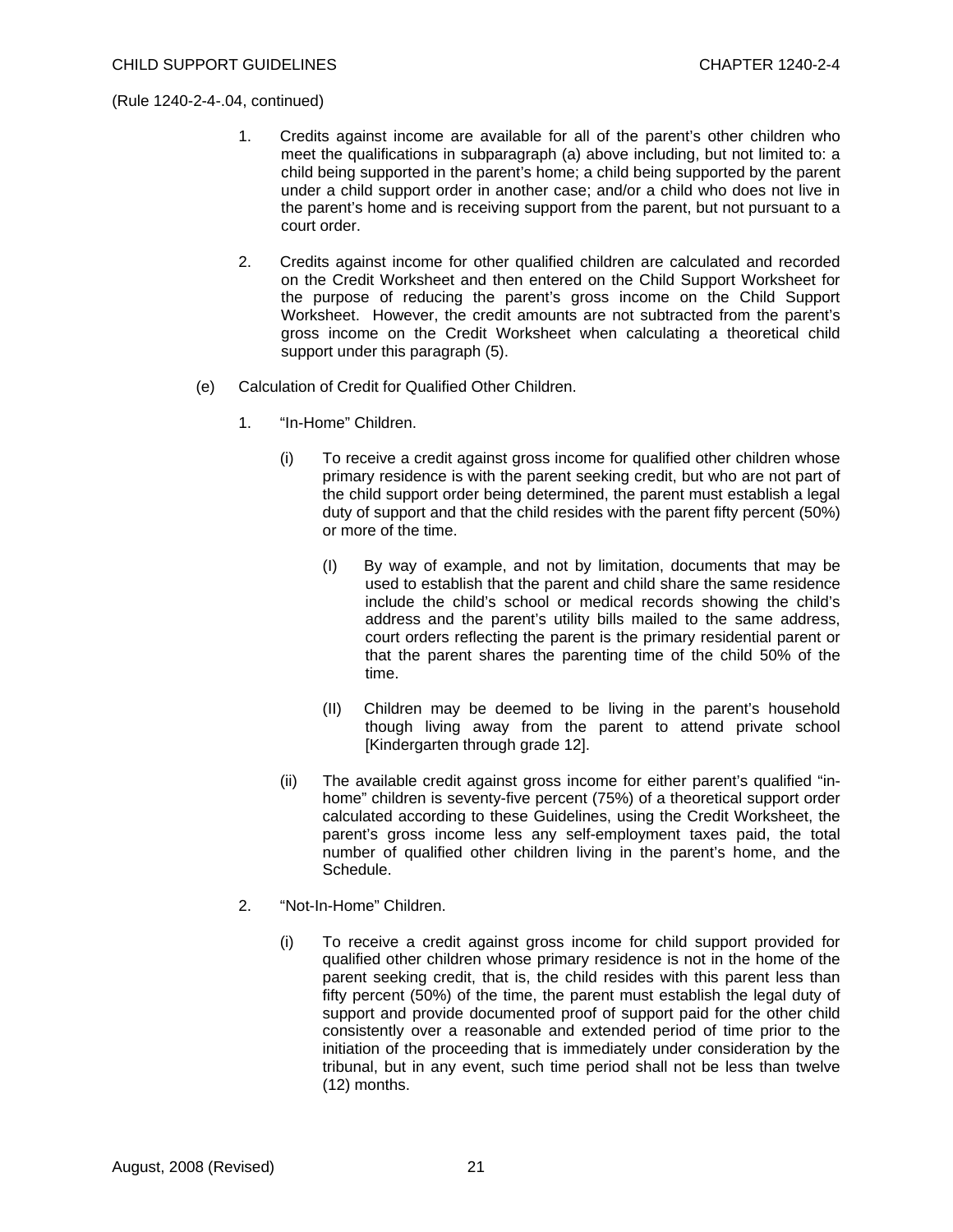(Rule 1240-2-4-.04, continued)

1. Credits against income are available for all of the parent's other children who meet the qualifications in subparagraph (a) above including, but not limited to: a child being supported in the parent's home; a child being supported by the parent under a child support order in another case; and/or a child who does not live in the parent's home and is receiving support from the parent, but not pursuant to a court order.

2. Credits against income for other qualified children are calculated and recorded on the Credit Worksheet and then entered on the Child Support Worksheet for the purpose of reducing the parent's gross income on the Child Support Worksheet. However, the credit amounts are not subtracted from the parent's gross income on the Credit Worksheet when calculating a theoretical child support under this paragraph (5).

(e) Calculation of Credit for Qualified Other Children.

1. "In-Home" Children.

   (i) To receive a credit against gross income for qualified other children whose primary residence is with the parent seeking credit, but who are not part of the child support order being determined, the parent must establish a legal duty of support and that the child resides with the parent fifty percent (50%) or more of the time.

      (I) By way of example, and not by limitation, documents that may be used to establish that the parent and child share the same residence include the child's school or medical records showing the child's address and the parent's utility bills mailed to the same address, court orders reflecting the parent is the primary residential parent or that the parent shares the parenting time of the child 50% of the time.

      (II) Children may be deemed to be living in the parent's household though living away from the parent to attend private school [Kindergarten through grade 12].

   (ii) The available credit against gross income for either parent's qualified "in-home" children is seventy-five percent (75%) of a theoretical support order calculated according to these Guidelines, using the Credit Worksheet, the parent's gross income less any self-employment taxes paid, the total number of qualified other children living in the parent's home, and the Schedule.

2. "Not-In-Home" Children.

   (i) To receive a credit against gross income for child support provided for qualified other children whose primary residence is not in the home of the parent seeking credit, that is, the child resides with this parent less than fifty percent (50%) of the time, the parent must establish the legal duty of support and provide documented proof of support paid for the other child consistently over a reasonable and extended period of time prior to the initiation of the proceeding that is immediately under consideration by the tribunal, but in any event, such time period shall not be less than twelve (12) months.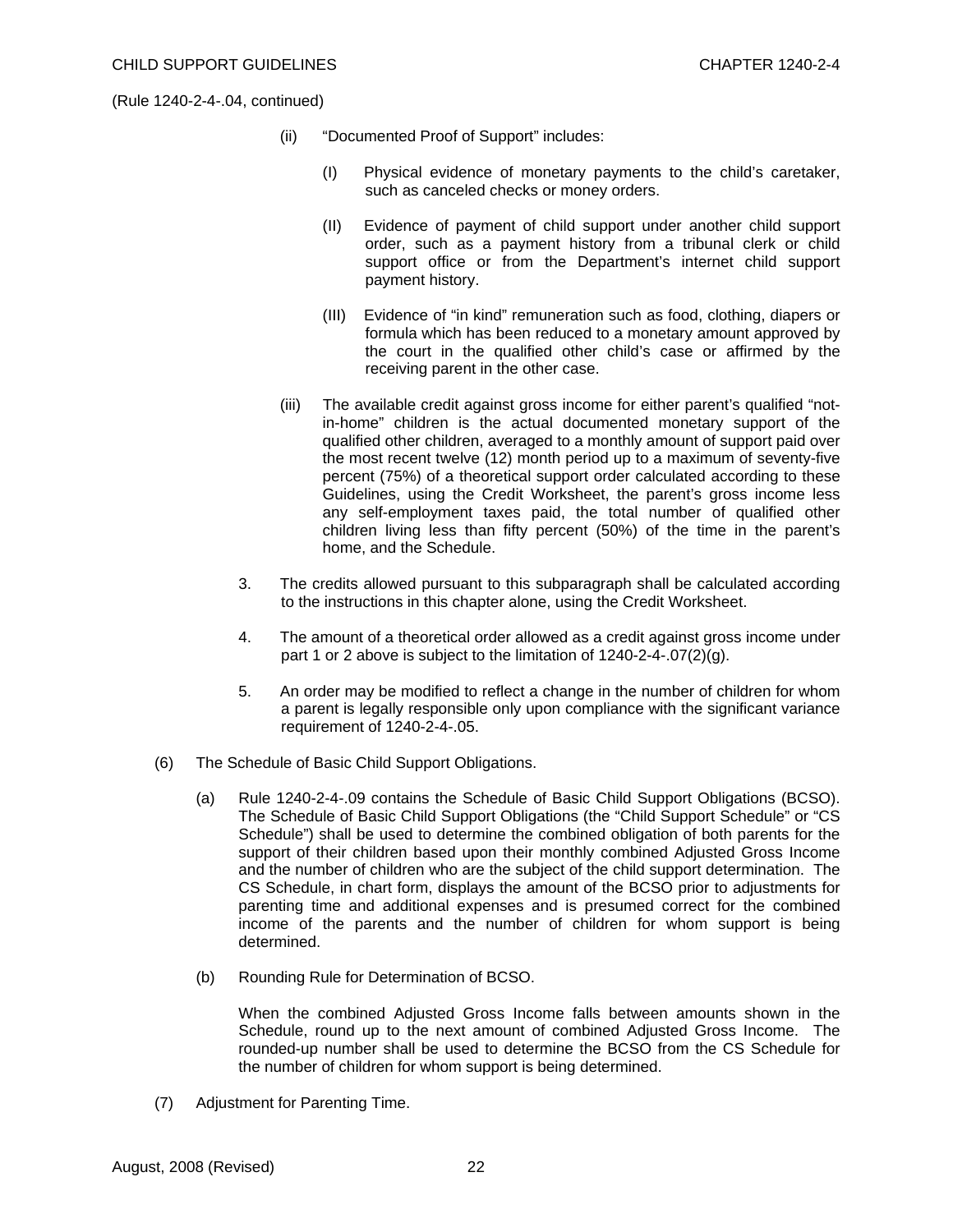(Rule 1240-2-4-.04, continued)

(ii) "Documented Proof of Support" includes:

(I) Physical evidence of monetary payments to the child's caretaker, such as canceled checks or money orders.

(II) Evidence of payment of child support under another child support order, such as a payment history from a tribunal clerk or child support office or from the Department's internet child support payment history.

(III) Evidence of "in kind" remuneration such as food, clothing, diapers or formula which has been reduced to a monetary amount approved by the court in the qualified other child's case or affirmed by the receiving parent in the other case.

(iii) The available credit against gross income for either parent's qualified "not-in-home" children is the actual documented monetary support of the qualified other children, averaged to a monthly amount of support paid over the most recent twelve (12) month period up to a maximum of seventy-five percent (75%) of a theoretical support order calculated according to these Guidelines, using the Credit Worksheet, the parent's gross income less any self-employment taxes paid, the total number of qualified other children living less than fifty percent (50%) of the time in the parent's home, and the Schedule.

3. The credits allowed pursuant to this subparagraph shall be calculated according to the instructions in this chapter alone, using the Credit Worksheet.

4. The amount of a theoretical order allowed as a credit against gross income under part 1 or 2 above is subject to the limitation of 1240-2-4-.07(2)(g).

5. An order may be modified to reflect a change in the number of children for whom a parent is legally responsible only upon compliance with the significant variance requirement of 1240-2-4-.05.

(6) The Schedule of Basic Child Support Obligations.

(a) Rule 1240-2-4-.09 contains the Schedule of Basic Child Support Obligations (BCSO). The Schedule of Basic Child Support Obligations (the "Child Support Schedule" or "CS Schedule") shall be used to determine the combined obligation of both parents for the support of their children based upon their monthly combined Adjusted Gross Income and the number of children who are the subject of the child support determination. The CS Schedule, in chart form, displays the amount of the BCSO prior to adjustments for parenting time and additional expenses and is presumed correct for the combined income of the parents and the number of children for whom support is being determined.

(b) Rounding Rule for Determination of BCSO.

When the combined Adjusted Gross Income falls between amounts shown in the Schedule, round up to the next amount of combined Adjusted Gross Income. The rounded-up number shall be used to determine the BCSO from the CS Schedule for the number of children for whom support is being determined.

(7) Adjustment for Parenting Time.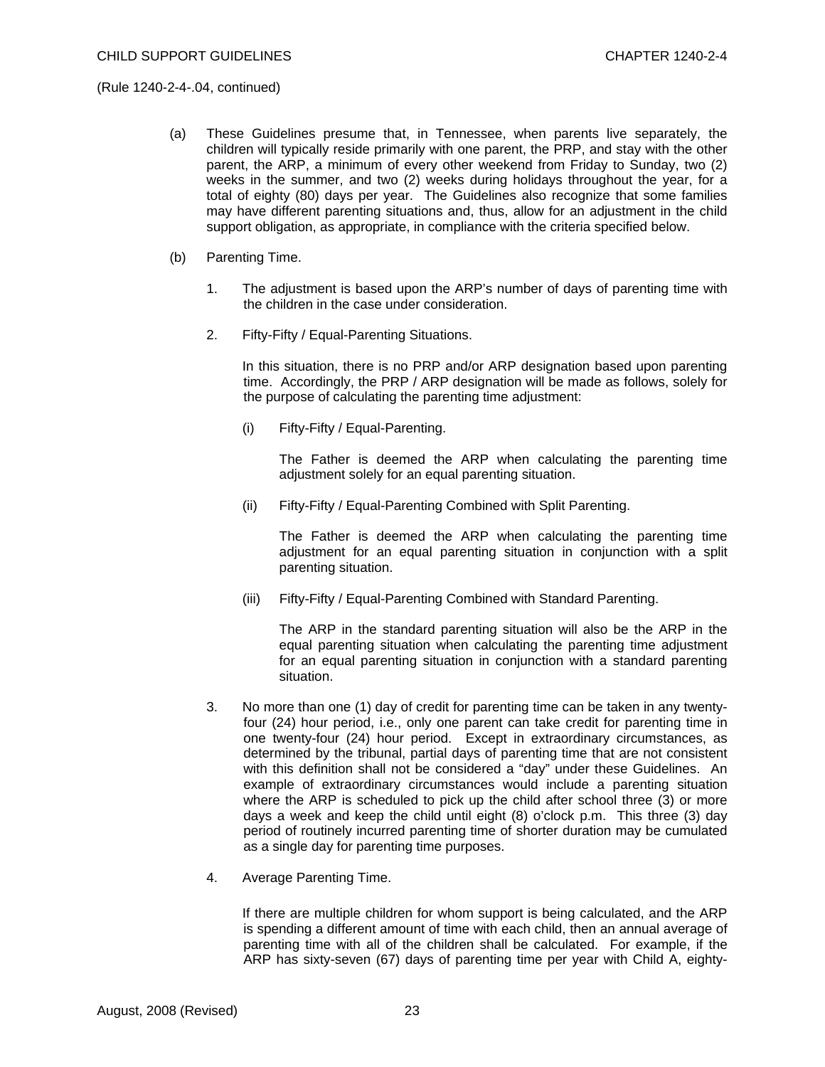(Rule 1240-2-4-.04, continued)

(a) These Guidelines presume that, in Tennessee, when parents live separately, the children will typically reside primarily with one parent, the PRP, and stay with the other parent, the ARP, a minimum of every other weekend from Friday to Sunday, two (2) weeks in the summer, and two (2) weeks during holidays throughout the year, for a total of eighty (80) days per year. The Guidelines also recognize that some families may have different parenting situations and, thus, allow for an adjustment in the child support obligation, as appropriate, in compliance with the criteria specified below.

(b) Parenting Time.

1. The adjustment is based upon the ARP's number of days of parenting time with the children in the case under consideration.

2. Fifty-Fifty / Equal-Parenting Situations.

   In this situation, there is no PRP and/or ARP designation based upon parenting time. Accordingly, the PRP / ARP designation will be made as follows, solely for the purpose of calculating the parenting time adjustment:

   (i) Fifty-Fifty / Equal-Parenting.

   The Father is deemed the ARP when calculating the parenting time adjustment solely for an equal parenting situation.

   (ii) Fifty-Fifty / Equal-Parenting Combined with Split Parenting.

   The Father is deemed the ARP when calculating the parenting time adjustment for an equal parenting situation in conjunction with a split parenting situation.

   (iii) Fifty-Fifty / Equal-Parenting Combined with Standard Parenting.

   The ARP in the standard parenting situation will also be the ARP in the equal parenting situation when calculating the parenting time adjustment for an equal parenting situation in conjunction with a standard parenting situation.

3. No more than one (1) day of credit for parenting time can be taken in any twenty-four (24) hour period, i.e., only one parent can take credit for parenting time in one twenty-four (24) hour period. Except in extraordinary circumstances, as determined by the tribunal, partial days of parenting time that are not consistent with this definition shall not be considered a "day" under these Guidelines. An example of extraordinary circumstances would include a parenting situation where the ARP is scheduled to pick up the child after school three (3) or more days a week and keep the child until eight (8) o'clock p.m. This three (3) day period of routinely incurred parenting time of shorter duration may be cumulated as a single day for parenting time purposes.

4. Average Parenting Time.

   If there are multiple children for whom support is being calculated, and the ARP is spending a different amount of time with each child, then an annual average of parenting time with all of the children shall be calculated. For example, if the ARP has sixty-seven (67) days of parenting time per year with Child A, eighty-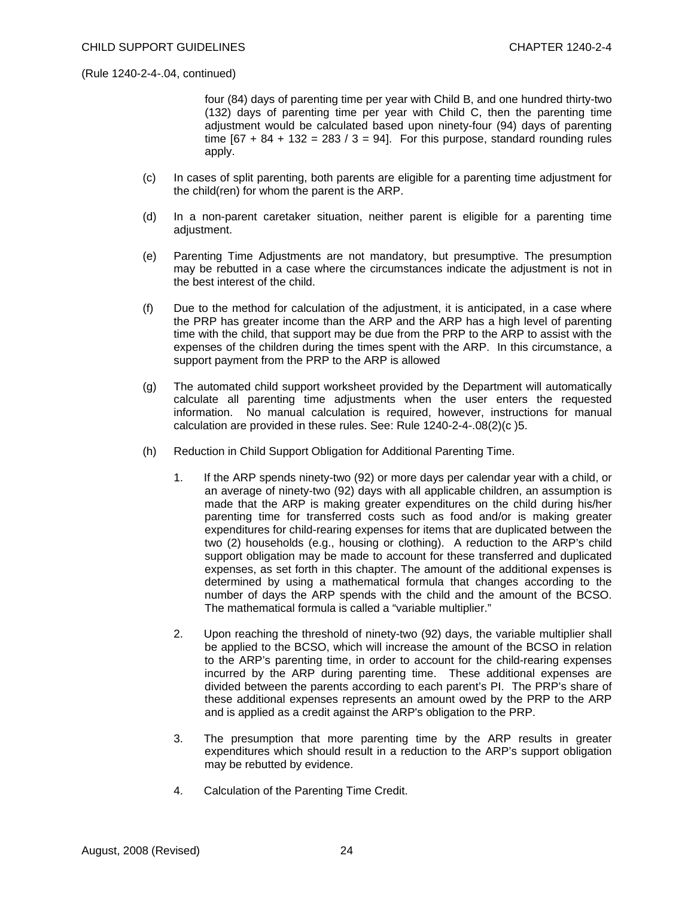(Rule 1240-2-4-.04, continued)

four (84) days of parenting time per year with Child B, and one hundred thirty-two (132) days of parenting time per year with Child C, then the parenting time adjustment would be calculated based upon ninety-four (94) days of parenting time [67 + 84 + 132 = 283 / 3 = 94]. For this purpose, standard rounding rules apply.

(c) In cases of split parenting, both parents are eligible for a parenting time adjustment for the child(ren) for whom the parent is the ARP.

(d) In a non-parent caretaker situation, neither parent is eligible for a parenting time adjustment.

(e) Parenting Time Adjustments are not mandatory, but presumptive. The presumption may be rebutted in a case where the circumstances indicate the adjustment is not in the best interest of the child.

(f) Due to the method for calculation of the adjustment, it is anticipated, in a case where the PRP has greater income than the ARP and the ARP has a high level of parenting time with the child, that support may be due from the PRP to the ARP to assist with the expenses of the children during the times spent with the ARP. In this circumstance, a support payment from the PRP to the ARP is allowed

(g) The automated child support worksheet provided by the Department will automatically calculate all parenting time adjustments when the user enters the requested information. No manual calculation is required, however, instructions for manual calculation are provided in these rules. See: Rule 1240-2-4-.08(2)(c )5.

(h) Reduction in Child Support Obligation for Additional Parenting Time.

1. If the ARP spends ninety-two (92) or more days per calendar year with a child, or an average of ninety-two (92) days with all applicable children, an assumption is made that the ARP is making greater expenditures on the child during his/her parenting time for transferred costs such as food and/or is making greater expenditures for child-rearing expenses for items that are duplicated between the two (2) households (e.g., housing or clothing). A reduction to the ARP's child support obligation may be made to account for these transferred and duplicated expenses, as set forth in this chapter. The amount of the additional expenses is determined by using a mathematical formula that changes according to the number of days the ARP spends with the child and the amount of the BCSO. The mathematical formula is called a "variable multiplier."

2. Upon reaching the threshold of ninety-two (92) days, the variable multiplier shall be applied to the BCSO, which will increase the amount of the BCSO in relation to the ARP's parenting time, in order to account for the child-rearing expenses incurred by the ARP during parenting time. These additional expenses are divided between the parents according to each parent's PI. The PRP's share of these additional expenses represents an amount owed by the PRP to the ARP and is applied as a credit against the ARP's obligation to the PRP.

3. The presumption that more parenting time by the ARP results in greater expenditures which should result in a reduction to the ARP's support obligation may be rebutted by evidence.

4. Calculation of the Parenting Time Credit.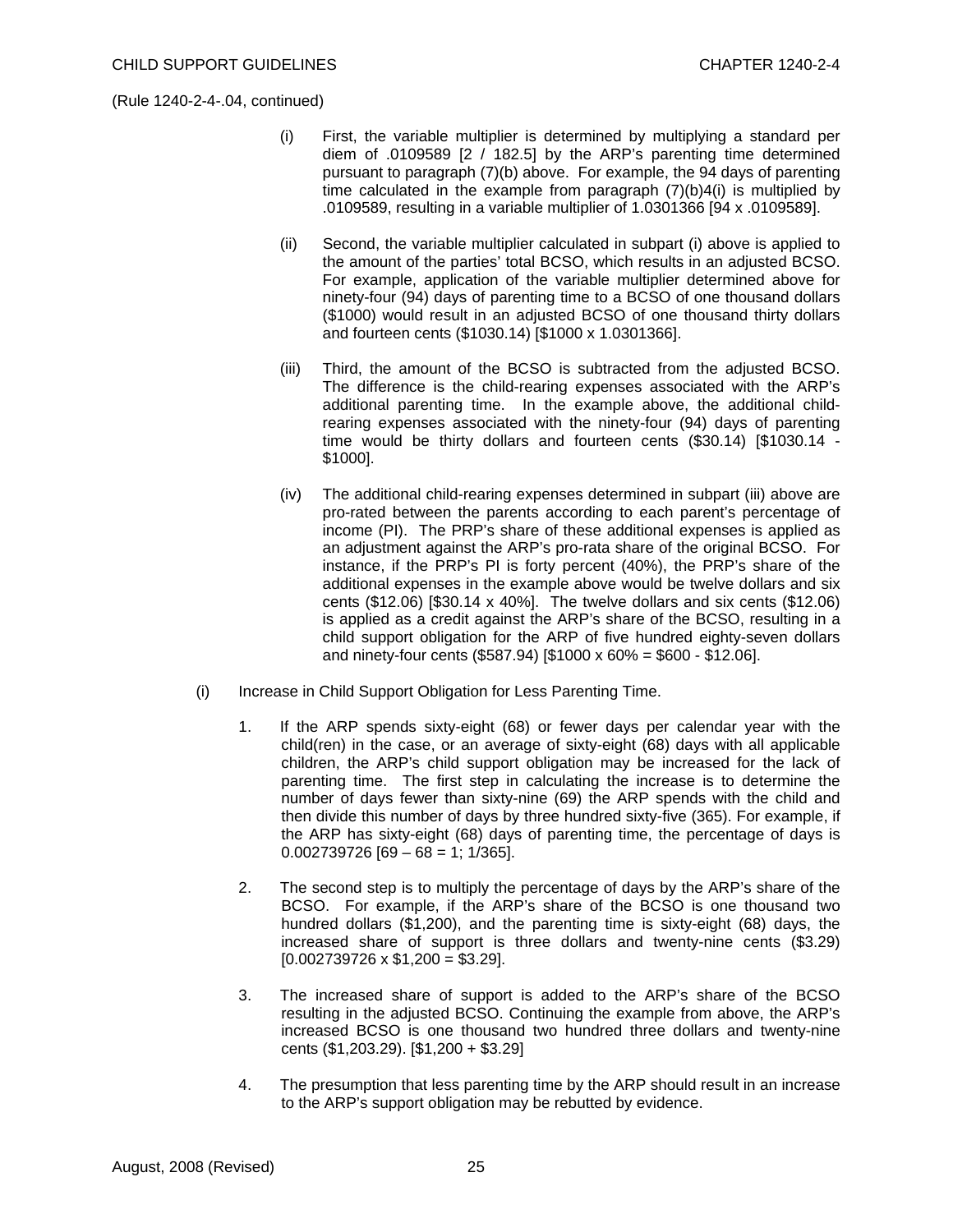(Rule 1240-2-4-.04, continued)

(i) First, the variable multiplier is determined by multiplying a standard per diem of .0109589 [2 / 182.5] by the ARP's parenting time determined pursuant to paragraph (7)(b) above. For example, the 94 days of parenting time calculated in the example from paragraph (7)(b)4(i) is multiplied by .0109589, resulting in a variable multiplier of 1.0301366 [94 x .0109589].

(ii) Second, the variable multiplier calculated in subpart (i) above is applied to the amount of the parties' total BCSO, which results in an adjusted BCSO. For example, application of the variable multiplier determined above for ninety-four (94) days of parenting time to a BCSO of one thousand dollars ($1000) would result in an adjusted BCSO of one thousand thirty dollars and fourteen cents ($1030.14) [$1000 x 1.0301366].

(iii) Third, the amount of the BCSO is subtracted from the adjusted BCSO. The difference is the child-rearing expenses associated with the ARP's additional parenting time. In the example above, the additional child-rearing expenses associated with the ninety-four (94) days of parenting time would be thirty dollars and fourteen cents ($30.14) [$1030.14 - $1000].

(iv) The additional child-rearing expenses determined in subpart (iii) above are pro-rated between the parents according to each parent's percentage of income (PI). The PRP's share of these additional expenses is applied as an adjustment against the ARP's pro-rata share of the original BCSO. For instance, if the PRP's PI is forty percent (40%), the PRP's share of the additional expenses in the example above would be twelve dollars and six cents ($12.06) [$30.14 x 40%]. The twelve dollars and six cents ($12.06) is applied as a credit against the ARP's share of the BCSO, resulting in a child support obligation for the ARP of five hundred eighty-seven dollars and ninety-four cents ($587.94) [$1000 x 60% = $600 - $12.06].

(i) Increase in Child Support Obligation for Less Parenting Time.

1. If the ARP spends sixty-eight (68) or fewer days per calendar year with the child(ren) in the case, or an average of sixty-eight (68) days with all applicable children, the ARP's child support obligation may be increased for the lack of parenting time. The first step in calculating the increase is to determine the number of days fewer than sixty-nine (69) the ARP spends with the child and then divide this number of days by three hundred sixty-five (365). For example, if the ARP has sixty-eight (68) days of parenting time, the percentage of days is 0.002739726 [69 – 68 = 1; 1/365].

2. The second step is to multiply the percentage of days by the ARP's share of the BCSO. For example, if the ARP's share of the BCSO is one thousand two hundred dollars ($1,200), and the parenting time is sixty-eight (68) days, the increased share of support is three dollars and twenty-nine cents ($3.29) [0.002739726 x $1,200 = $3.29].

3. The increased share of support is added to the ARP's share of the BCSO resulting in the adjusted BCSO. Continuing the example from above, the ARP's increased BCSO is one thousand two hundred three dollars and twenty-nine cents ($1,203.29). [$1,200 + $3.29]

4. The presumption that less parenting time by the ARP should result in an increase to the ARP's support obligation may be rebutted by evidence.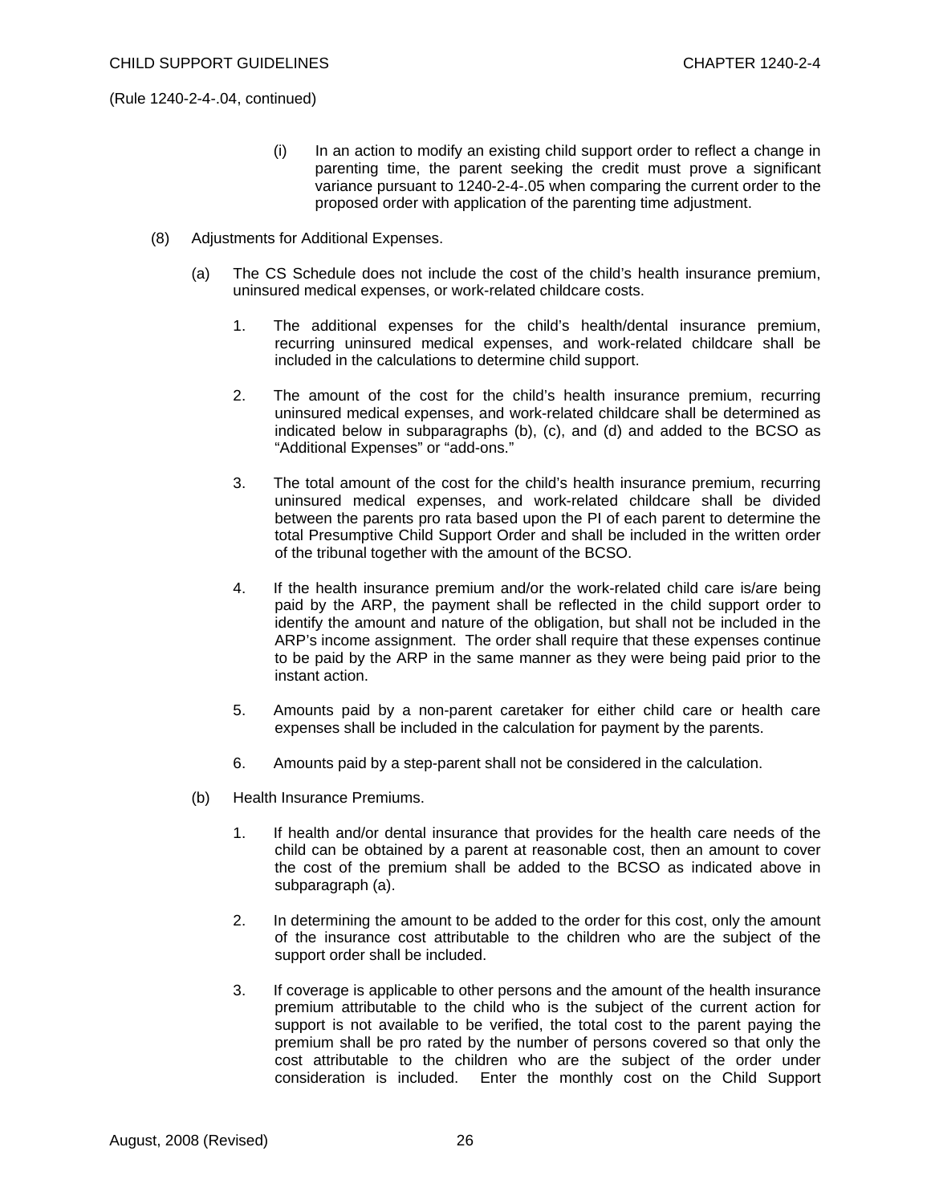(Rule 1240-2-4-.04, continued)

(i) In an action to modify an existing child support order to reflect a change in parenting time, the parent seeking the credit must prove a significant variance pursuant to 1240-2-4-.05 when comparing the current order to the proposed order with application of the parenting time adjustment.

(8) Adjustments for Additional Expenses.

(a) The CS Schedule does not include the cost of the child's health insurance premium, uninsured medical expenses, or work-related childcare costs.

1. The additional expenses for the child's health/dental insurance premium, recurring uninsured medical expenses, and work-related childcare shall be included in the calculations to determine child support.

2. The amount of the cost for the child's health insurance premium, recurring uninsured medical expenses, and work-related childcare shall be determined as indicated below in subparagraphs (b), (c), and (d) and added to the BCSO as "Additional Expenses" or "add-ons."

3. The total amount of the cost for the child's health insurance premium, recurring uninsured medical expenses, and work-related childcare shall be divided between the parents pro rata based upon the PI of each parent to determine the total Presumptive Child Support Order and shall be included in the written order of the tribunal together with the amount of the BCSO.

4. If the health insurance premium and/or the work-related child care is/are being paid by the ARP, the payment shall be reflected in the child support order to identify the amount and nature of the obligation, but shall not be included in the ARP's income assignment. The order shall require that these expenses continue to be paid by the ARP in the same manner as they were being paid prior to the instant action.

5. Amounts paid by a non-parent caretaker for either child care or health care expenses shall be included in the calculation for payment by the parents.

6. Amounts paid by a step-parent shall not be considered in the calculation.

(b) Health Insurance Premiums.

1. If health and/or dental insurance that provides for the health care needs of the child can be obtained by a parent at reasonable cost, then an amount to cover the cost of the premium shall be added to the BCSO as indicated above in subparagraph (a).

2. In determining the amount to be added to the order for this cost, only the amount of the insurance cost attributable to the children who are the subject of the support order shall be included.

3. If coverage is applicable to other persons and the amount of the health insurance premium attributable to the child who is the subject of the current action for support is not available to be verified, the total cost to the parent paying the premium shall be pro rated by the number of persons covered so that only the cost attributable to the children who are the subject of the order under consideration is included. Enter the monthly cost on the Child Support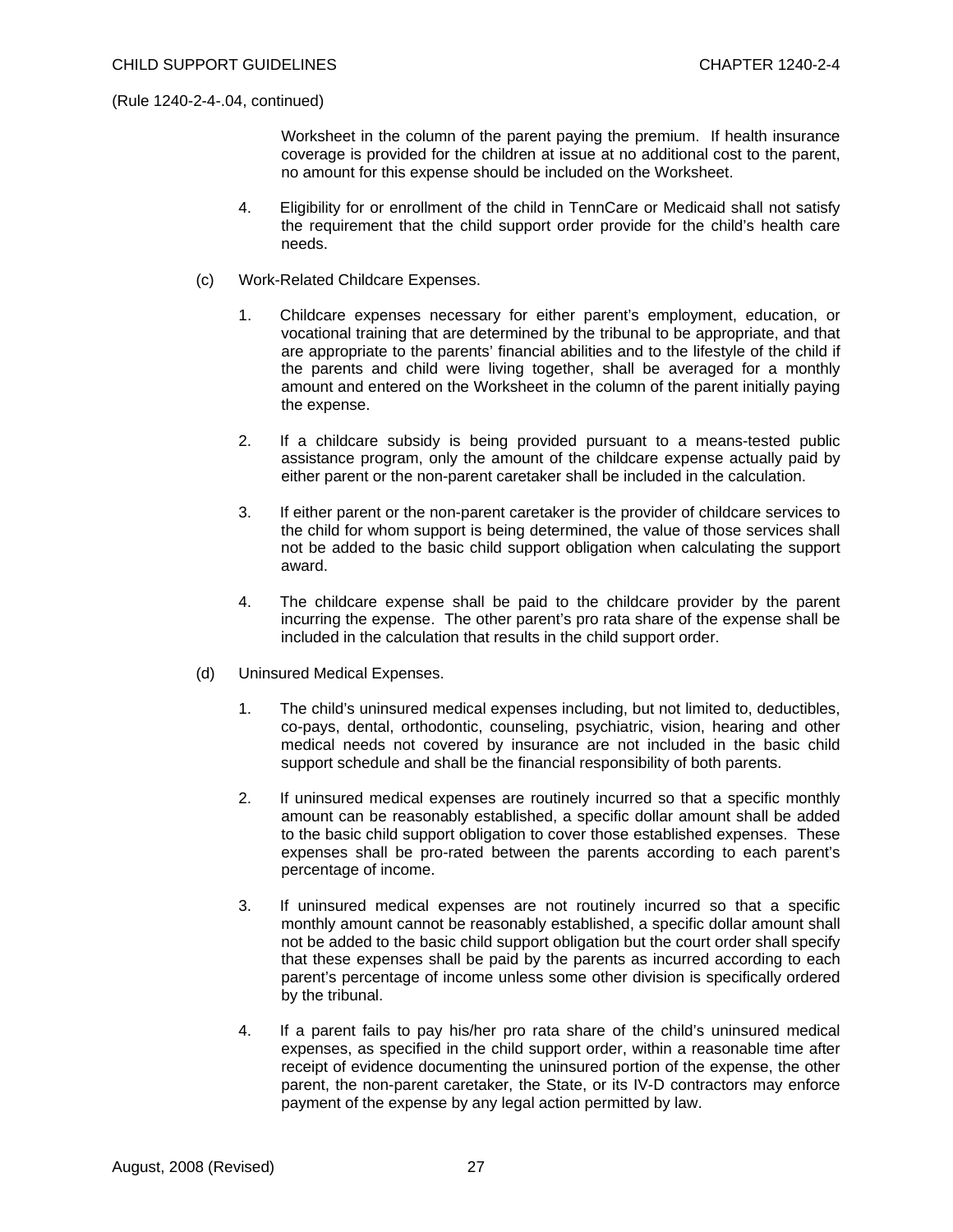(Rule 1240-2-4-.04, continued)

Worksheet in the column of the parent paying the premium. If health insurance coverage is provided for the children at issue at no additional cost to the parent, no amount for this expense should be included on the Worksheet.

4. Eligibility for or enrollment of the child in TennCare or Medicaid shall not satisfy the requirement that the child support order provide for the child's health care needs.

(c) Work-Related Childcare Expenses.

1. Childcare expenses necessary for either parent's employment, education, or vocational training that are determined by the tribunal to be appropriate, and that are appropriate to the parents' financial abilities and to the lifestyle of the child if the parents and child were living together, shall be averaged for a monthly amount and entered on the Worksheet in the column of the parent initially paying the expense.

2. If a childcare subsidy is being provided pursuant to a means-tested public assistance program, only the amount of the childcare expense actually paid by either parent or the non-parent caretaker shall be included in the calculation.

3. If either parent or the non-parent caretaker is the provider of childcare services to the child for whom support is being determined, the value of those services shall not be added to the basic child support obligation when calculating the support award.

4. The childcare expense shall be paid to the childcare provider by the parent incurring the expense. The other parent's pro rata share of the expense shall be included in the calculation that results in the child support order.

(d) Uninsured Medical Expenses.

1. The child's uninsured medical expenses including, but not limited to, deductibles, co-pays, dental, orthodontic, counseling, psychiatric, vision, hearing and other medical needs not covered by insurance are not included in the basic child support schedule and shall be the financial responsibility of both parents.

2. If uninsured medical expenses are routinely incurred so that a specific monthly amount can be reasonably established, a specific dollar amount shall be added to the basic child support obligation to cover those established expenses. These expenses shall be pro-rated between the parents according to each parent's percentage of income.

3. If uninsured medical expenses are not routinely incurred so that a specific monthly amount cannot be reasonably established, a specific dollar amount shall not be added to the basic child support obligation but the court order shall specify that these expenses shall be paid by the parents as incurred according to each parent's percentage of income unless some other division is specifically ordered by the tribunal.

4. If a parent fails to pay his/her pro rata share of the child's uninsured medical expenses, as specified in the child support order, within a reasonable time after receipt of evidence documenting the uninsured portion of the expense, the other parent, the non-parent caretaker, the State, or its IV-D contractors may enforce payment of the expense by any legal action permitted by law.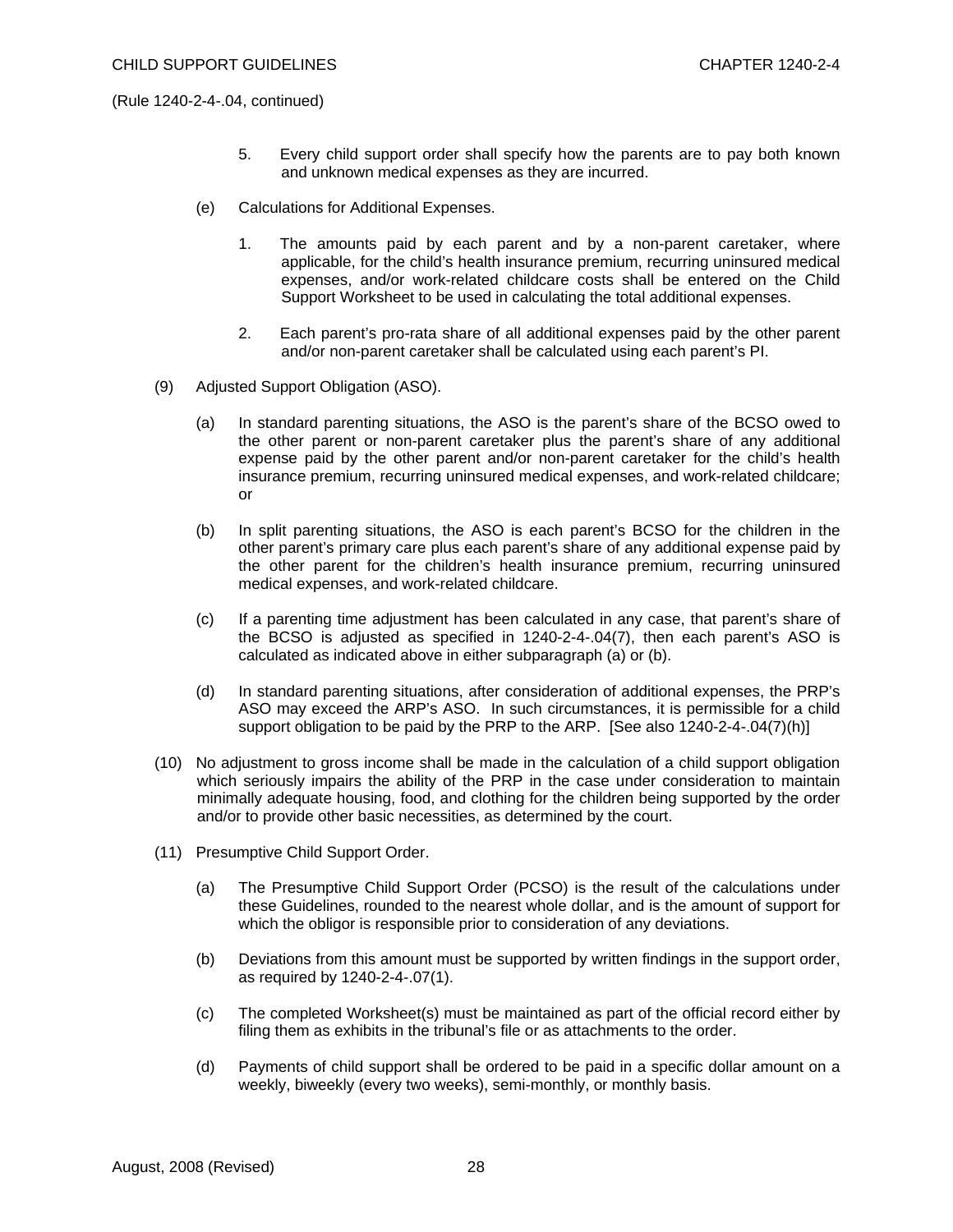(Rule 1240-2-4-.04, continued)

5. Every child support order shall specify how the parents are to pay both known and unknown medical expenses as they are incurred.

(e) Calculations for Additional Expenses.

1. The amounts paid by each parent and by a non-parent caretaker, where applicable, for the child's health insurance premium, recurring uninsured medical expenses, and/or work-related childcare costs shall be entered on the Child Support Worksheet to be used in calculating the total additional expenses.

2. Each parent's pro-rata share of all additional expenses paid by the other parent and/or non-parent caretaker shall be calculated using each parent's PI.

(9) Adjusted Support Obligation (ASO).

(a) In standard parenting situations, the ASO is the parent's share of the BCSO owed to the other parent or non-parent caretaker plus the parent's share of any additional expense paid by the other parent and/or non-parent caretaker for the child's health insurance premium, recurring uninsured medical expenses, and work-related childcare; or

(b) In split parenting situations, the ASO is each parent's BCSO for the children in the other parent's primary care plus each parent's share of any additional expense paid by the other parent for the children's health insurance premium, recurring uninsured medical expenses, and work-related childcare.

(c) If a parenting time adjustment has been calculated in any case, that parent's share of the BCSO is adjusted as specified in 1240-2-4-.04(7), then each parent's ASO is calculated as indicated above in either subparagraph (a) or (b).

(d) In standard parenting situations, after consideration of additional expenses, the PRP's ASO may exceed the ARP's ASO. In such circumstances, it is permissible for a child support obligation to be paid by the PRP to the ARP. [See also 1240-2-4-.04(7)(h)]

(10) No adjustment to gross income shall be made in the calculation of a child support obligation which seriously impairs the ability of the PRP in the case under consideration to maintain minimally adequate housing, food, and clothing for the children being supported by the order and/or to provide other basic necessities, as determined by the court.

(11) Presumptive Child Support Order.

(a) The Presumptive Child Support Order (PCSO) is the result of the calculations under these Guidelines, rounded to the nearest whole dollar, and is the amount of support for which the obligor is responsible prior to consideration of any deviations.

(b) Deviations from this amount must be supported by written findings in the support order, as required by 1240-2-4-.07(1).

(c) The completed Worksheet(s) must be maintained as part of the official record either by filing them as exhibits in the tribunal's file or as attachments to the order.

(d) Payments of child support shall be ordered to be paid in a specific dollar amount on a weekly, biweekly (every two weeks), semi-monthly, or monthly basis.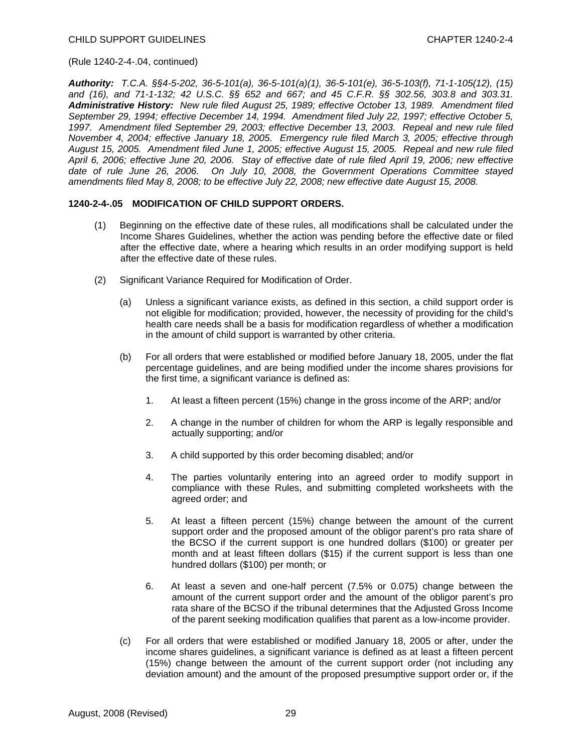(Rule 1240-2-4-.04, continued)

***Authority:*** *T.C.A. §§4-5-202, 36-5-101(a), 36-5-101(a)(1), 36-5-101(e), 36-5-103(f), 71-1-105(12), (15) and (16), and 71-1-132; 42 U.S.C. §§ 652 and 667; and 45 C.F.R. §§ 302.56, 303.8 and 303.31.* ***Administrative History:*** *New rule filed August 25, 1989; effective October 13, 1989. Amendment filed September 29, 1994; effective December 14, 1994. Amendment filed July 22, 1997; effective October 5, 1997. Amendment filed September 29, 2003; effective December 13, 2003. Repeal and new rule filed November 4, 2004; effective January 18, 2005. Emergency rule filed March 3, 2005; effective through August 15, 2005. Amendment filed June 1, 2005; effective August 15, 2005. Repeal and new rule filed April 6, 2006; effective June 20, 2006. Stay of effective date of rule filed April 19, 2006; new effective date of rule June 26, 2006. On July 10, 2008, the Government Operations Committee stayed amendments filed May 8, 2008; to be effective July 22, 2008; new effective date August 15, 2008.*

**1240-2-4-.05 MODIFICATION OF CHILD SUPPORT ORDERS.**

(1) Beginning on the effective date of these rules, all modifications shall be calculated under the Income Shares Guidelines, whether the action was pending before the effective date or filed after the effective date, where a hearing which results in an order modifying support is held after the effective date of these rules.

(2) Significant Variance Required for Modification of Order.

(a) Unless a significant variance exists, as defined in this section, a child support order is not eligible for modification; provided, however, the necessity of providing for the child's health care needs shall be a basis for modification regardless of whether a modification in the amount of child support is warranted by other criteria.

(b) For all orders that were established or modified before January 18, 2005, under the flat percentage guidelines, and are being modified under the income shares provisions for the first time, a significant variance is defined as:

1. At least a fifteen percent (15%) change in the gross income of the ARP; and/or

2. A change in the number of children for whom the ARP is legally responsible and actually supporting; and/or

3. A child supported by this order becoming disabled; and/or

4. The parties voluntarily entering into an agreed order to modify support in compliance with these Rules, and submitting completed worksheets with the agreed order; and

5. At least a fifteen percent (15%) change between the amount of the current support order and the proposed amount of the obligor parent's pro rata share of the BCSO if the current support is one hundred dollars ($100) or greater per month and at least fifteen dollars ($15) if the current support is less than one hundred dollars ($100) per month; or

6. At least a seven and one-half percent (7.5% or 0.075) change between the amount of the current support order and the amount of the obligor parent's pro rata share of the BCSO if the tribunal determines that the Adjusted Gross Income of the parent seeking modification qualifies that parent as a low-income provider.

(c) For all orders that were established or modified January 18, 2005 or after, under the income shares guidelines, a significant variance is defined as at least a fifteen percent (15%) change between the amount of the current support order (not including any deviation amount) and the amount of the proposed presumptive support order or, if the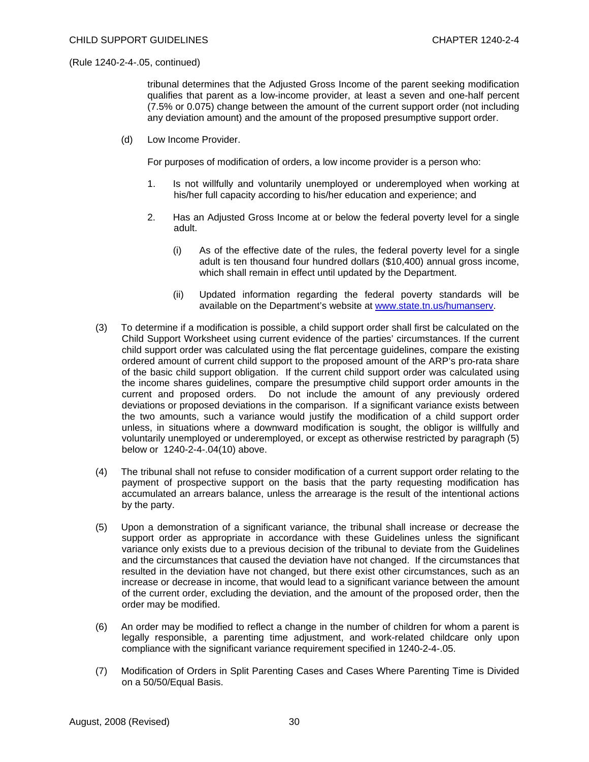(Rule 1240-2-4-.05, continued)

tribunal determines that the Adjusted Gross Income of the parent seeking modification qualifies that parent as a low-income provider, at least a seven and one-half percent (7.5% or 0.075) change between the amount of the current support order (not including any deviation amount) and the amount of the proposed presumptive support order.

(d) Low Income Provider.

For purposes of modification of orders, a low income provider is a person who:

1. Is not willfully and voluntarily unemployed or underemployed when working at his/her full capacity according to his/her education and experience; and

2. Has an Adjusted Gross Income at or below the federal poverty level for a single adult.

   (i) As of the effective date of the rules, the federal poverty level for a single adult is ten thousand four hundred dollars ($10,400) annual gross income, which shall remain in effect until updated by the Department.

   (ii) Updated information regarding the federal poverty standards will be available on the Department's website at www.state.tn.us/humanserv.

(3) To determine if a modification is possible, a child support order shall first be calculated on the Child Support Worksheet using current evidence of the parties' circumstances. If the current child support order was calculated using the flat percentage guidelines, compare the existing ordered amount of current child support to the proposed amount of the ARP's pro-rata share of the basic child support obligation. If the current child support order was calculated using the income shares guidelines, compare the presumptive child support order amounts in the current and proposed orders. Do not include the amount of any previously ordered deviations or proposed deviations in the comparison. If a significant variance exists between the two amounts, such a variance would justify the modification of a child support order unless, in situations where a downward modification is sought, the obligor is willfully and voluntarily unemployed or underemployed, or except as otherwise restricted by paragraph (5) below or 1240-2-4-.04(10) above.

(4) The tribunal shall not refuse to consider modification of a current support order relating to the payment of prospective support on the basis that the party requesting modification has accumulated an arrears balance, unless the arrearage is the result of the intentional actions by the party.

(5) Upon a demonstration of a significant variance, the tribunal shall increase or decrease the support order as appropriate in accordance with these Guidelines unless the significant variance only exists due to a previous decision of the tribunal to deviate from the Guidelines and the circumstances that caused the deviation have not changed. If the circumstances that resulted in the deviation have not changed, but there exist other circumstances, such as an increase or decrease in income, that would lead to a significant variance between the amount of the current order, excluding the deviation, and the amount of the proposed order, then the order may be modified.

(6) An order may be modified to reflect a change in the number of children for whom a parent is legally responsible, a parenting time adjustment, and work-related childcare only upon compliance with the significant variance requirement specified in 1240-2-4-.05.

(7) Modification of Orders in Split Parenting Cases and Cases Where Parenting Time is Divided on a 50/50/Equal Basis.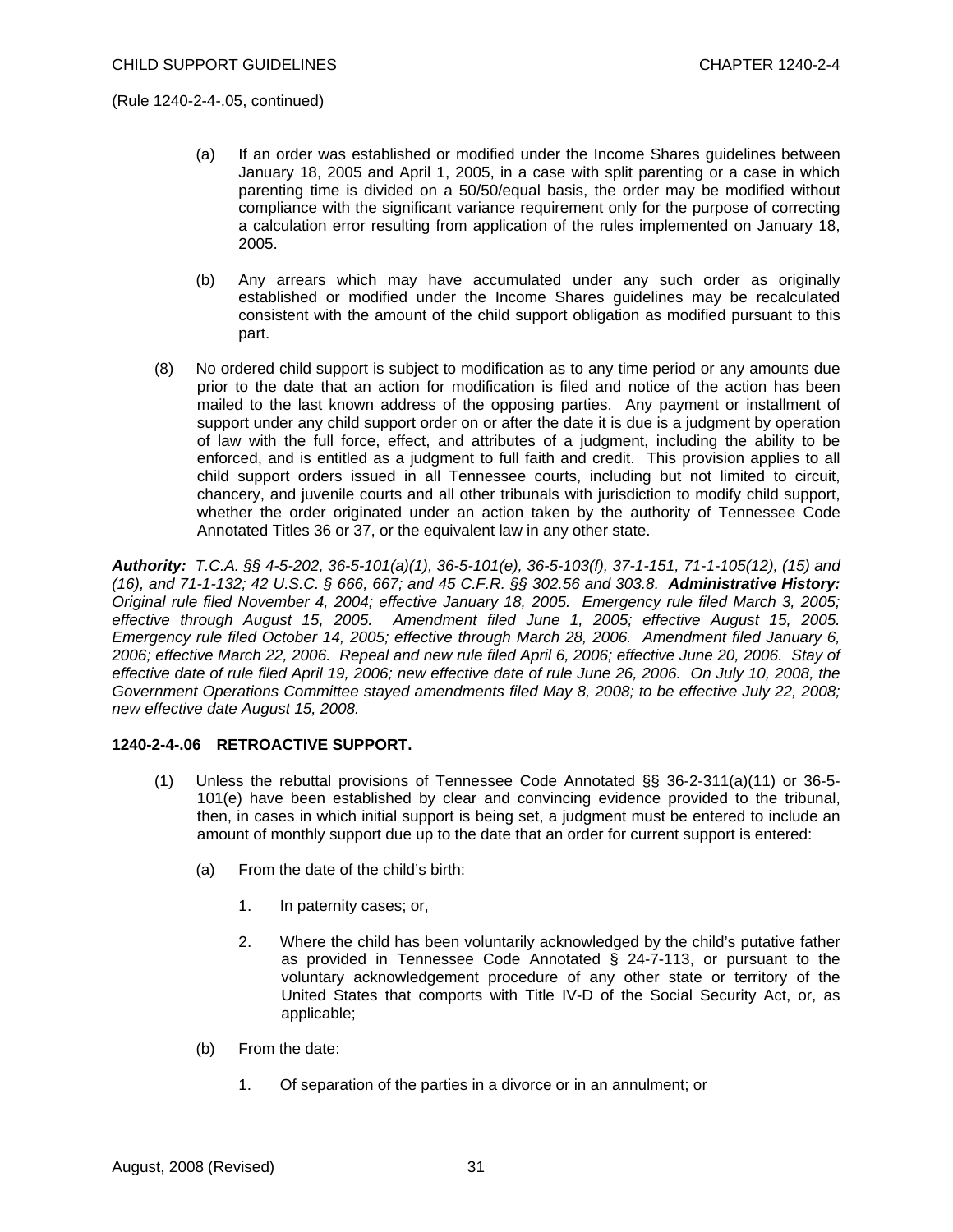(Rule 1240-2-4-.05, continued)

(a) If an order was established or modified under the Income Shares guidelines between January 18, 2005 and April 1, 2005, in a case with split parenting or a case in which parenting time is divided on a 50/50/equal basis, the order may be modified without compliance with the significant variance requirement only for the purpose of correcting a calculation error resulting from application of the rules implemented on January 18, 2005.

(b) Any arrears which may have accumulated under any such order as originally established or modified under the Income Shares guidelines may be recalculated consistent with the amount of the child support obligation as modified pursuant to this part.

(8) No ordered child support is subject to modification as to any time period or any amounts due prior to the date that an action for modification is filed and notice of the action has been mailed to the last known address of the opposing parties. Any payment or installment of support under any child support order on or after the date it is due is a judgment by operation of law with the full force, effect, and attributes of a judgment, including the ability to be enforced, and is entitled as a judgment to full faith and credit. This provision applies to all child support orders issued in all Tennessee courts, including but not limited to circuit, chancery, and juvenile courts and all other tribunals with jurisdiction to modify child support, whether the order originated under an action taken by the authority of Tennessee Code Annotated Titles 36 or 37, or the equivalent law in any other state.

***Authority:*** *T.C.A. §§ 4-5-202, 36-5-101(a)(1), 36-5-101(e), 36-5-103(f), 37-1-151, 71-1-105(12), (15) and (16), and 71-1-132; 42 U.S.C. § 666, 667; and 45 C.F.R. §§ 302.56 and 303.8.* ***Administrative History:*** *Original rule filed November 4, 2004; effective January 18, 2005. Emergency rule filed March 3, 2005; effective through August 15, 2005. Amendment filed June 1, 2005; effective August 15, 2005. Emergency rule filed October 14, 2005; effective through March 28, 2006. Amendment filed January 6, 2006; effective March 22, 2006. Repeal and new rule filed April 6, 2006; effective June 20, 2006. Stay of effective date of rule filed April 19, 2006; new effective date of rule June 26, 2006. On July 10, 2008, the Government Operations Committee stayed amendments filed May 8, 2008; to be effective July 22, 2008; new effective date August 15, 2008.*

**1240-2-4-.06 RETROACTIVE SUPPORT.**

(1) Unless the rebuttal provisions of Tennessee Code Annotated §§ 36-2-311(a)(11) or 36-5-101(e) have been established by clear and convincing evidence provided to the tribunal, then, in cases in which initial support is being set, a judgment must be entered to include an amount of monthly support due up to the date that an order for current support is entered:

(a) From the date of the child's birth:

1. In paternity cases; or,

2. Where the child has been voluntarily acknowledged by the child's putative father as provided in Tennessee Code Annotated § 24-7-113, or pursuant to the voluntary acknowledgement procedure of any other state or territory of the United States that comports with Title IV-D of the Social Security Act, or, as applicable;

(b) From the date:

1. Of separation of the parties in a divorce or in an annulment; or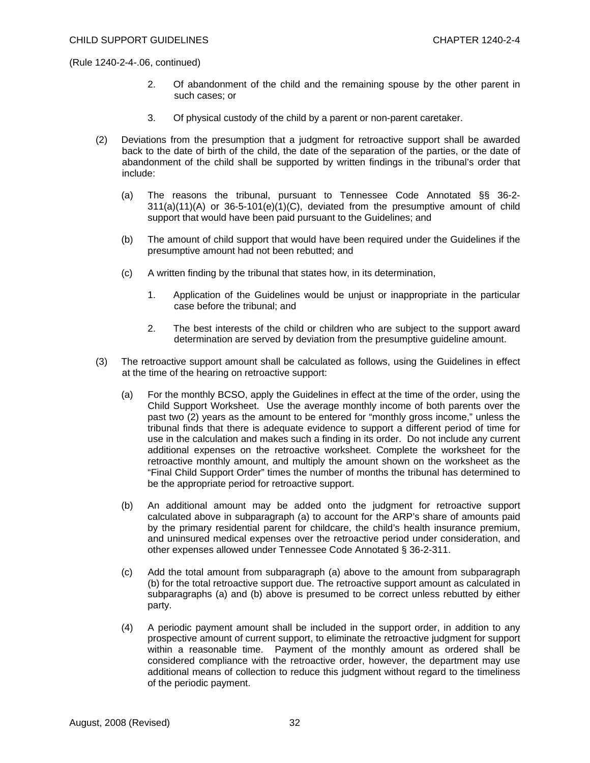(Rule 1240-2-4-.06, continued)

2. Of abandonment of the child and the remaining spouse by the other parent in such cases; or

3. Of physical custody of the child by a parent or non-parent caretaker.

(2) Deviations from the presumption that a judgment for retroactive support shall be awarded back to the date of birth of the child, the date of the separation of the parties, or the date of abandonment of the child shall be supported by written findings in the tribunal's order that include:

(a) The reasons the tribunal, pursuant to Tennessee Code Annotated §§ 36-2-311(a)(11)(A) or 36-5-101(e)(1)(C), deviated from the presumptive amount of child support that would have been paid pursuant to the Guidelines; and

(b) The amount of child support that would have been required under the Guidelines if the presumptive amount had not been rebutted; and

(c) A written finding by the tribunal that states how, in its determination,

1. Application of the Guidelines would be unjust or inappropriate in the particular case before the tribunal; and

2. The best interests of the child or children who are subject to the support award determination are served by deviation from the presumptive guideline amount.

(3) The retroactive support amount shall be calculated as follows, using the Guidelines in effect at the time of the hearing on retroactive support:

(a) For the monthly BCSO, apply the Guidelines in effect at the time of the order, using the Child Support Worksheet. Use the average monthly income of both parents over the past two (2) years as the amount to be entered for "monthly gross income," unless the tribunal finds that there is adequate evidence to support a different period of time for use in the calculation and makes such a finding in its order. Do not include any current additional expenses on the retroactive worksheet. Complete the worksheet for the retroactive monthly amount, and multiply the amount shown on the worksheet as the "Final Child Support Order" times the number of months the tribunal has determined to be the appropriate period for retroactive support.

(b) An additional amount may be added onto the judgment for retroactive support calculated above in subparagraph (a) to account for the ARP's share of amounts paid by the primary residential parent for childcare, the child's health insurance premium, and uninsured medical expenses over the retroactive period under consideration, and other expenses allowed under Tennessee Code Annotated § 36-2-311.

(c) Add the total amount from subparagraph (a) above to the amount from subparagraph (b) for the total retroactive support due. The retroactive support amount as calculated in subparagraphs (a) and (b) above is presumed to be correct unless rebutted by either party.

(4) A periodic payment amount shall be included in the support order, in addition to any prospective amount of current support, to eliminate the retroactive judgment for support within a reasonable time. Payment of the monthly amount as ordered shall be considered compliance with the retroactive order, however, the department may use additional means of collection to reduce this judgment without regard to the timeliness of the periodic payment.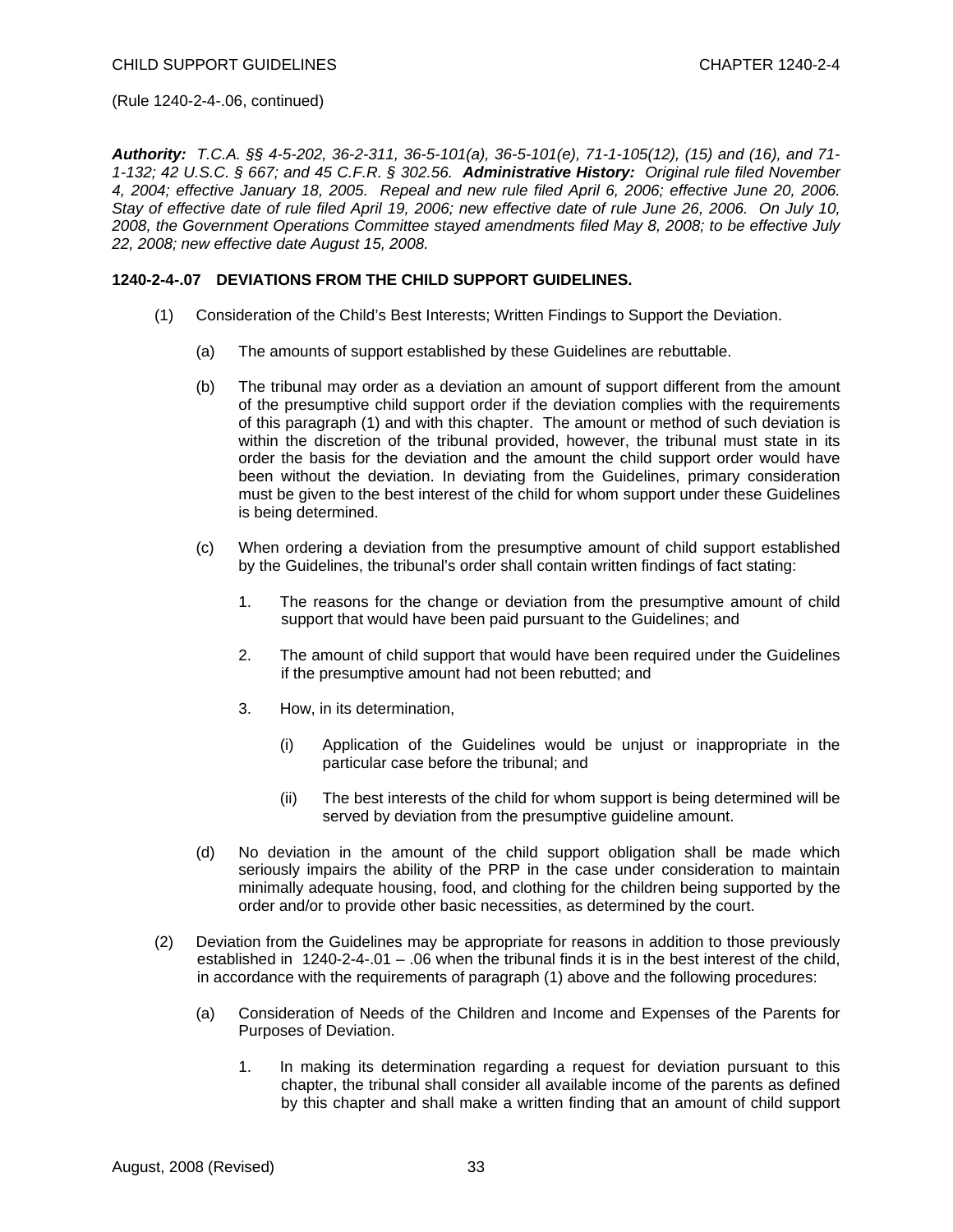(Rule 1240-2-4-.06, continued)

***Authority:*** *T.C.A. §§ 4-5-202, 36-2-311, 36-5-101(a), 36-5-101(e), 71-1-105(12), (15) and (16), and 71-1-132; 42 U.S.C. § 667; and 45 C.F.R. § 302.56.* ***Administrative History:*** *Original rule filed November 4, 2004; effective January 18, 2005. Repeal and new rule filed April 6, 2006; effective June 20, 2006. Stay of effective date of rule filed April 19, 2006; new effective date of rule June 26, 2006. On July 10, 2008, the Government Operations Committee stayed amendments filed May 8, 2008; to be effective July 22, 2008; new effective date August 15, 2008.*

**1240-2-4-.07 DEVIATIONS FROM THE CHILD SUPPORT GUIDELINES.**

(1) Consideration of the Child's Best Interests; Written Findings to Support the Deviation.

(a) The amounts of support established by these Guidelines are rebuttable.

(b) The tribunal may order as a deviation an amount of support different from the amount of the presumptive child support order if the deviation complies with the requirements of this paragraph (1) and with this chapter. The amount or method of such deviation is within the discretion of the tribunal provided, however, the tribunal must state in its order the basis for the deviation and the amount the child support order would have been without the deviation. In deviating from the Guidelines, primary consideration must be given to the best interest of the child for whom support under these Guidelines is being determined.

(c) When ordering a deviation from the presumptive amount of child support established by the Guidelines, the tribunal's order shall contain written findings of fact stating:

1. The reasons for the change or deviation from the presumptive amount of child support that would have been paid pursuant to the Guidelines; and

2. The amount of child support that would have been required under the Guidelines if the presumptive amount had not been rebutted; and

3. How, in its determination,

(i) Application of the Guidelines would be unjust or inappropriate in the particular case before the tribunal; and

(ii) The best interests of the child for whom support is being determined will be served by deviation from the presumptive guideline amount.

(d) No deviation in the amount of the child support obligation shall be made which seriously impairs the ability of the PRP in the case under consideration to maintain minimally adequate housing, food, and clothing for the children being supported by the order and/or to provide other basic necessities, as determined by the court.

(2) Deviation from the Guidelines may be appropriate for reasons in addition to those previously established in 1240-2-4-.01 – .06 when the tribunal finds it is in the best interest of the child, in accordance with the requirements of paragraph (1) above and the following procedures:

(a) Consideration of Needs of the Children and Income and Expenses of the Parents for Purposes of Deviation.

1. In making its determination regarding a request for deviation pursuant to this chapter, the tribunal shall consider all available income of the parents as defined by this chapter and shall make a written finding that an amount of child support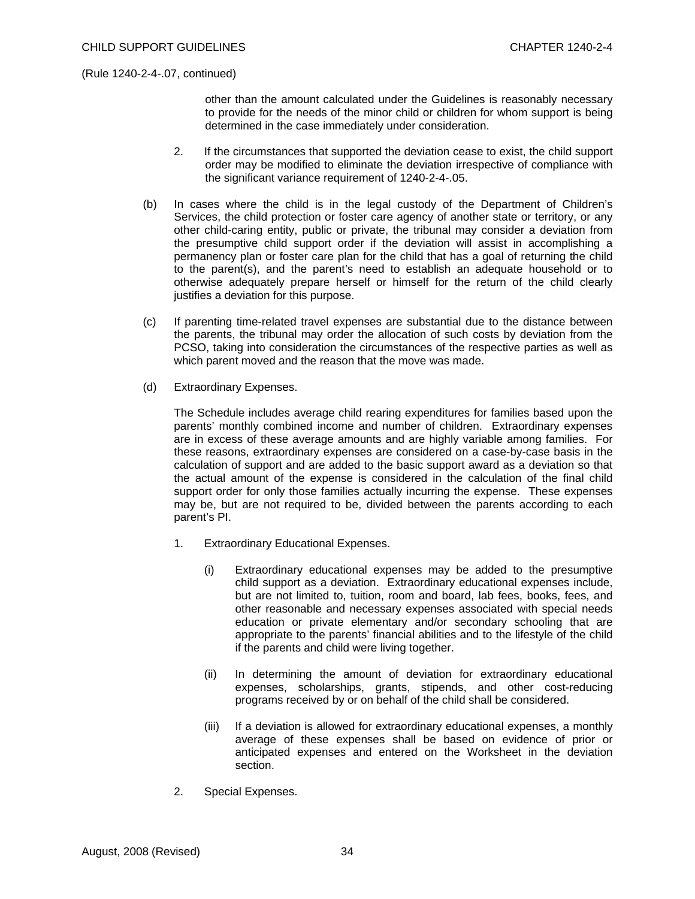(Rule 1240-2-4-.07, continued)

other than the amount calculated under the Guidelines is reasonably necessary to provide for the needs of the minor child or children for whom support is being determined in the case immediately under consideration.

2. If the circumstances that supported the deviation cease to exist, the child support order may be modified to eliminate the deviation irrespective of compliance with the significant variance requirement of 1240-2-4-.05.

(b) In cases where the child is in the legal custody of the Department of Children's Services, the child protection or foster care agency of another state or territory, or any other child-caring entity, public or private, the tribunal may consider a deviation from the presumptive child support order if the deviation will assist in accomplishing a permanency plan or foster care plan for the child that has a goal of returning the child to the parent(s), and the parent's need to establish an adequate household or to otherwise adequately prepare herself or himself for the return of the child clearly justifies a deviation for this purpose.

(c) If parenting time-related travel expenses are substantial due to the distance between the parents, the tribunal may order the allocation of such costs by deviation from the PCSO, taking into consideration the circumstances of the respective parties as well as which parent moved and the reason that the move was made.

(d) Extraordinary Expenses.

The Schedule includes average child rearing expenditures for families based upon the parents' monthly combined income and number of children. Extraordinary expenses are in excess of these average amounts and are highly variable among families. For these reasons, extraordinary expenses are considered on a case-by-case basis in the calculation of support and are added to the basic support award as a deviation so that the actual amount of the expense is considered in the calculation of the final child support order for only those families actually incurring the expense. These expenses may be, but are not required to be, divided between the parents according to each parent's PI.

1. Extraordinary Educational Expenses.

(i) Extraordinary educational expenses may be added to the presumptive child support as a deviation. Extraordinary educational expenses include, but are not limited to, tuition, room and board, lab fees, books, fees, and other reasonable and necessary expenses associated with special needs education or private elementary and/or secondary schooling that are appropriate to the parents' financial abilities and to the lifestyle of the child if the parents and child were living together.

(ii) In determining the amount of deviation for extraordinary educational expenses, scholarships, grants, stipends, and other cost-reducing programs received by or on behalf of the child shall be considered.

(iii) If a deviation is allowed for extraordinary educational expenses, a monthly average of these expenses shall be based on evidence of prior or anticipated expenses and entered on the Worksheet in the deviation section.

2. Special Expenses.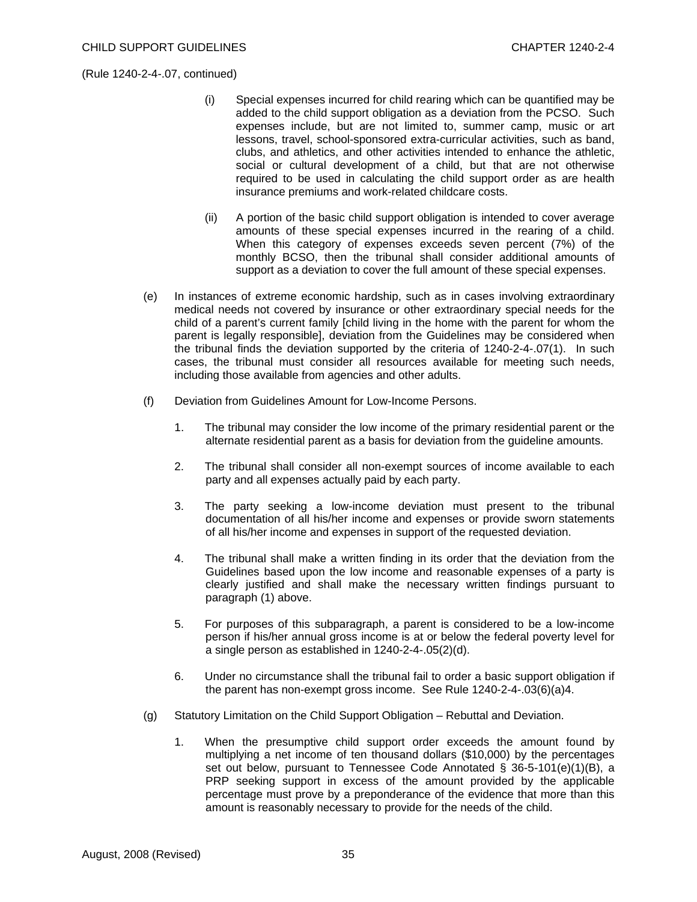(Rule 1240-2-4-.07, continued)

(i) Special expenses incurred for child rearing which can be quantified may be added to the child support obligation as a deviation from the PCSO. Such expenses include, but are not limited to, summer camp, music or art lessons, travel, school-sponsored extra-curricular activities, such as band, clubs, and athletics, and other activities intended to enhance the athletic, social or cultural development of a child, but that are not otherwise required to be used in calculating the child support order as are health insurance premiums and work-related childcare costs.

(ii) A portion of the basic child support obligation is intended to cover average amounts of these special expenses incurred in the rearing of a child. When this category of expenses exceeds seven percent (7%) of the monthly BCSO, then the tribunal shall consider additional amounts of support as a deviation to cover the full amount of these special expenses.

(e) In instances of extreme economic hardship, such as in cases involving extraordinary medical needs not covered by insurance or other extraordinary special needs for the child of a parent's current family [child living in the home with the parent for whom the parent is legally responsible], deviation from the Guidelines may be considered when the tribunal finds the deviation supported by the criteria of 1240-2-4-.07(1). In such cases, the tribunal must consider all resources available for meeting such needs, including those available from agencies and other adults.

(f) Deviation from Guidelines Amount for Low-Income Persons.

1. The tribunal may consider the low income of the primary residential parent or the alternate residential parent as a basis for deviation from the guideline amounts.

2. The tribunal shall consider all non-exempt sources of income available to each party and all expenses actually paid by each party.

3. The party seeking a low-income deviation must present to the tribunal documentation of all his/her income and expenses or provide sworn statements of all his/her income and expenses in support of the requested deviation.

4. The tribunal shall make a written finding in its order that the deviation from the Guidelines based upon the low income and reasonable expenses of a party is clearly justified and shall make the necessary written findings pursuant to paragraph (1) above.

5. For purposes of this subparagraph, a parent is considered to be a low-income person if his/her annual gross income is at or below the federal poverty level for a single person as established in 1240-2-4-.05(2)(d).

6. Under no circumstance shall the tribunal fail to order a basic support obligation if the parent has non-exempt gross income. See Rule 1240-2-4-.03(6)(a)4.

(g) Statutory Limitation on the Child Support Obligation – Rebuttal and Deviation.

1. When the presumptive child support order exceeds the amount found by multiplying a net income of ten thousand dollars ($10,000) by the percentages set out below, pursuant to Tennessee Code Annotated § 36-5-101(e)(1)(B), a PRP seeking support in excess of the amount provided by the applicable percentage must prove by a preponderance of the evidence that more than this amount is reasonably necessary to provide for the needs of the child.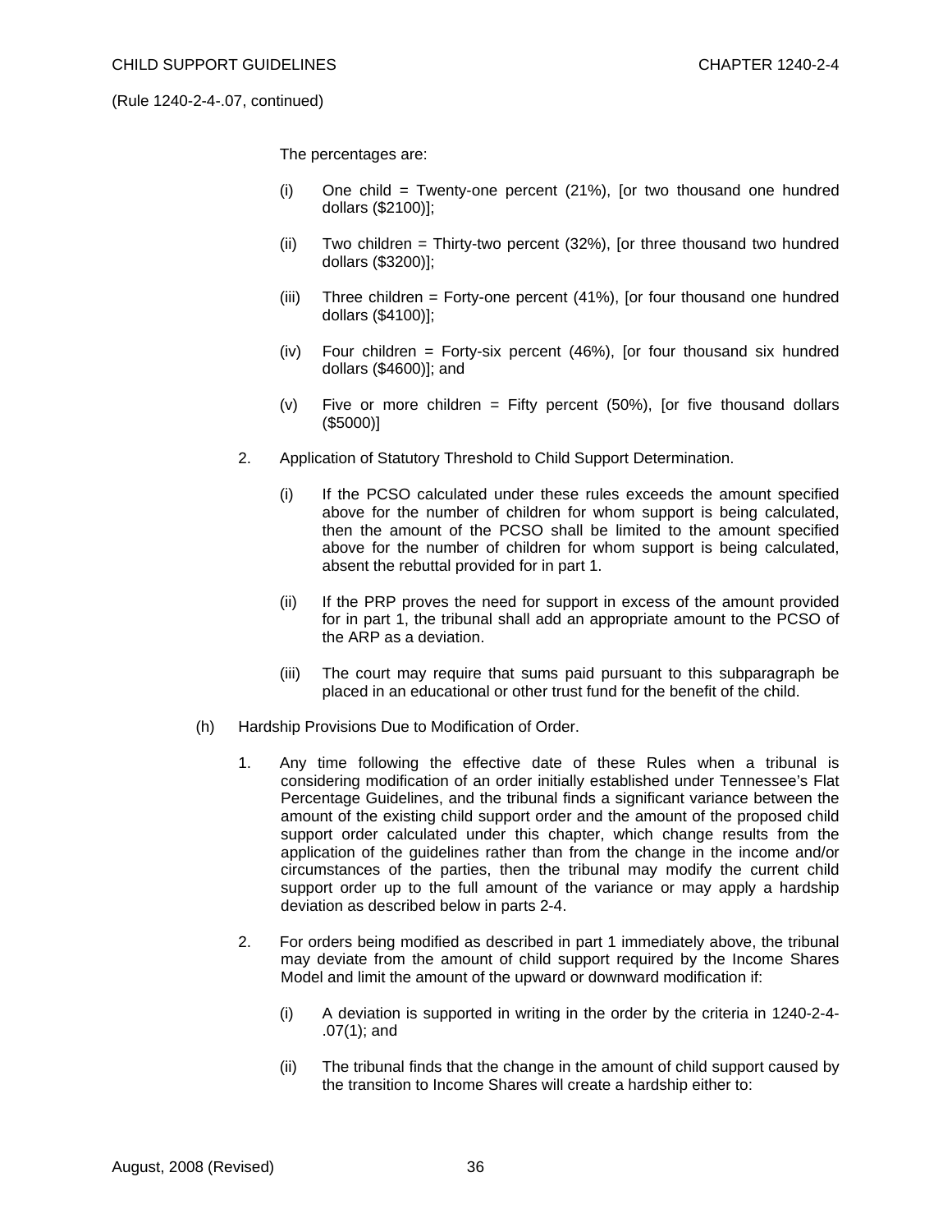(Rule 1240-2-4-.07, continued)

The percentages are:

(i) One child = Twenty-one percent (21%), [or two thousand one hundred dollars ($2100)];

(ii) Two children = Thirty-two percent (32%), [or three thousand two hundred dollars ($3200)];

(iii) Three children = Forty-one percent (41%), [or four thousand one hundred dollars ($4100)];

(iv) Four children = Forty-six percent (46%), [or four thousand six hundred dollars ($4600)]; and

(v) Five or more children = Fifty percent (50%), [or five thousand dollars ($5000)]

2. Application of Statutory Threshold to Child Support Determination.

(i) If the PCSO calculated under these rules exceeds the amount specified above for the number of children for whom support is being calculated, then the amount of the PCSO shall be limited to the amount specified above for the number of children for whom support is being calculated, absent the rebuttal provided for in part 1.

(ii) If the PRP proves the need for support in excess of the amount provided for in part 1, the tribunal shall add an appropriate amount to the PCSO of the ARP as a deviation.

(iii) The court may require that sums paid pursuant to this subparagraph be placed in an educational or other trust fund for the benefit of the child.

(h) Hardship Provisions Due to Modification of Order.

1. Any time following the effective date of these Rules when a tribunal is considering modification of an order initially established under Tennessee's Flat Percentage Guidelines, and the tribunal finds a significant variance between the amount of the existing child support order and the amount of the proposed child support order calculated under this chapter, which change results from the application of the guidelines rather than from the change in the income and/or circumstances of the parties, then the tribunal may modify the current child support order up to the full amount of the variance or may apply a hardship deviation as described below in parts 2-4.

2. For orders being modified as described in part 1 immediately above, the tribunal may deviate from the amount of child support required by the Income Shares Model and limit the amount of the upward or downward modification if:

(i) A deviation is supported in writing in the order by the criteria in 1240-2-4-.07(1); and

(ii) The tribunal finds that the change in the amount of child support caused by the transition to Income Shares will create a hardship either to: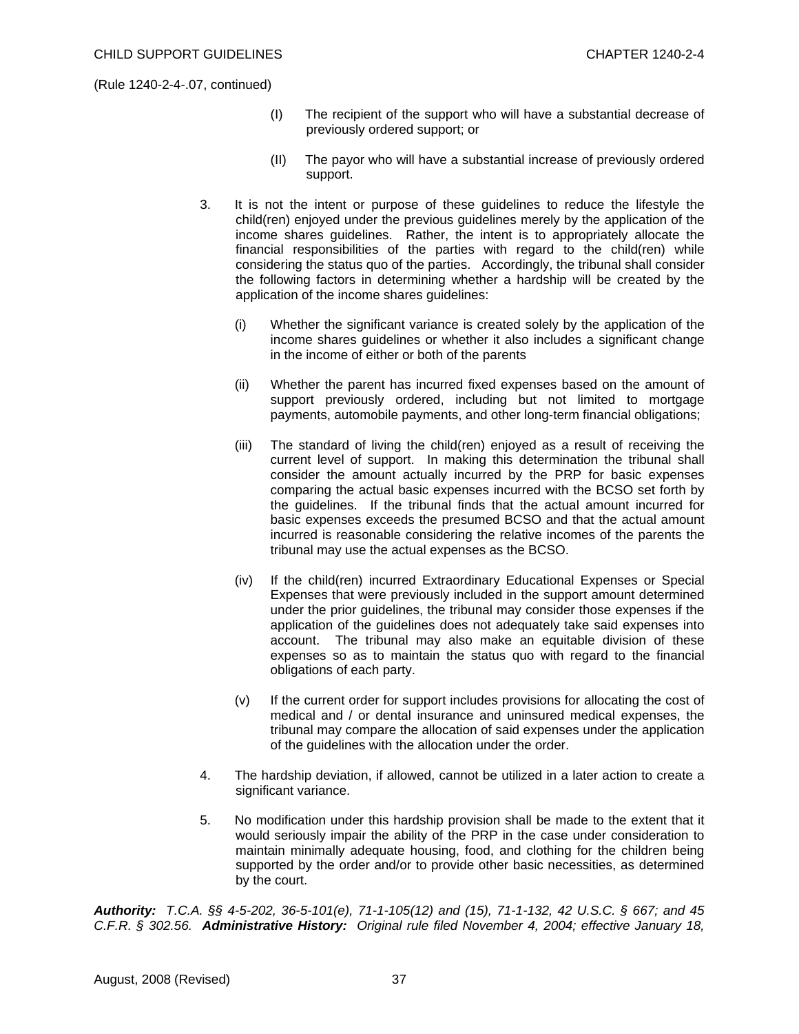(Rule 1240-2-4-.07, continued)

(I) The recipient of the support who will have a substantial decrease of previously ordered support; or

(II) The payor who will have a substantial increase of previously ordered support.

3. It is not the intent or purpose of these guidelines to reduce the lifestyle the child(ren) enjoyed under the previous guidelines merely by the application of the income shares guidelines. Rather, the intent is to appropriately allocate the financial responsibilities of the parties with regard to the child(ren) while considering the status quo of the parties. Accordingly, the tribunal shall consider the following factors in determining whether a hardship will be created by the application of the income shares guidelines:

   (i) Whether the significant variance is created solely by the application of the income shares guidelines or whether it also includes a significant change in the income of either or both of the parents

   (ii) Whether the parent has incurred fixed expenses based on the amount of support previously ordered, including but not limited to mortgage payments, automobile payments, and other long-term financial obligations;

   (iii) The standard of living the child(ren) enjoyed as a result of receiving the current level of support. In making this determination the tribunal shall consider the amount actually incurred by the PRP for basic expenses comparing the actual basic expenses incurred with the BCSO set forth by the guidelines. If the tribunal finds that the actual amount incurred for basic expenses exceeds the presumed BCSO and that the actual amount incurred is reasonable considering the relative incomes of the parents the tribunal may use the actual expenses as the BCSO.

   (iv) If the child(ren) incurred Extraordinary Educational Expenses or Special Expenses that were previously included in the support amount determined under the prior guidelines, the tribunal may consider those expenses if the application of the guidelines does not adequately take said expenses into account. The tribunal may also make an equitable division of these expenses so as to maintain the status quo with regard to the financial obligations of each party.

   (v) If the current order for support includes provisions for allocating the cost of medical and / or dental insurance and uninsured medical expenses, the tribunal may compare the allocation of said expenses under the application of the guidelines with the allocation under the order.

4. The hardship deviation, if allowed, cannot be utilized in a later action to create a significant variance.

5. No modification under this hardship provision shall be made to the extent that it would seriously impair the ability of the PRP in the case under consideration to maintain minimally adequate housing, food, and clothing for the children being supported by the order and/or to provide other basic necessities, as determined by the court.

***Authority:*** *T.C.A. §§ 4-5-202, 36-5-101(e), 71-1-105(12) and (15), 71-1-132, 42 U.S.C. § 667; and 45 C.F.R. § 302.56.* ***Administrative History:*** *Original rule filed November 4, 2004; effective January 18,*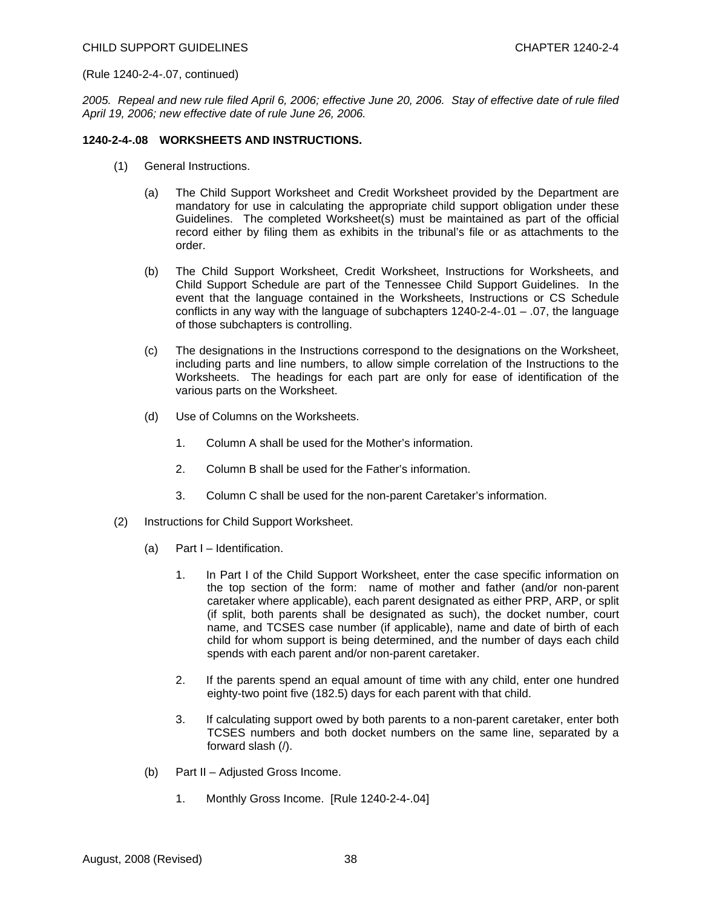(Rule 1240-2-4-.07, continued)

*2005. Repeal and new rule filed April 6, 2006; effective June 20, 2006. Stay of effective date of rule filed April 19, 2006; new effective date of rule June 26, 2006.*

**1240-2-4-.08 WORKSHEETS AND INSTRUCTIONS.**

(1) General Instructions.

(a) The Child Support Worksheet and Credit Worksheet provided by the Department are mandatory for use in calculating the appropriate child support obligation under these Guidelines. The completed Worksheet(s) must be maintained as part of the official record either by filing them as exhibits in the tribunal's file or as attachments to the order.

(b) The Child Support Worksheet, Credit Worksheet, Instructions for Worksheets, and Child Support Schedule are part of the Tennessee Child Support Guidelines. In the event that the language contained in the Worksheets, Instructions or CS Schedule conflicts in any way with the language of subchapters 1240-2-4-.01 – .07, the language of those subchapters is controlling.

(c) The designations in the Instructions correspond to the designations on the Worksheet, including parts and line numbers, to allow simple correlation of the Instructions to the Worksheets. The headings for each part are only for ease of identification of the various parts on the Worksheet.

(d) Use of Columns on the Worksheets.

1. Column A shall be used for the Mother's information.

2. Column B shall be used for the Father's information.

3. Column C shall be used for the non-parent Caretaker's information.

(2) Instructions for Child Support Worksheet.

(a) Part I – Identification.

1. In Part I of the Child Support Worksheet, enter the case specific information on the top section of the form: name of mother and father (and/or non-parent caretaker where applicable), each parent designated as either PRP, ARP, or split (if split, both parents shall be designated as such), the docket number, court name, and TCSES case number (if applicable), name and date of birth of each child for whom support is being determined, and the number of days each child spends with each parent and/or non-parent caretaker.

2. If the parents spend an equal amount of time with any child, enter one hundred eighty-two point five (182.5) days for each parent with that child.

3. If calculating support owed by both parents to a non-parent caretaker, enter both TCSES numbers and both docket numbers on the same line, separated by a forward slash (/).

(b) Part II – Adjusted Gross Income.

1. Monthly Gross Income. [Rule 1240-2-4-.04]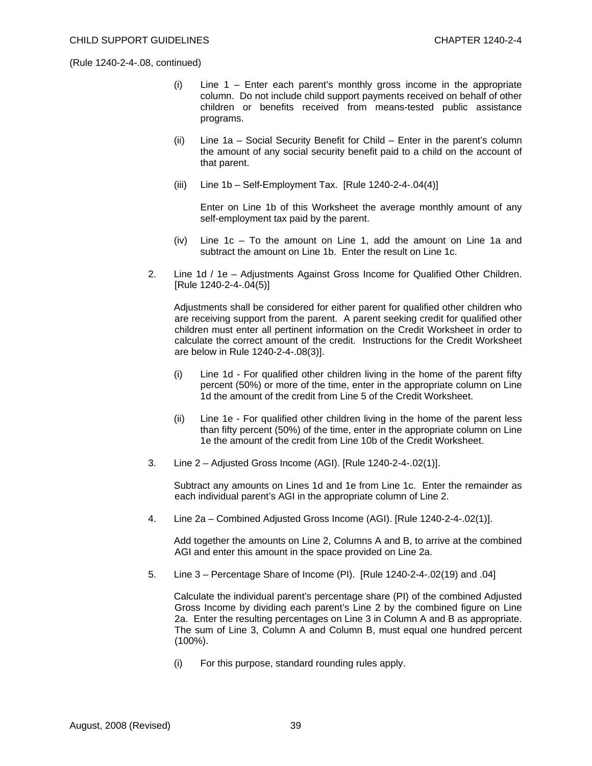(Rule 1240-2-4-.08, continued)

(i) Line 1 – Enter each parent's monthly gross income in the appropriate column. Do not include child support payments received on behalf of other children or benefits received from means-tested public assistance programs.

(ii) Line 1a – Social Security Benefit for Child – Enter in the parent's column the amount of any social security benefit paid to a child on the account of that parent.

(iii) Line 1b – Self-Employment Tax. [Rule 1240-2-4-.04(4)]

Enter on Line 1b of this Worksheet the average monthly amount of any self-employment tax paid by the parent.

(iv) Line 1c – To the amount on Line 1, add the amount on Line 1a and subtract the amount on Line 1b. Enter the result on Line 1c.

2. Line 1d / 1e – Adjustments Against Gross Income for Qualified Other Children. [Rule 1240-2-4-.04(5)]

Adjustments shall be considered for either parent for qualified other children who are receiving support from the parent. A parent seeking credit for qualified other children must enter all pertinent information on the Credit Worksheet in order to calculate the correct amount of the credit. Instructions for the Credit Worksheet are below in Rule 1240-2-4-.08(3)].

(i) Line 1d - For qualified other children living in the home of the parent fifty percent (50%) or more of the time, enter in the appropriate column on Line 1d the amount of the credit from Line 5 of the Credit Worksheet.

(ii) Line 1e - For qualified other children living in the home of the parent less than fifty percent (50%) of the time, enter in the appropriate column on Line 1e the amount of the credit from Line 10b of the Credit Worksheet.

3. Line 2 – Adjusted Gross Income (AGI). [Rule 1240-2-4-.02(1)].

Subtract any amounts on Lines 1d and 1e from Line 1c. Enter the remainder as each individual parent's AGI in the appropriate column of Line 2.

4. Line 2a – Combined Adjusted Gross Income (AGI). [Rule 1240-2-4-.02(1)].

Add together the amounts on Line 2, Columns A and B, to arrive at the combined AGI and enter this amount in the space provided on Line 2a.

5. Line 3 – Percentage Share of Income (PI). [Rule 1240-2-4-.02(19) and .04]

Calculate the individual parent's percentage share (PI) of the combined Adjusted Gross Income by dividing each parent's Line 2 by the combined figure on Line 2a. Enter the resulting percentages on Line 3 in Column A and B as appropriate. The sum of Line 3, Column A and Column B, must equal one hundred percent (100%).

(i) For this purpose, standard rounding rules apply.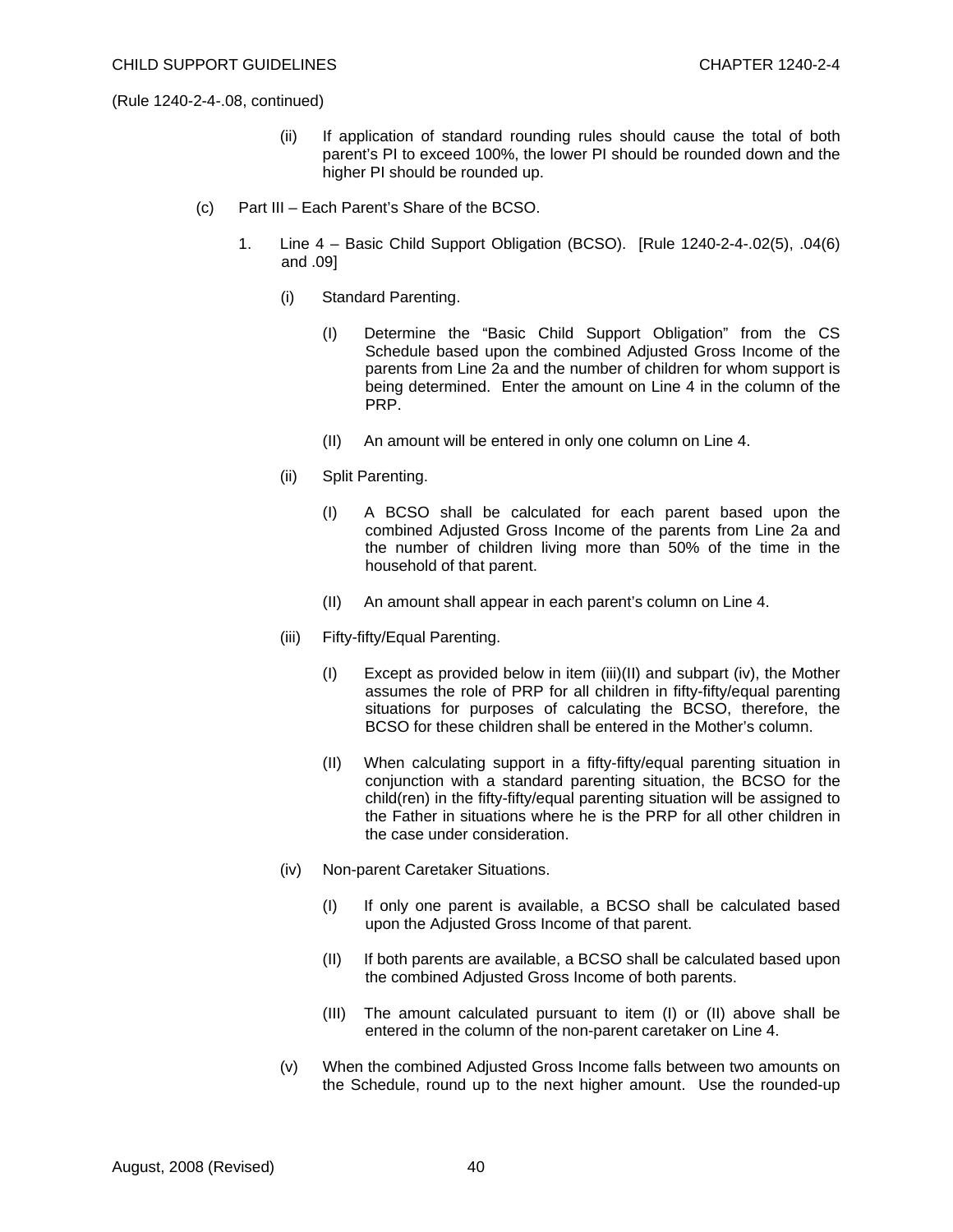(Rule 1240-2-4-.08, continued)

(ii) If application of standard rounding rules should cause the total of both parent's PI to exceed 100%, the lower PI should be rounded down and the higher PI should be rounded up.

(c) Part III – Each Parent's Share of the BCSO.

1. Line 4 – Basic Child Support Obligation (BCSO). [Rule 1240-2-4-.02(5), .04(6) and .09]

   (i) Standard Parenting.

   (I) Determine the "Basic Child Support Obligation" from the CS Schedule based upon the combined Adjusted Gross Income of the parents from Line 2a and the number of children for whom support is being determined. Enter the amount on Line 4 in the column of the PRP.

   (II) An amount will be entered in only one column on Line 4.

   (ii) Split Parenting.

   (I) A BCSO shall be calculated for each parent based upon the combined Adjusted Gross Income of the parents from Line 2a and the number of children living more than 50% of the time in the household of that parent.

   (II) An amount shall appear in each parent's column on Line 4.

   (iii) Fifty-fifty/Equal Parenting.

   (I) Except as provided below in item (iii)(II) and subpart (iv), the Mother assumes the role of PRP for all children in fifty-fifty/equal parenting situations for purposes of calculating the BCSO, therefore, the BCSO for these children shall be entered in the Mother's column.

   (II) When calculating support in a fifty-fifty/equal parenting situation in conjunction with a standard parenting situation, the BCSO for the child(ren) in the fifty-fifty/equal parenting situation will be assigned to the Father in situations where he is the PRP for all other children in the case under consideration.

   (iv) Non-parent Caretaker Situations.

   (I) If only one parent is available, a BCSO shall be calculated based upon the Adjusted Gross Income of that parent.

   (II) If both parents are available, a BCSO shall be calculated based upon the combined Adjusted Gross Income of both parents.

   (III) The amount calculated pursuant to item (I) or (II) above shall be entered in the column of the non-parent caretaker on Line 4.

   (v) When the combined Adjusted Gross Income falls between two amounts on the Schedule, round up to the next higher amount. Use the rounded-up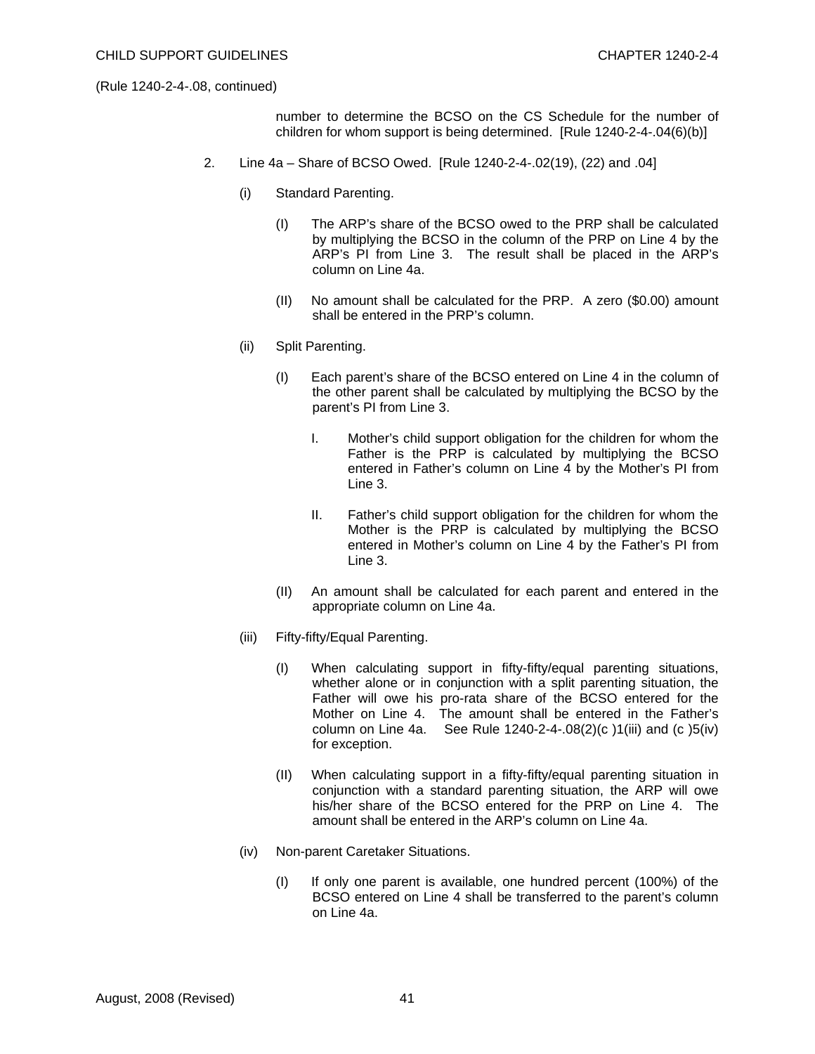(Rule 1240-2-4-.08, continued)

number to determine the BCSO on the CS Schedule for the number of children for whom support is being determined. [Rule 1240-2-4-.04(6)(b)]

2. Line 4a – Share of BCSO Owed. [Rule 1240-2-4-.02(19), (22) and .04]

   (i) Standard Parenting.

      (I) The ARP's share of the BCSO owed to the PRP shall be calculated by multiplying the BCSO in the column of the PRP on Line 4 by the ARP's PI from Line 3. The result shall be placed in the ARP's column on Line 4a.

      (II) No amount shall be calculated for the PRP. A zero ($0.00) amount shall be entered in the PRP's column.

   (ii) Split Parenting.

      (I) Each parent's share of the BCSO entered on Line 4 in the column of the other parent shall be calculated by multiplying the BCSO by the parent's PI from Line 3.

         I. Mother's child support obligation for the children for whom the Father is the PRP is calculated by multiplying the BCSO entered in Father's column on Line 4 by the Mother's PI from Line 3.

         II. Father's child support obligation for the children for whom the Mother is the PRP is calculated by multiplying the BCSO entered in Mother's column on Line 4 by the Father's PI from Line 3.

      (II) An amount shall be calculated for each parent and entered in the appropriate column on Line 4a.

   (iii) Fifty-fifty/Equal Parenting.

      (I) When calculating support in fifty-fifty/equal parenting situations, whether alone or in conjunction with a split parenting situation, the Father will owe his pro-rata share of the BCSO entered for the Mother on Line 4. The amount shall be entered in the Father's column on Line 4a. See Rule 1240-2-4-.08(2)(c )1(iii) and (c )5(iv) for exception.

      (II) When calculating support in a fifty-fifty/equal parenting situation in conjunction with a standard parenting situation, the ARP will owe his/her share of the BCSO entered for the PRP on Line 4. The amount shall be entered in the ARP's column on Line 4a.

   (iv) Non-parent Caretaker Situations.

      (I) If only one parent is available, one hundred percent (100%) of the BCSO entered on Line 4 shall be transferred to the parent's column on Line 4a.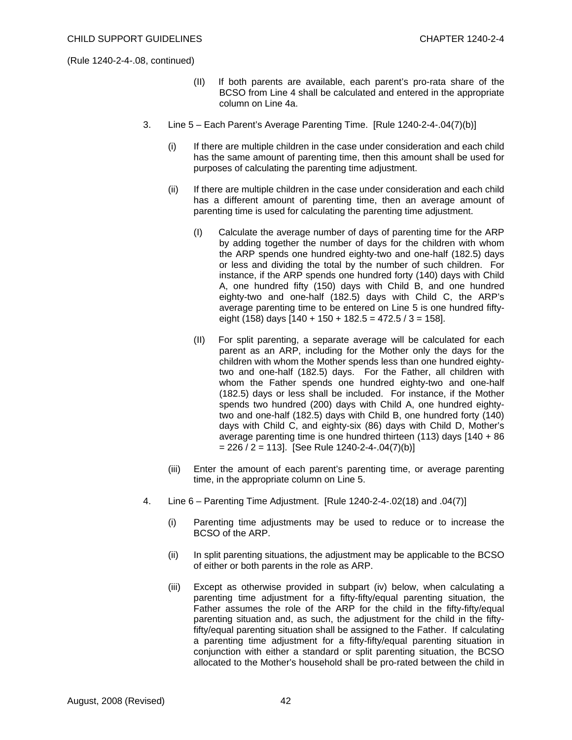(Rule 1240-2-4-.08, continued)

(II) If both parents are available, each parent's pro-rata share of the BCSO from Line 4 shall be calculated and entered in the appropriate column on Line 4a.

3. Line 5 – Each Parent's Average Parenting Time. [Rule 1240-2-4-.04(7)(b)]

   (i) If there are multiple children in the case under consideration and each child has the same amount of parenting time, then this amount shall be used for purposes of calculating the parenting time adjustment.

   (ii) If there are multiple children in the case under consideration and each child has a different amount of parenting time, then an average amount of parenting time is used for calculating the parenting time adjustment.

      (I) Calculate the average number of days of parenting time for the ARP by adding together the number of days for the children with whom the ARP spends one hundred eighty-two and one-half (182.5) days or less and dividing the total by the number of such children. For instance, if the ARP spends one hundred forty (140) days with Child A, one hundred fifty (150) days with Child B, and one hundred eighty-two and one-half (182.5) days with Child C, the ARP's average parenting time to be entered on Line 5 is one hundred fifty-eight (158) days [140 + 150 + 182.5 = 472.5 / 3 = 158].

      (II) For split parenting, a separate average will be calculated for each parent as an ARP, including for the Mother only the days for the children with whom the Mother spends less than one hundred eighty-two and one-half (182.5) days. For the Father, all children with whom the Father spends one hundred eighty-two and one-half (182.5) days or less shall be included. For instance, if the Mother spends two hundred (200) days with Child A, one hundred eighty-two and one-half (182.5) days with Child B, one hundred forty (140) days with Child C, and eighty-six (86) days with Child D, Mother's average parenting time is one hundred thirteen (113) days [140 + 86 = 226 / 2 = 113]. [See Rule 1240-2-4-.04(7)(b)]

   (iii) Enter the amount of each parent's parenting time, or average parenting time, in the appropriate column on Line 5.

4. Line 6 – Parenting Time Adjustment. [Rule 1240-2-4-.02(18) and .04(7)]

   (i) Parenting time adjustments may be used to reduce or to increase the BCSO of the ARP.

   (ii) In split parenting situations, the adjustment may be applicable to the BCSO of either or both parents in the role as ARP.

   (iii) Except as otherwise provided in subpart (iv) below, when calculating a parenting time adjustment for a fifty-fifty/equal parenting situation, the Father assumes the role of the ARP for the child in the fifty-fifty/equal parenting situation and, as such, the adjustment for the child in the fifty-fifty/equal parenting situation shall be assigned to the Father. If calculating a parenting time adjustment for a fifty-fifty/equal parenting situation in conjunction with either a standard or split parenting situation, the BCSO allocated to the Mother's household shall be pro-rated between the child in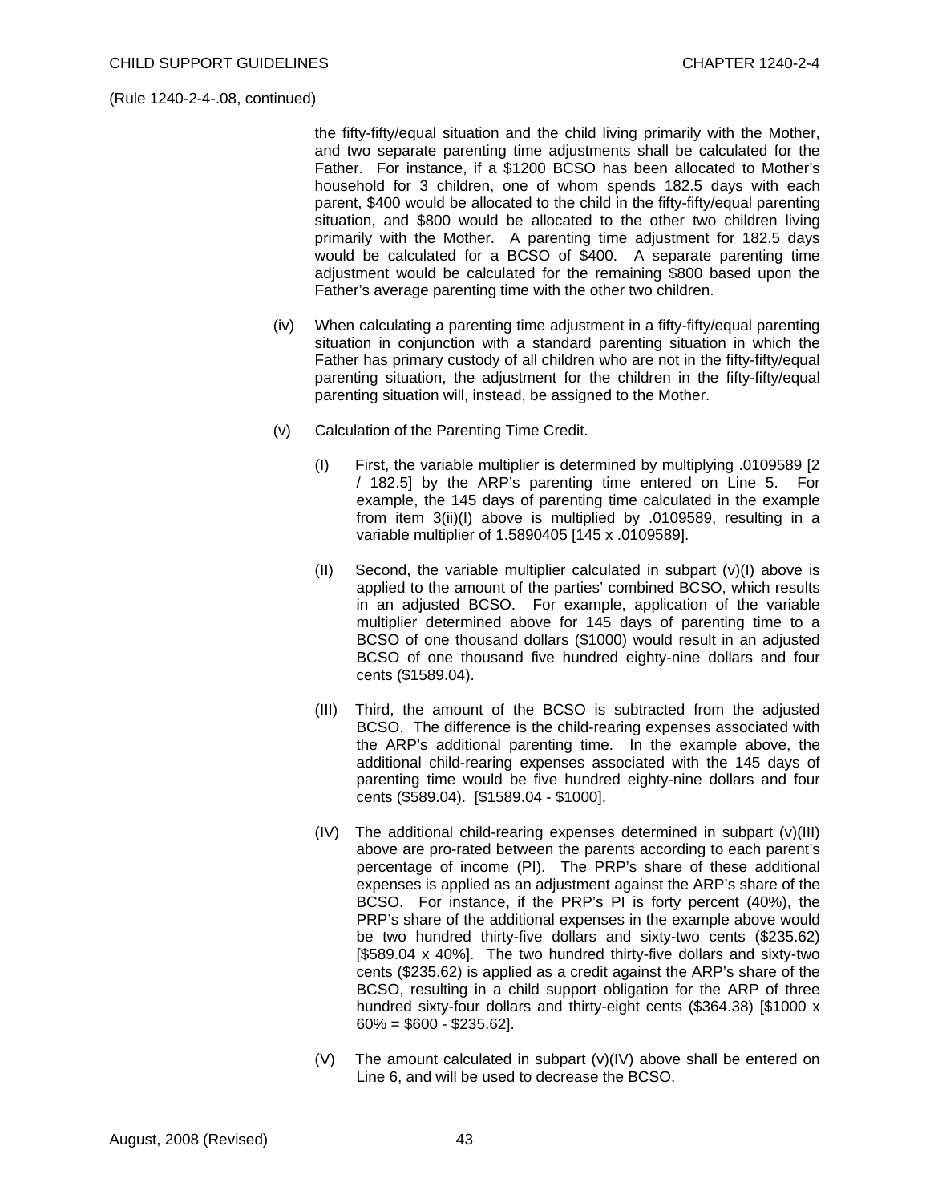(Rule 1240-2-4-.08, continued)

the fifty-fifty/equal situation and the child living primarily with the Mother, and two separate parenting time adjustments shall be calculated for the Father. For instance, if a $1200 BCSO has been allocated to Mother's household for 3 children, one of whom spends 182.5 days with each parent, $400 would be allocated to the child in the fifty-fifty/equal parenting situation, and $800 would be allocated to the other two children living primarily with the Mother. A parenting time adjustment for 182.5 days would be calculated for a BCSO of $400. A separate parenting time adjustment would be calculated for the remaining $800 based upon the Father's average parenting time with the other two children.

(iv) When calculating a parenting time adjustment in a fifty-fifty/equal parenting situation in conjunction with a standard parenting situation in which the Father has primary custody of all children who are not in the fifty-fifty/equal parenting situation, the adjustment for the children in the fifty-fifty/equal parenting situation will, instead, be assigned to the Mother.

(v) Calculation of the Parenting Time Credit.

(I) First, the variable multiplier is determined by multiplying .0109589 [2 / 182.5] by the ARP's parenting time entered on Line 5. For example, the 145 days of parenting time calculated in the example from item 3(ii)(I) above is multiplied by .0109589, resulting in a variable multiplier of 1.5890405 [145 x .0109589].

(II) Second, the variable multiplier calculated in subpart (v)(I) above is applied to the amount of the parties' combined BCSO, which results in an adjusted BCSO. For example, application of the variable multiplier determined above for 145 days of parenting time to a BCSO of one thousand dollars ($1000) would result in an adjusted BCSO of one thousand five hundred eighty-nine dollars and four cents ($1589.04).

(III) Third, the amount of the BCSO is subtracted from the adjusted BCSO. The difference is the child-rearing expenses associated with the ARP's additional parenting time. In the example above, the additional child-rearing expenses associated with the 145 days of parenting time would be five hundred eighty-nine dollars and four cents ($589.04). [$1589.04 - $1000].

(IV) The additional child-rearing expenses determined in subpart (v)(III) above are pro-rated between the parents according to each parent's percentage of income (PI). The PRP's share of these additional expenses is applied as an adjustment against the ARP's share of the BCSO. For instance, if the PRP's PI is forty percent (40%), the PRP's share of the additional expenses in the example above would be two hundred thirty-five dollars and sixty-two cents ($235.62) [$589.04 x 40%]. The two hundred thirty-five dollars and sixty-two cents ($235.62) is applied as a credit against the ARP's share of the BCSO, resulting in a child support obligation for the ARP of three hundred sixty-four dollars and thirty-eight cents ($364.38) [$1000 x 60% = $600 - $235.62].

(V) The amount calculated in subpart (v)(IV) above shall be entered on Line 6, and will be used to decrease the BCSO.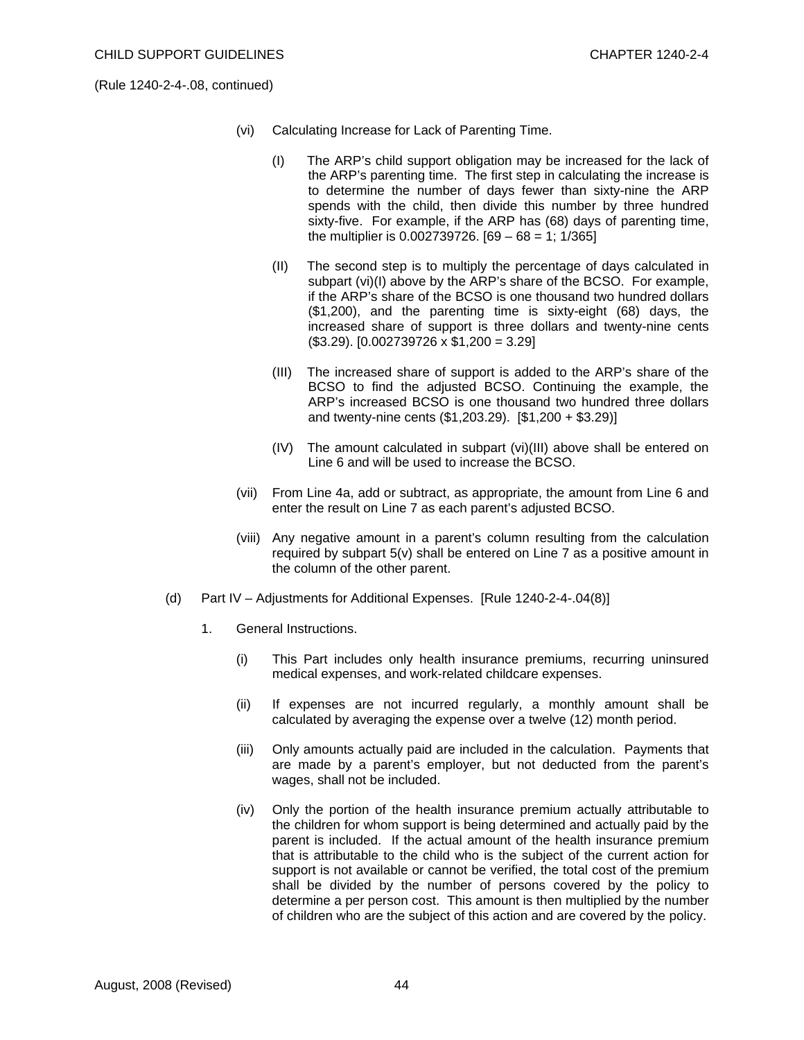(Rule 1240-2-4-.08, continued)

(vi) Calculating Increase for Lack of Parenting Time.

(I) The ARP's child support obligation may be increased for the lack of the ARP's parenting time. The first step in calculating the increase is to determine the number of days fewer than sixty-nine the ARP spends with the child, then divide this number by three hundred sixty-five. For example, if the ARP has (68) days of parenting time, the multiplier is 0.002739726. [69 – 68 = 1; 1/365]

(II) The second step is to multiply the percentage of days calculated in subpart (vi)(I) above by the ARP's share of the BCSO. For example, if the ARP's share of the BCSO is one thousand two hundred dollars ($1,200), and the parenting time is sixty-eight (68) days, the increased share of support is three dollars and twenty-nine cents ($3.29). [0.002739726 x $1,200 = 3.29]

(III) The increased share of support is added to the ARP's share of the BCSO to find the adjusted BCSO. Continuing the example, the ARP's increased BCSO is one thousand two hundred three dollars and twenty-nine cents ($1,203.29). [$1,200 + $3.29)]

(IV) The amount calculated in subpart (vi)(III) above shall be entered on Line 6 and will be used to increase the BCSO.

(vii) From Line 4a, add or subtract, as appropriate, the amount from Line 6 and enter the result on Line 7 as each parent's adjusted BCSO.

(viii) Any negative amount in a parent's column resulting from the calculation required by subpart 5(v) shall be entered on Line 7 as a positive amount in the column of the other parent.

(d) Part IV – Adjustments for Additional Expenses. [Rule 1240-2-4-.04(8)]

1. General Instructions.

(i) This Part includes only health insurance premiums, recurring uninsured medical expenses, and work-related childcare expenses.

(ii) If expenses are not incurred regularly, a monthly amount shall be calculated by averaging the expense over a twelve (12) month period.

(iii) Only amounts actually paid are included in the calculation. Payments that are made by a parent's employer, but not deducted from the parent's wages, shall not be included.

(iv) Only the portion of the health insurance premium actually attributable to the children for whom support is being determined and actually paid by the parent is included. If the actual amount of the health insurance premium that is attributable to the child who is the subject of the current action for support is not available or cannot be verified, the total cost of the premium shall be divided by the number of persons covered by the policy to determine a per person cost. This amount is then multiplied by the number of children who are the subject of this action and are covered by the policy.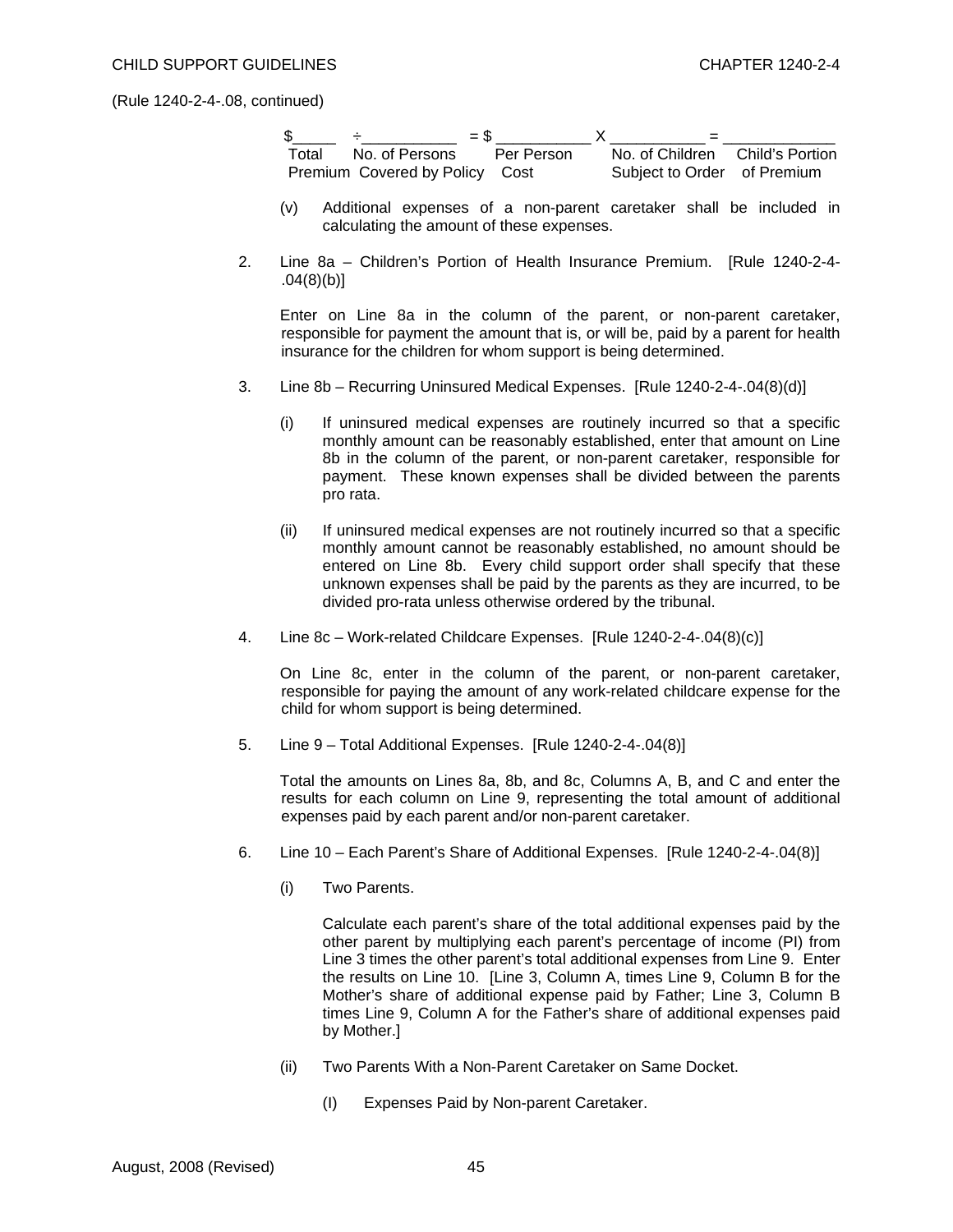(Rule 1240-2-4-.08, continued)

| \$_____ | ÷__________ | = \$ __________ | X __________ | = ____________ |
|---|---|---|---|---|
| Total Premium | No. of Persons Covered by Policy | Per Person Cost | No. of Children Subject to Order | Child's Portion of Premium |

(v) Additional expenses of a non-parent caretaker shall be included in calculating the amount of these expenses.

2. Line 8a – Children's Portion of Health Insurance Premium. [Rule 1240-2-4-.04(8)(b)]

   Enter on Line 8a in the column of the parent, or non-parent caretaker, responsible for payment the amount that is, or will be, paid by a parent for health insurance for the children for whom support is being determined.

3. Line 8b – Recurring Uninsured Medical Expenses. [Rule 1240-2-4-.04(8)(d)]

   (i) If uninsured medical expenses are routinely incurred so that a specific monthly amount can be reasonably established, enter that amount on Line 8b in the column of the parent, or non-parent caretaker, responsible for payment. These known expenses shall be divided between the parents pro rata.

   (ii) If uninsured medical expenses are not routinely incurred so that a specific monthly amount cannot be reasonably established, no amount should be entered on Line 8b. Every child support order shall specify that these unknown expenses shall be paid by the parents as they are incurred, to be divided pro-rata unless otherwise ordered by the tribunal.

4. Line 8c – Work-related Childcare Expenses. [Rule 1240-2-4-.04(8)(c)]

   On Line 8c, enter in the column of the parent, or non-parent caretaker, responsible for paying the amount of any work-related childcare expense for the child for whom support is being determined.

5. Line 9 – Total Additional Expenses. [Rule 1240-2-4-.04(8)]

   Total the amounts on Lines 8a, 8b, and 8c, Columns A, B, and C and enter the results for each column on Line 9, representing the total amount of additional expenses paid by each parent and/or non-parent caretaker.

6. Line 10 – Each Parent's Share of Additional Expenses. [Rule 1240-2-4-.04(8)]

   (i) Two Parents.

   Calculate each parent's share of the total additional expenses paid by the other parent by multiplying each parent's percentage of income (PI) from Line 3 times the other parent's total additional expenses from Line 9. Enter the results on Line 10. [Line 3, Column A, times Line 9, Column B for the Mother's share of additional expense paid by Father; Line 3, Column B times Line 9, Column A for the Father's share of additional expenses paid by Mother.]

   (ii) Two Parents With a Non-Parent Caretaker on Same Docket.

   (I) Expenses Paid by Non-parent Caretaker.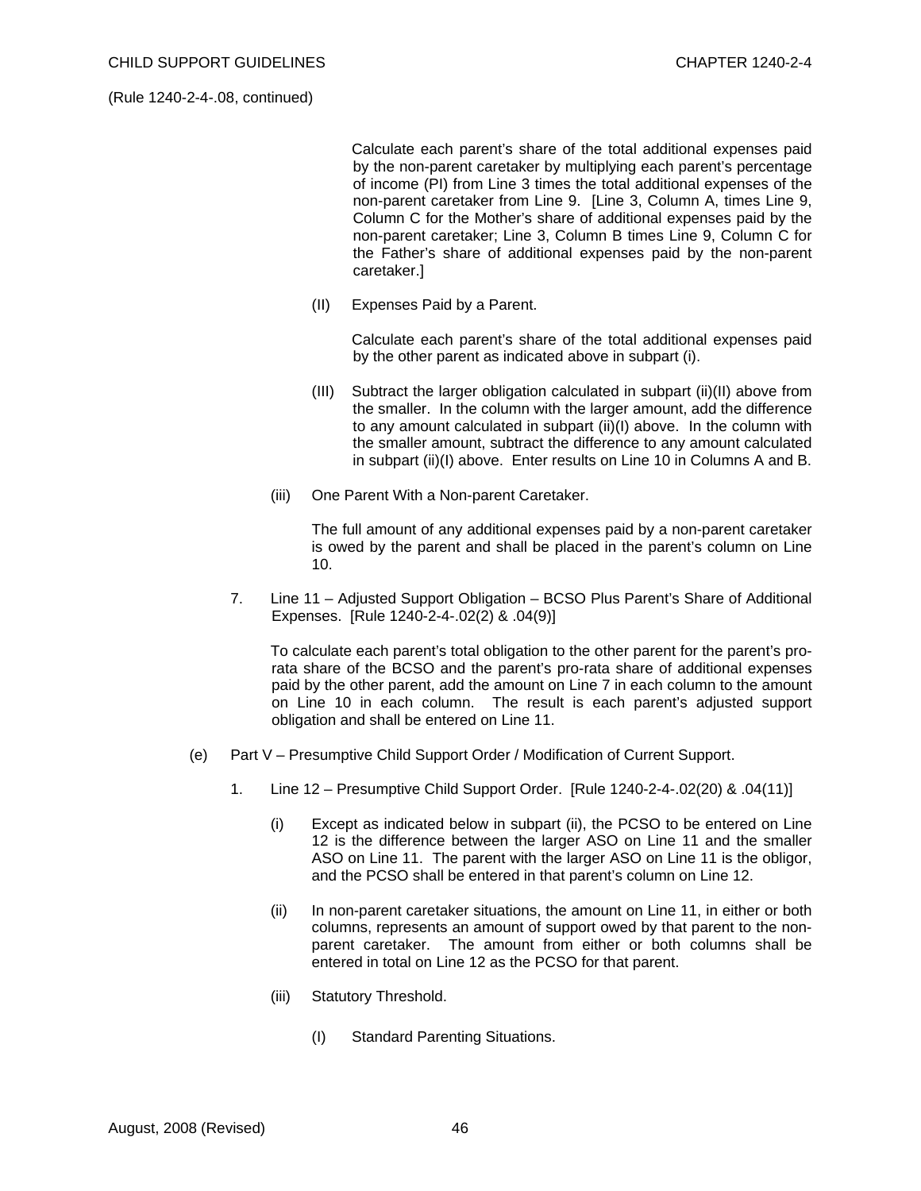(Rule 1240-2-4-.08, continued)

Calculate each parent's share of the total additional expenses paid by the non-parent caretaker by multiplying each parent's percentage of income (PI) from Line 3 times the total additional expenses of the non-parent caretaker from Line 9. [Line 3, Column A, times Line 9, Column C for the Mother's share of additional expenses paid by the non-parent caretaker; Line 3, Column B times Line 9, Column C for the Father's share of additional expenses paid by the non-parent caretaker.]

(II) Expenses Paid by a Parent.

Calculate each parent's share of the total additional expenses paid by the other parent as indicated above in subpart (i).

(III) Subtract the larger obligation calculated in subpart (ii)(II) above from the smaller. In the column with the larger amount, add the difference to any amount calculated in subpart (ii)(I) above. In the column with the smaller amount, subtract the difference to any amount calculated in subpart (ii)(I) above. Enter results on Line 10 in Columns A and B.

(iii) One Parent With a Non-parent Caretaker.

The full amount of any additional expenses paid by a non-parent caretaker is owed by the parent and shall be placed in the parent's column on Line 10.

7. Line 11 – Adjusted Support Obligation – BCSO Plus Parent's Share of Additional Expenses. [Rule 1240-2-4-.02(2) & .04(9)]

To calculate each parent's total obligation to the other parent for the parent's pro-rata share of the BCSO and the parent's pro-rata share of additional expenses paid by the other parent, add the amount on Line 7 in each column to the amount on Line 10 in each column. The result is each parent's adjusted support obligation and shall be entered on Line 11.

(e) Part V – Presumptive Child Support Order / Modification of Current Support.

1. Line 12 – Presumptive Child Support Order. [Rule 1240-2-4-.02(20) & .04(11)]

(i) Except as indicated below in subpart (ii), the PCSO to be entered on Line 12 is the difference between the larger ASO on Line 11 and the smaller ASO on Line 11. The parent with the larger ASO on Line 11 is the obligor, and the PCSO shall be entered in that parent's column on Line 12.

(ii) In non-parent caretaker situations, the amount on Line 11, in either or both columns, represents an amount of support owed by that parent to the non-parent caretaker. The amount from either or both columns shall be entered in total on Line 12 as the PCSO for that parent.

(iii) Statutory Threshold.

(I) Standard Parenting Situations.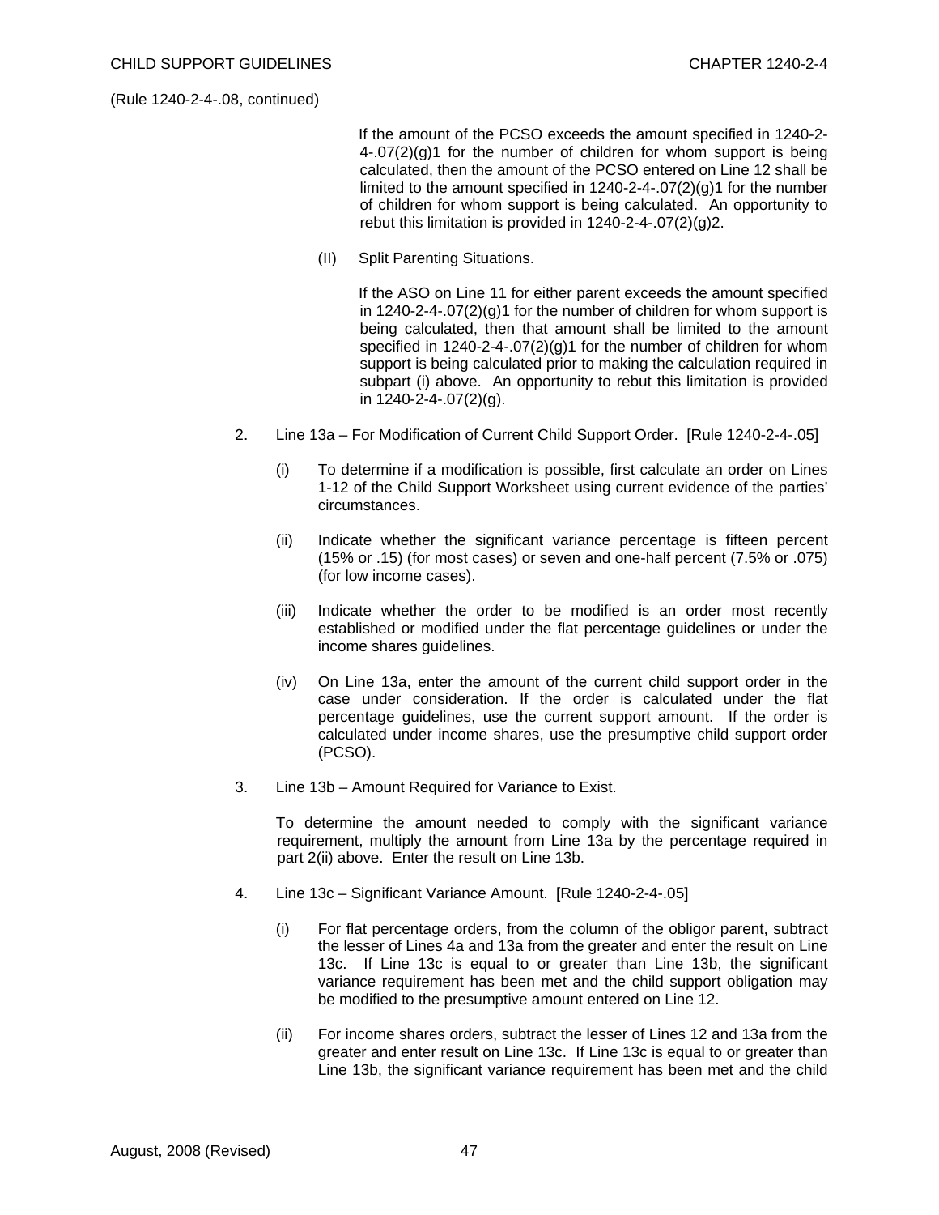(Rule 1240-2-4-.08, continued)

If the amount of the PCSO exceeds the amount specified in 1240-2-4-.07(2)(g)1 for the number of children for whom support is being calculated, then the amount of the PCSO entered on Line 12 shall be limited to the amount specified in 1240-2-4-.07(2)(g)1 for the number of children for whom support is being calculated. An opportunity to rebut this limitation is provided in 1240-2-4-.07(2)(g)2.

(II) Split Parenting Situations.

If the ASO on Line 11 for either parent exceeds the amount specified in 1240-2-4-.07(2)(g)1 for the number of children for whom support is being calculated, then that amount shall be limited to the amount specified in 1240-2-4-.07(2)(g)1 for the number of children for whom support is being calculated prior to making the calculation required in subpart (i) above. An opportunity to rebut this limitation is provided in 1240-2-4-.07(2)(g).

2. Line 13a – For Modification of Current Child Support Order. [Rule 1240-2-4-.05]

   (i) To determine if a modification is possible, first calculate an order on Lines 1-12 of the Child Support Worksheet using current evidence of the parties' circumstances.

   (ii) Indicate whether the significant variance percentage is fifteen percent (15% or .15) (for most cases) or seven and one-half percent (7.5% or .075) (for low income cases).

   (iii) Indicate whether the order to be modified is an order most recently established or modified under the flat percentage guidelines or under the income shares guidelines.

   (iv) On Line 13a, enter the amount of the current child support order in the case under consideration. If the order is calculated under the flat percentage guidelines, use the current support amount. If the order is calculated under income shares, use the presumptive child support order (PCSO).

3. Line 13b – Amount Required for Variance to Exist.

   To determine the amount needed to comply with the significant variance requirement, multiply the amount from Line 13a by the percentage required in part 2(ii) above. Enter the result on Line 13b.

4. Line 13c – Significant Variance Amount. [Rule 1240-2-4-.05]

   (i) For flat percentage orders, from the column of the obligor parent, subtract the lesser of Lines 4a and 13a from the greater and enter the result on Line 13c. If Line 13c is equal to or greater than Line 13b, the significant variance requirement has been met and the child support obligation may be modified to the presumptive amount entered on Line 12.

   (ii) For income shares orders, subtract the lesser of Lines 12 and 13a from the greater and enter result on Line 13c. If Line 13c is equal to or greater than Line 13b, the significant variance requirement has been met and the child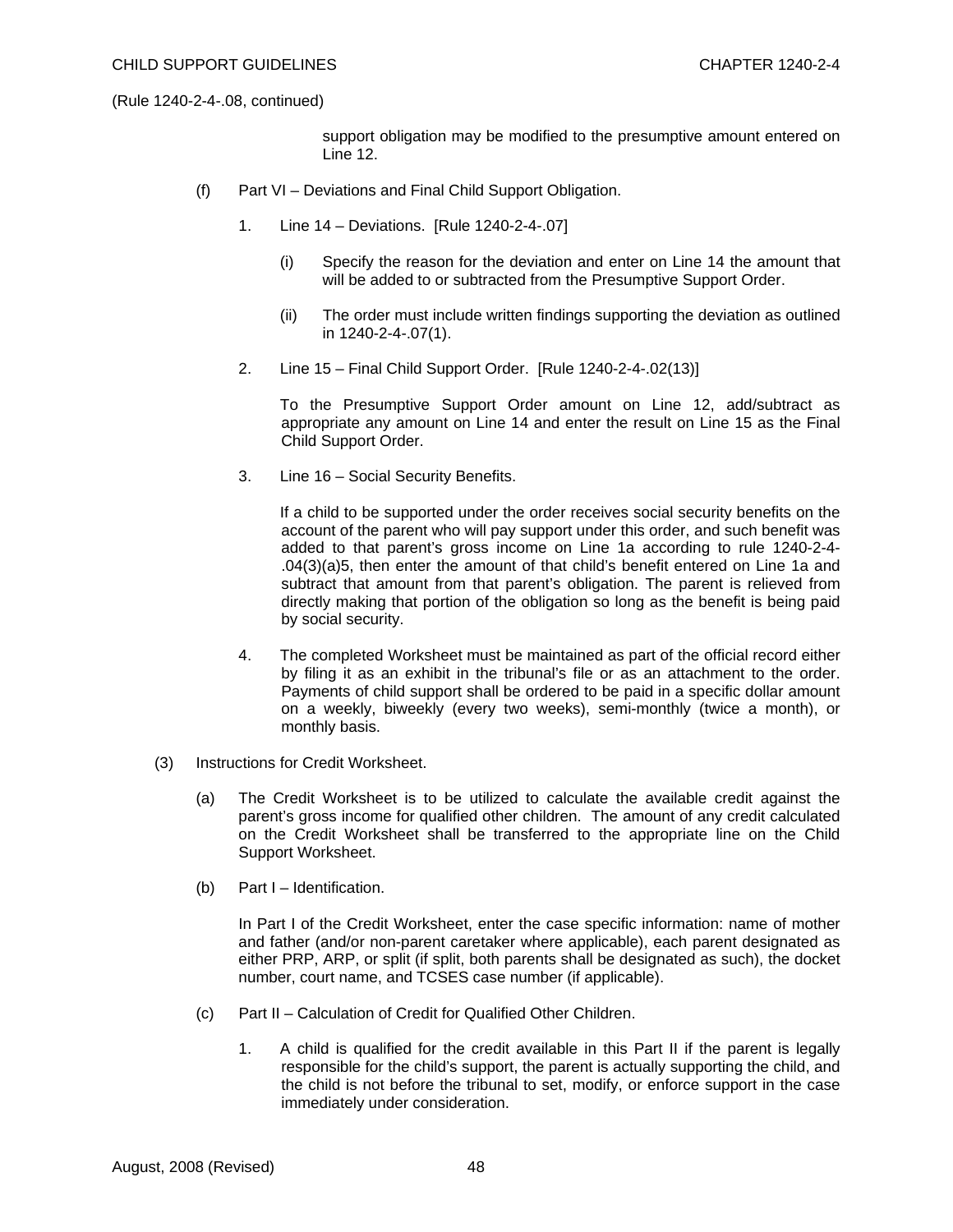(Rule 1240-2-4-.08, continued)

support obligation may be modified to the presumptive amount entered on Line 12.

(f) Part VI – Deviations and Final Child Support Obligation.

1. Line 14 – Deviations. [Rule 1240-2-4-.07]

   (i) Specify the reason for the deviation and enter on Line 14 the amount that will be added to or subtracted from the Presumptive Support Order.

   (ii) The order must include written findings supporting the deviation as outlined in 1240-2-4-.07(1).

2. Line 15 – Final Child Support Order. [Rule 1240-2-4-.02(13)]

   To the Presumptive Support Order amount on Line 12, add/subtract as appropriate any amount on Line 14 and enter the result on Line 15 as the Final Child Support Order.

3. Line 16 – Social Security Benefits.

   If a child to be supported under the order receives social security benefits on the account of the parent who will pay support under this order, and such benefit was added to that parent's gross income on Line 1a according to rule 1240-2-4-.04(3)(a)5, then enter the amount of that child's benefit entered on Line 1a and subtract that amount from that parent's obligation. The parent is relieved from directly making that portion of the obligation so long as the benefit is being paid by social security.

4. The completed Worksheet must be maintained as part of the official record either by filing it as an exhibit in the tribunal's file or as an attachment to the order. Payments of child support shall be ordered to be paid in a specific dollar amount on a weekly, biweekly (every two weeks), semi-monthly (twice a month), or monthly basis.

(3) Instructions for Credit Worksheet.

(a) The Credit Worksheet is to be utilized to calculate the available credit against the parent's gross income for qualified other children. The amount of any credit calculated on the Credit Worksheet shall be transferred to the appropriate line on the Child Support Worksheet.

(b) Part I – Identification.

In Part I of the Credit Worksheet, enter the case specific information: name of mother and father (and/or non-parent caretaker where applicable), each parent designated as either PRP, ARP, or split (if split, both parents shall be designated as such), the docket number, court name, and TCSES case number (if applicable).

(c) Part II – Calculation of Credit for Qualified Other Children.

1. A child is qualified for the credit available in this Part II if the parent is legally responsible for the child's support, the parent is actually supporting the child, and the child is not before the tribunal to set, modify, or enforce support in the case immediately under consideration.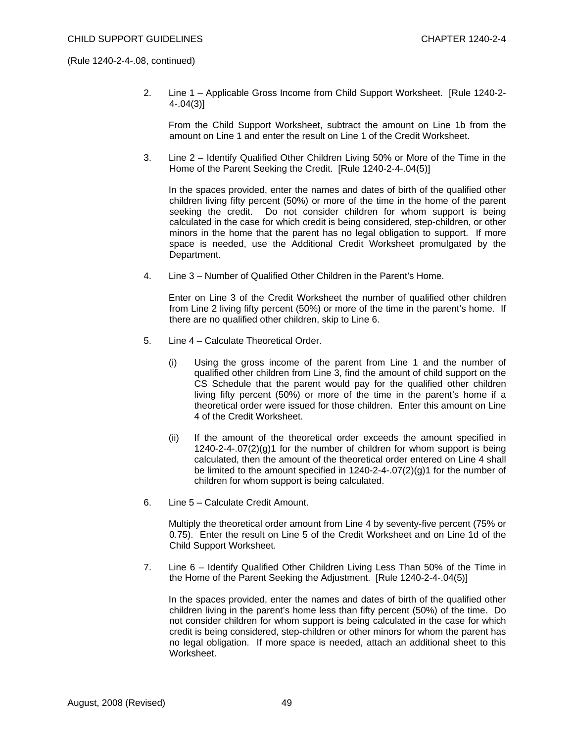(Rule 1240-2-4-.08, continued)

2. Line 1 – Applicable Gross Income from Child Support Worksheet. [Rule 1240-2-4-.04(3)]

   From the Child Support Worksheet, subtract the amount on Line 1b from the amount on Line 1 and enter the result on Line 1 of the Credit Worksheet.

3. Line 2 – Identify Qualified Other Children Living 50% or More of the Time in the Home of the Parent Seeking the Credit. [Rule 1240-2-4-.04(5)]

   In the spaces provided, enter the names and dates of birth of the qualified other children living fifty percent (50%) or more of the time in the home of the parent seeking the credit. Do not consider children for whom support is being calculated in the case for which credit is being considered, step-children, or other minors in the home that the parent has no legal obligation to support. If more space is needed, use the Additional Credit Worksheet promulgated by the Department.

4. Line 3 – Number of Qualified Other Children in the Parent's Home.

   Enter on Line 3 of the Credit Worksheet the number of qualified other children from Line 2 living fifty percent (50%) or more of the time in the parent's home. If there are no qualified other children, skip to Line 6.

5. Line 4 – Calculate Theoretical Order.

   (i) Using the gross income of the parent from Line 1 and the number of qualified other children from Line 3, find the amount of child support on the CS Schedule that the parent would pay for the qualified other children living fifty percent (50%) or more of the time in the parent's home if a theoretical order were issued for those children. Enter this amount on Line 4 of the Credit Worksheet.

   (ii) If the amount of the theoretical order exceeds the amount specified in 1240-2-4-.07(2)(g)1 for the number of children for whom support is being calculated, then the amount of the theoretical order entered on Line 4 shall be limited to the amount specified in 1240-2-4-.07(2)(g)1 for the number of children for whom support is being calculated.

6. Line 5 – Calculate Credit Amount.

   Multiply the theoretical order amount from Line 4 by seventy-five percent (75% or 0.75). Enter the result on Line 5 of the Credit Worksheet and on Line 1d of the Child Support Worksheet.

7. Line 6 – Identify Qualified Other Children Living Less Than 50% of the Time in the Home of the Parent Seeking the Adjustment. [Rule 1240-2-4-.04(5)]

   In the spaces provided, enter the names and dates of birth of the qualified other children living in the parent's home less than fifty percent (50%) of the time. Do not consider children for whom support is being calculated in the case for which credit is being considered, step-children or other minors for whom the parent has no legal obligation. If more space is needed, attach an additional sheet to this Worksheet.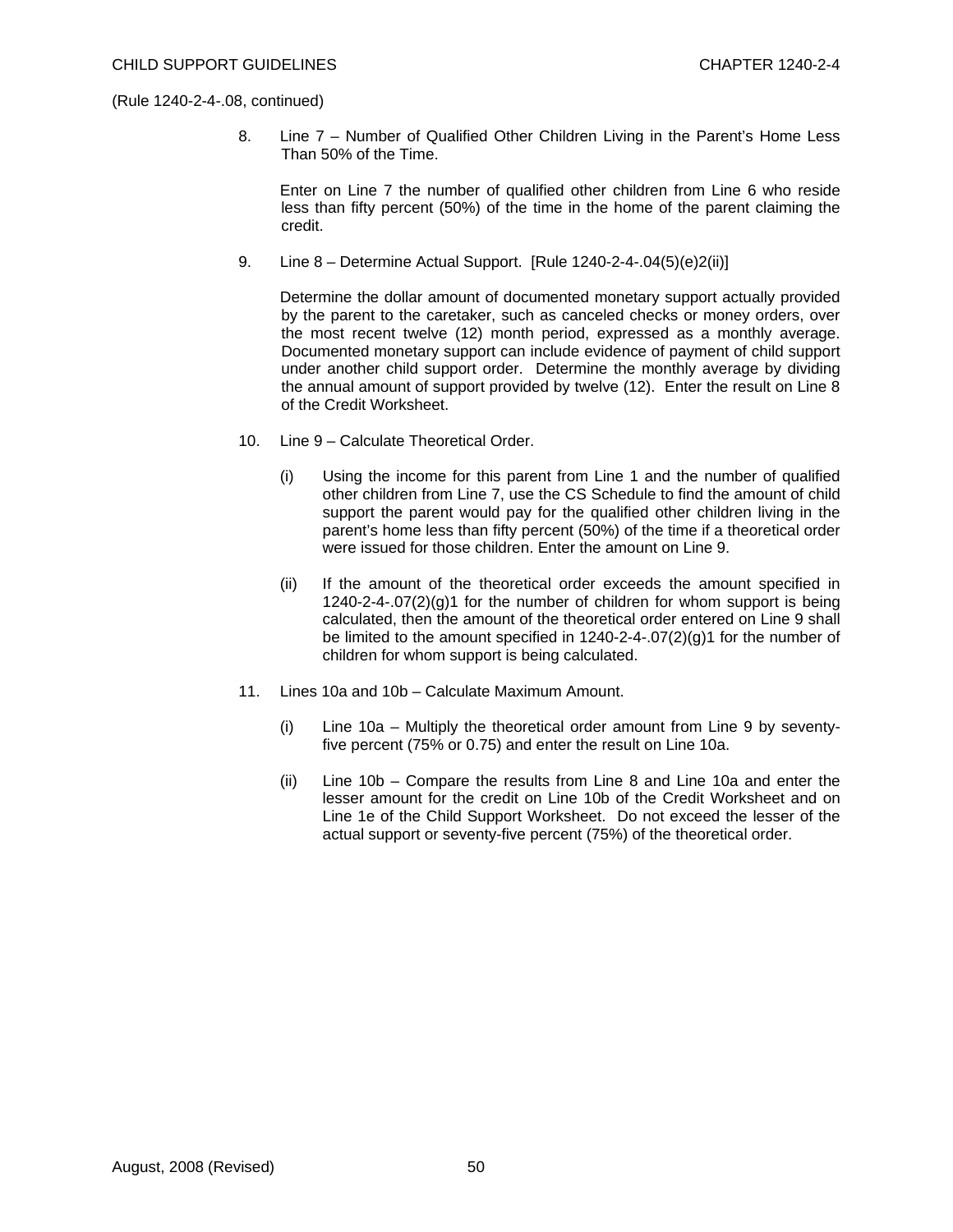(Rule 1240-2-4-.08, continued)

8. Line 7 – Number of Qualified Other Children Living in the Parent's Home Less Than 50% of the Time.

   Enter on Line 7 the number of qualified other children from Line 6 who reside less than fifty percent (50%) of the time in the home of the parent claiming the credit.

9. Line 8 – Determine Actual Support. [Rule 1240-2-4-.04(5)(e)2(ii)]

   Determine the dollar amount of documented monetary support actually provided by the parent to the caretaker, such as canceled checks or money orders, over the most recent twelve (12) month period, expressed as a monthly average. Documented monetary support can include evidence of payment of child support under another child support order. Determine the monthly average by dividing the annual amount of support provided by twelve (12). Enter the result on Line 8 of the Credit Worksheet.

10. Line 9 – Calculate Theoretical Order.

    (i) Using the income for this parent from Line 1 and the number of qualified other children from Line 7, use the CS Schedule to find the amount of child support the parent would pay for the qualified other children living in the parent's home less than fifty percent (50%) of the time if a theoretical order were issued for those children. Enter the amount on Line 9.

    (ii) If the amount of the theoretical order exceeds the amount specified in 1240-2-4-.07(2)(g)1 for the number of children for whom support is being calculated, then the amount of the theoretical order entered on Line 9 shall be limited to the amount specified in 1240-2-4-.07(2)(g)1 for the number of children for whom support is being calculated.

11. Lines 10a and 10b – Calculate Maximum Amount.

    (i) Line 10a – Multiply the theoretical order amount from Line 9 by seventy-five percent (75% or 0.75) and enter the result on Line 10a.

    (ii) Line 10b – Compare the results from Line 8 and Line 10a and enter the lesser amount for the credit on Line 10b of the Credit Worksheet and on Line 1e of the Child Support Worksheet. Do not exceed the lesser of the actual support or seventy-five percent (75%) of the theoretical order.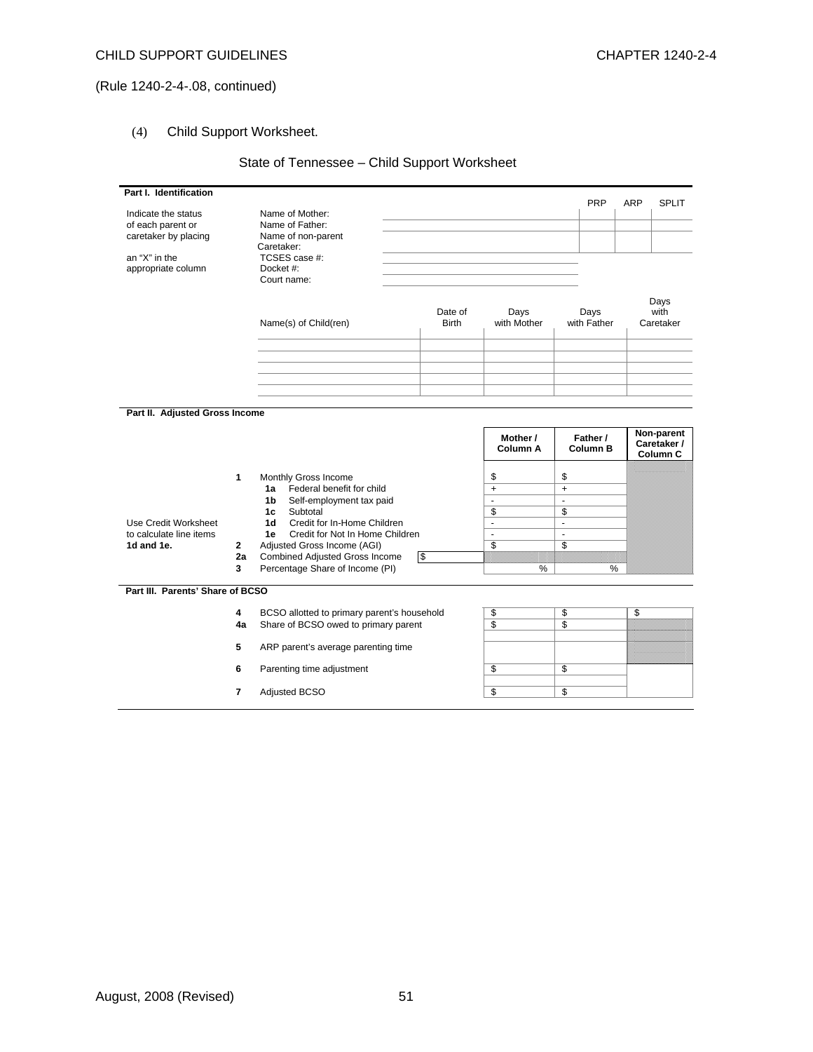(Rule 1240-2-4-.08, continued)

(4) Child Support Worksheet.

## State of Tennessee – Child Support Worksheet

**Part I. Identification**

| Indicate the status of each parent or caretaker by placing an "X" in the appropriate column | | PRP | ARP | SPLIT |
|---|---|---|---|---|
| Name of Mother: | | | | |
| Name of Father: | | | | |
| Name of non-parent Caretaker: | | | | |
| TCSES case #: | | | | |
| Docket #: | | | | |
| Court name: | | | | |

| Name(s) of Child(ren) | Date of Birth | Days with Mother | Days with Father | Days with Caretaker |
|---|---|---|---|---|
| | | | | |
| | | | | |
| | | | | |
| | | | | |
| | | | | |

**Part II. Adjusted Gross Income**

| | | | | Mother / Column A | Father / Column B | Non-parent Caretaker / Column C |
|---|---|---|---|---|---|---|
| | 1 | Monthly Gross Income | | $ | $ | |
| | 1a | Federal benefit for child | | + | + | |
| | 1b | Self-employment tax paid | | - | - | |
| | 1c | Subtotal | | $ | $ | |
| Use Credit Worksheet to calculate line items **1d and 1e.** | 1d | Credit for In-Home Children | | - | - | |
| | 1e | Credit for Not In Home Children | | - | - | |
| | 2 | Adjusted Gross Income (AGI) | | $ | $ | |
| | 2a | Combined Adjusted Gross Income | $ | | | |
| | 3 | Percentage Share of Income (PI) | | % | % | |

**Part III. Parents' Share of BCSO**

| | | Mother / Column A | Father / Column B | Non-parent Caretaker / Column C |
|---|---|---|---|---|
| 4 | BCSO allotted to primary parent's household | $ | $ | $ |
| 4a | Share of BCSO owed to primary parent | $ | $ | |
| 5 | ARP parent's average parenting time | | | |
| 6 | Parenting time adjustment | $ | $ | |
| 7 | Adjusted BCSO | $ | $ | |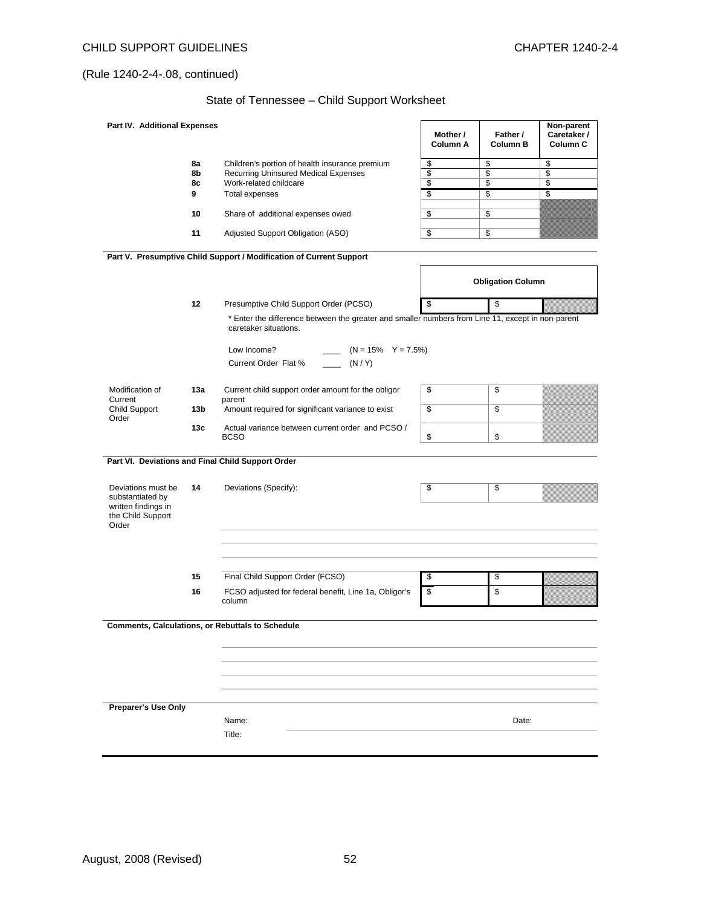(Rule 1240-2-4-.08, continued)

## State of Tennessee – Child Support Worksheet

**Part IV. Additional Expenses**

| | | | Mother / Column A | Father / Column B | Non-parent Caretaker / Column C |
|---|---|---|---|---|---|
| | 8a | Children's portion of health insurance premium | $ | $ | $ |
| | 8b | Recurring Uninsured Medical Expenses | $ | $ | $ |
| | 8c | Work-related childcare | $ | $ | $ |
| | 9 | Total expenses | $ | $ | $ |
| | 10 | Share of additional expenses owed | $ | $ | |
| | 11 | Adjusted Support Obligation (ASO) | $ | $ | |

**Part V. Presumptive Child Support / Modification of Current Support**

| | | | Obligation Column | | |
|---|---|---|---|---|---|
| | 12 | Presumptive Child Support Order (PCSO) | $ | $ | |

\* Enter the difference between the greater and smaller numbers from Line 11, except in non-parent caretaker situations.

Low Income? ____ (N = 15% Y = 7.5%)

Current Order Flat % ____ (N / Y)

| | | | | | |
|---|---|---|---|---|---|
| Modification of Current Child Support Order | 13a | Current child support order amount for the obligor parent | $ | $ | |
| | 13b | Amount required for significant variance to exist | $ | $ | |
| | 13c | Actual variance between current order and PCSO / BCSO | $ | $ | |

**Part VI. Deviations and Final Child Support Order**

| | | | | | |
|---|---|---|---|---|---|
| Deviations must be substantiated by written findings in the Child Support Order | 14 | Deviations (Specify): | $ | $ | |
| | 15 | Final Child Support Order (FCSO) | $ | $ | |
| | 16 | FCSO adjusted for federal benefit, Line 1a, Obligor's column | $ | $ | |

**Comments, Calculations, or Rebuttals to Schedule**

**Preparer's Use Only**

Name: Date:

Title: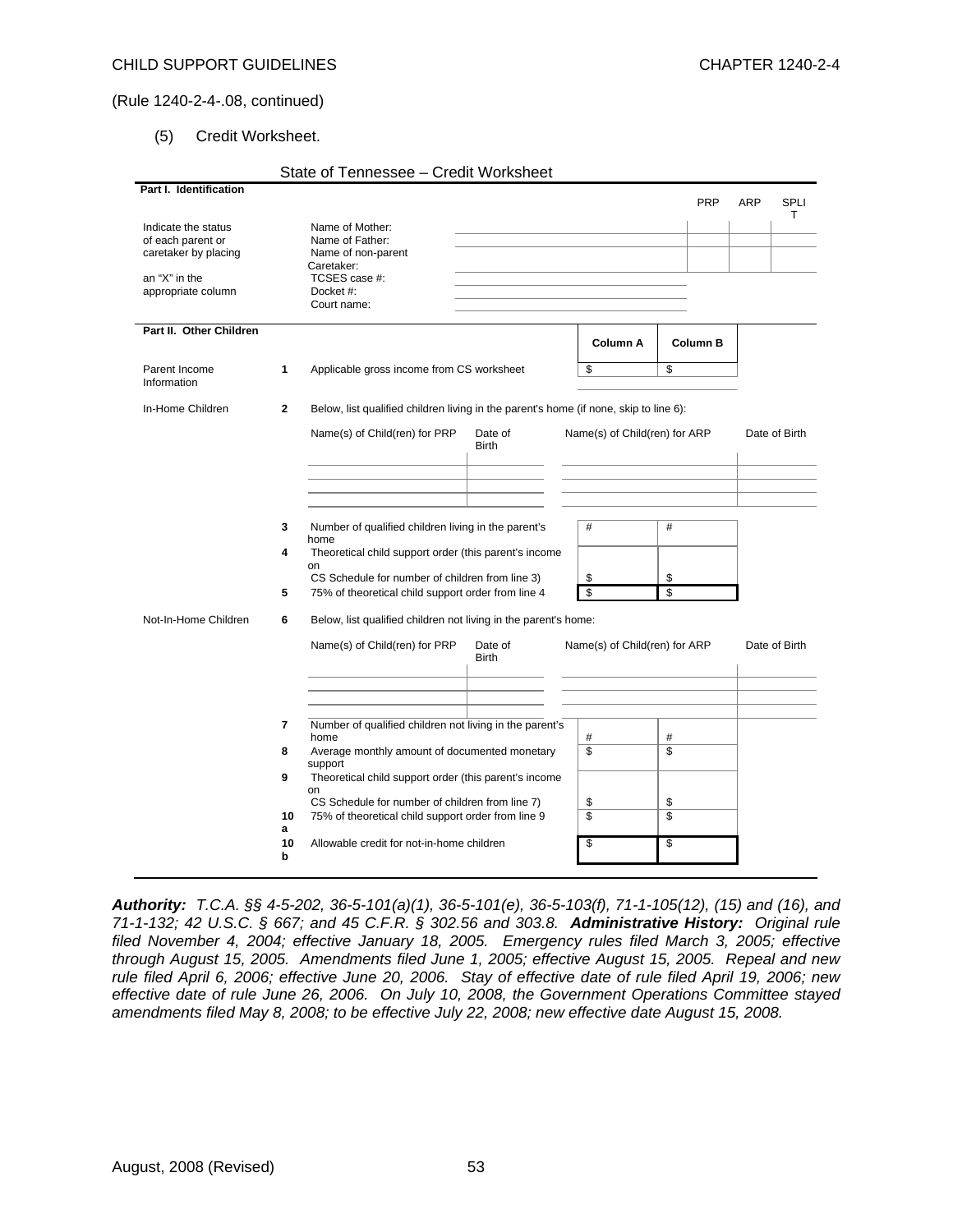(Rule 1240-2-4-.08, continued)

(5) Credit Worksheet.

State of Tennessee – Credit Worksheet

**Part I. Identification**

| | | | PRP | ARP | SPLIT |
|---|---|---|---|---|---|
| Indicate the status of each parent or caretaker by placing an "X" in the appropriate column | Name of Mother: | | | | |
| | Name of Father: | | | | |
| | Name of non-parent Caretaker: | | | | |
| | TCSES case #: | | | | |
| | Docket #: | | | | |
| | Court name: | | | | |

**Part II. Other Children**

| | | | Column A | Column B |
|---|---|---|---|---|
| Parent Income Information | 1 | Applicable gross income from CS worksheet | $ | $ |

In-Home Children — 2 — Below, list qualified children living in the parent's home (if none, skip to line 6):

| Name(s) of Child(ren) for PRP | Date of Birth | Name(s) of Child(ren) for ARP | Date of Birth |
|---|---|---|---|
| | | | |
| | | | |
| | | | |

| | | Column A | Column B |
|---|---|---|---|
| 3 | Number of qualified children living in the parent's home | # | # |
| 4 | Theoretical child support order (this parent's income on CS Schedule for number of children from line 3) | $ | $ |
| 5 | 75% of theoretical child support order from line 4 | $ | $ |

Not-In-Home Children — 6 — Below, list qualified children not living in the parent's home:

| Name(s) of Child(ren) for PRP | Date of Birth | Name(s) of Child(ren) for ARP | Date of Birth |
|---|---|---|---|
| | | | |
| | | | |
| | | | |

| | | Column A | Column B |
|---|---|---|---|
| 7 | Number of qualified children not living in the parent's home | # | # |
| 8 | Average monthly amount of documented monetary support | $ | $ |
| 9 | Theoretical child support order (this parent's income on CS Schedule for number of children from line 7) | $ | $ |
| 10a | 75% of theoretical child support order from line 9 | $ | $ |
| 10b | Allowable credit for not-in-home children | $ | $ |

***Authority:*** *T.C.A. §§ 4-5-202, 36-5-101(a)(1), 36-5-101(e), 36-5-103(f), 71-1-105(12), (15) and (16), and 71-1-132; 42 U.S.C. § 667; and 45 C.F.R. § 302.56 and 303.8.* ***Administrative History:*** *Original rule filed November 4, 2004; effective January 18, 2005. Emergency rules filed March 3, 2005; effective through August 15, 2005. Amendments filed June 1, 2005; effective August 15, 2005. Repeal and new rule filed April 6, 2006; effective June 20, 2006. Stay of effective date of rule filed April 19, 2006; new effective date of rule June 26, 2006. On July 10, 2008, the Government Operations Committee stayed amendments filed May 8, 2008; to be effective July 22, 2008; new effective date August 15, 2008.*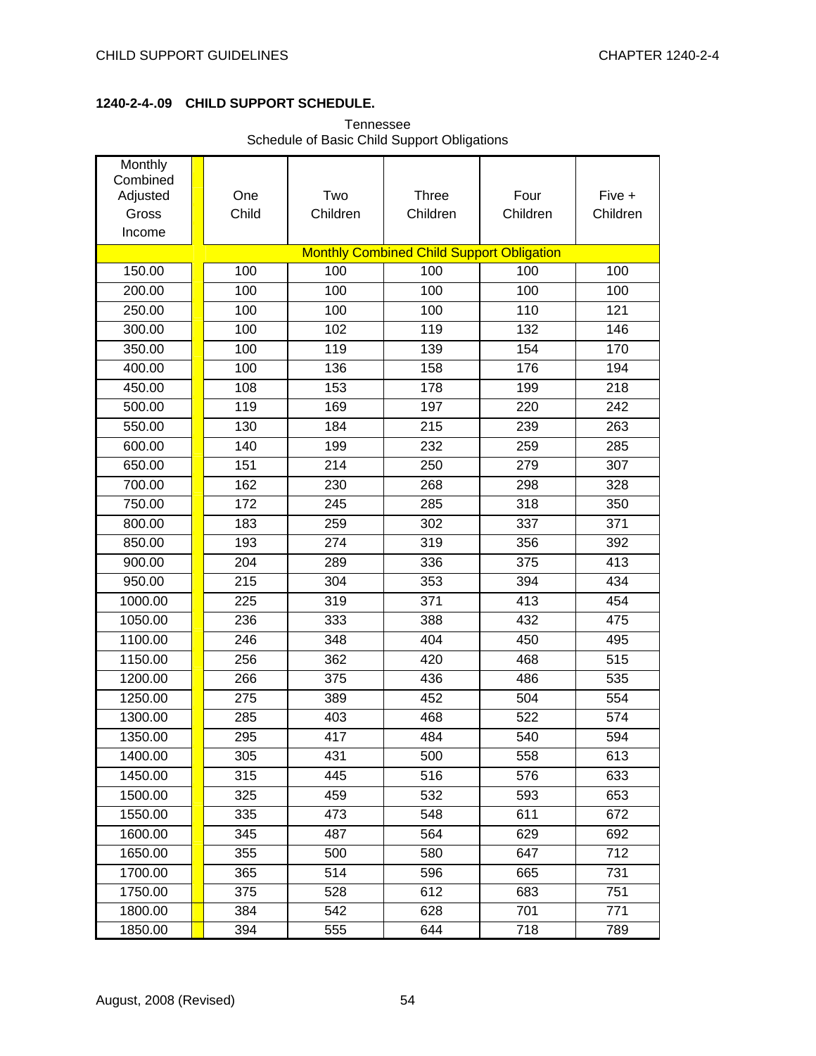### 1240-2-4-.09 CHILD SUPPORT SCHEDULE.

Tennessee
Schedule of Basic Child Support Obligations

| Monthly Combined Adjusted Gross Income | One Child | Two Children | Three Children | Four Children | Five + Children |
|---|---|---|---|---|---|
| | Monthly Combined Child Support Obligation | | | | |
| 150.00 | 100 | 100 | 100 | 100 | 100 |
| 200.00 | 100 | 100 | 100 | 100 | 100 |
| 250.00 | 100 | 100 | 100 | 110 | 121 |
| 300.00 | 100 | 102 | 119 | 132 | 146 |
| 350.00 | 100 | 119 | 139 | 154 | 170 |
| 400.00 | 100 | 136 | 158 | 176 | 194 |
| 450.00 | 108 | 153 | 178 | 199 | 218 |
| 500.00 | 119 | 169 | 197 | 220 | 242 |
| 550.00 | 130 | 184 | 215 | 239 | 263 |
| 600.00 | 140 | 199 | 232 | 259 | 285 |
| 650.00 | 151 | 214 | 250 | 279 | 307 |
| 700.00 | 162 | 230 | 268 | 298 | 328 |
| 750.00 | 172 | 245 | 285 | 318 | 350 |
| 800.00 | 183 | 259 | 302 | 337 | 371 |
| 850.00 | 193 | 274 | 319 | 356 | 392 |
| 900.00 | 204 | 289 | 336 | 375 | 413 |
| 950.00 | 215 | 304 | 353 | 394 | 434 |
| 1000.00 | 225 | 319 | 371 | 413 | 454 |
| 1050.00 | 236 | 333 | 388 | 432 | 475 |
| 1100.00 | 246 | 348 | 404 | 450 | 495 |
| 1150.00 | 256 | 362 | 420 | 468 | 515 |
| 1200.00 | 266 | 375 | 436 | 486 | 535 |
| 1250.00 | 275 | 389 | 452 | 504 | 554 |
| 1300.00 | 285 | 403 | 468 | 522 | 574 |
| 1350.00 | 295 | 417 | 484 | 540 | 594 |
| 1400.00 | 305 | 431 | 500 | 558 | 613 |
| 1450.00 | 315 | 445 | 516 | 576 | 633 |
| 1500.00 | 325 | 459 | 532 | 593 | 653 |
| 1550.00 | 335 | 473 | 548 | 611 | 672 |
| 1600.00 | 345 | 487 | 564 | 629 | 692 |
| 1650.00 | 355 | 500 | 580 | 647 | 712 |
| 1700.00 | 365 | 514 | 596 | 665 | 731 |
| 1750.00 | 375 | 528 | 612 | 683 | 751 |
| 1800.00 | 384 | 542 | 628 | 701 | 771 |
| 1850.00 | 394 | 555 | 644 | 718 | 789 |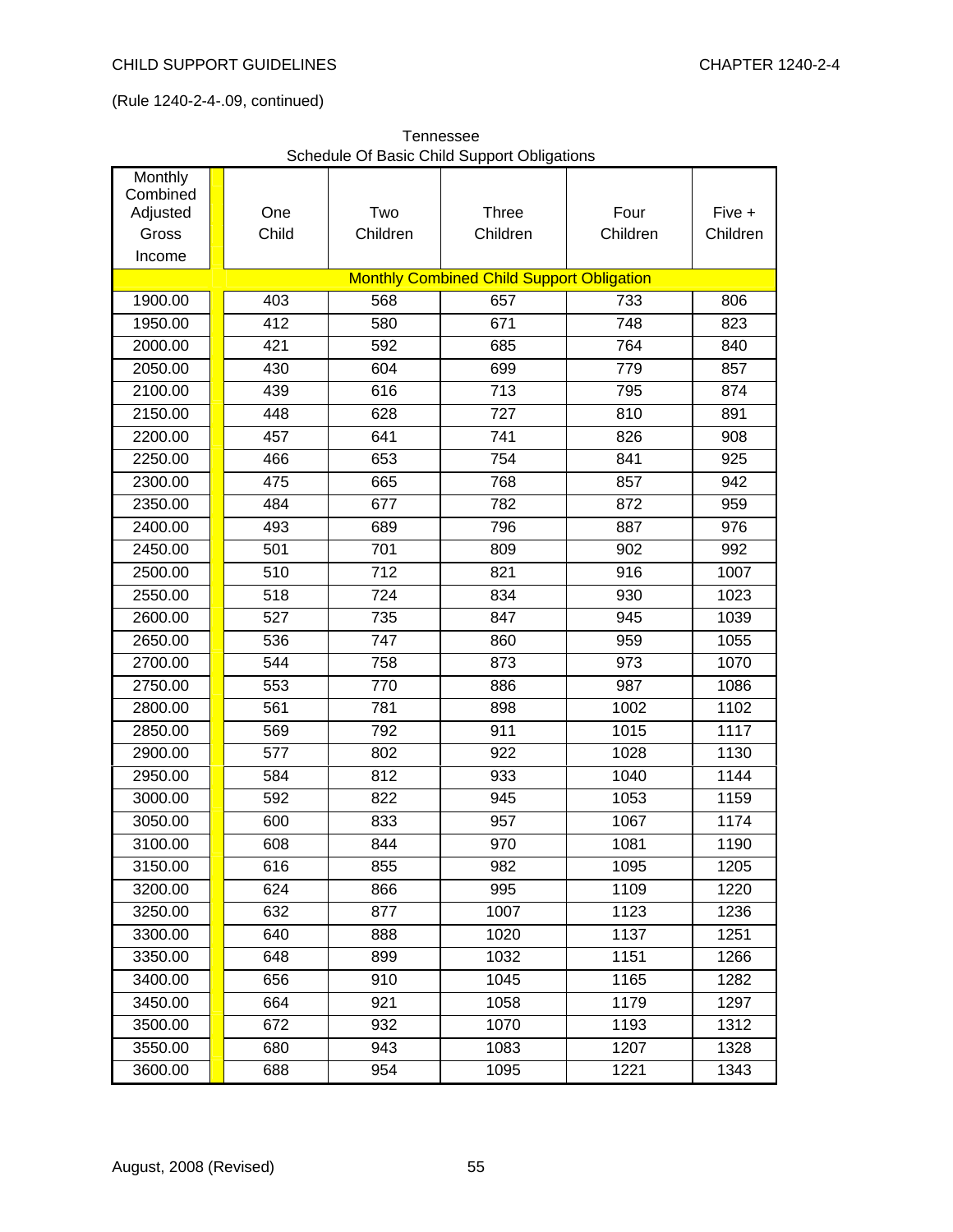(Rule 1240-2-4-.09, continued)

Tennessee
Schedule Of Basic Child Support Obligations

| Monthly Combined Adjusted Gross Income | One Child | Two Children | Three Children | Four Children | Five + Children |
|---|---|---|---|---|---|
| | Monthly Combined Child Support Obligation | | | | |
| 1900.00 | 403 | 568 | 657 | 733 | 806 |
| 1950.00 | 412 | 580 | 671 | 748 | 823 |
| 2000.00 | 421 | 592 | 685 | 764 | 840 |
| 2050.00 | 430 | 604 | 699 | 779 | 857 |
| 2100.00 | 439 | 616 | 713 | 795 | 874 |
| 2150.00 | 448 | 628 | 727 | 810 | 891 |
| 2200.00 | 457 | 641 | 741 | 826 | 908 |
| 2250.00 | 466 | 653 | 754 | 841 | 925 |
| 2300.00 | 475 | 665 | 768 | 857 | 942 |
| 2350.00 | 484 | 677 | 782 | 872 | 959 |
| 2400.00 | 493 | 689 | 796 | 887 | 976 |
| 2450.00 | 501 | 701 | 809 | 902 | 992 |
| 2500.00 | 510 | 712 | 821 | 916 | 1007 |
| 2550.00 | 518 | 724 | 834 | 930 | 1023 |
| 2600.00 | 527 | 735 | 847 | 945 | 1039 |
| 2650.00 | 536 | 747 | 860 | 959 | 1055 |
| 2700.00 | 544 | 758 | 873 | 973 | 1070 |
| 2750.00 | 553 | 770 | 886 | 987 | 1086 |
| 2800.00 | 561 | 781 | 898 | 1002 | 1102 |
| 2850.00 | 569 | 792 | 911 | 1015 | 1117 |
| 2900.00 | 577 | 802 | 922 | 1028 | 1130 |
| 2950.00 | 584 | 812 | 933 | 1040 | 1144 |
| 3000.00 | 592 | 822 | 945 | 1053 | 1159 |
| 3050.00 | 600 | 833 | 957 | 1067 | 1174 |
| 3100.00 | 608 | 844 | 970 | 1081 | 1190 |
| 3150.00 | 616 | 855 | 982 | 1095 | 1205 |
| 3200.00 | 624 | 866 | 995 | 1109 | 1220 |
| 3250.00 | 632 | 877 | 1007 | 1123 | 1236 |
| 3300.00 | 640 | 888 | 1020 | 1137 | 1251 |
| 3350.00 | 648 | 899 | 1032 | 1151 | 1266 |
| 3400.00 | 656 | 910 | 1045 | 1165 | 1282 |
| 3450.00 | 664 | 921 | 1058 | 1179 | 1297 |
| 3500.00 | 672 | 932 | 1070 | 1193 | 1312 |
| 3550.00 | 680 | 943 | 1083 | 1207 | 1328 |
| 3600.00 | 688 | 954 | 1095 | 1221 | 1343 |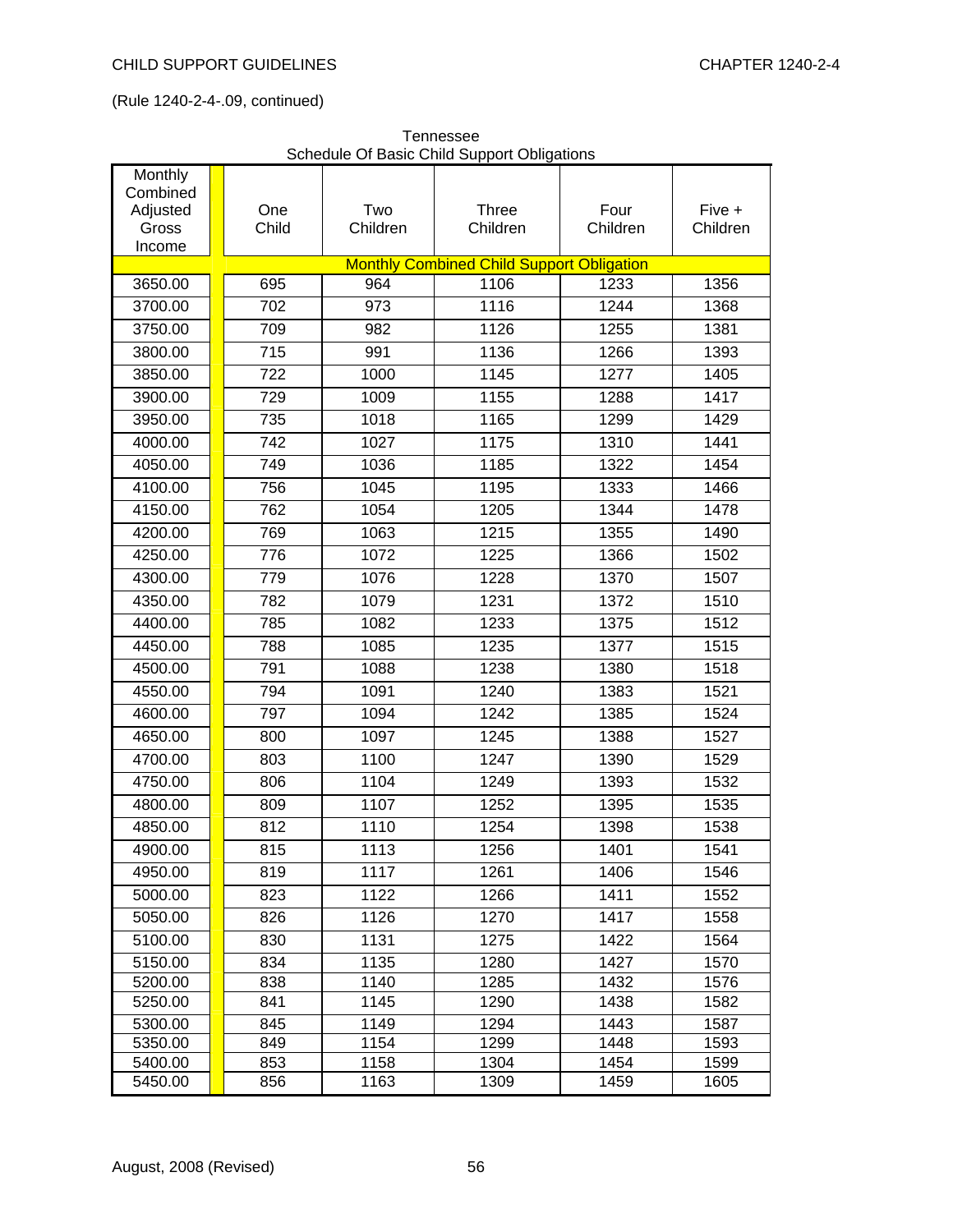(Rule 1240-2-4-.09, continued)

Tennessee
Schedule Of Basic Child Support Obligations

| Monthly Combined Adjusted Gross Income | One Child | Two Children | Three Children | Four Children | Five + Children |
|---|---|---|---|---|---|
| | Monthly Combined Child Support Obligation | | | | |
| 3650.00 | 695 | 964 | 1106 | 1233 | 1356 |
| 3700.00 | 702 | 973 | 1116 | 1244 | 1368 |
| 3750.00 | 709 | 982 | 1126 | 1255 | 1381 |
| 3800.00 | 715 | 991 | 1136 | 1266 | 1393 |
| 3850.00 | 722 | 1000 | 1145 | 1277 | 1405 |
| 3900.00 | 729 | 1009 | 1155 | 1288 | 1417 |
| 3950.00 | 735 | 1018 | 1165 | 1299 | 1429 |
| 4000.00 | 742 | 1027 | 1175 | 1310 | 1441 |
| 4050.00 | 749 | 1036 | 1185 | 1322 | 1454 |
| 4100.00 | 756 | 1045 | 1195 | 1333 | 1466 |
| 4150.00 | 762 | 1054 | 1205 | 1344 | 1478 |
| 4200.00 | 769 | 1063 | 1215 | 1355 | 1490 |
| 4250.00 | 776 | 1072 | 1225 | 1366 | 1502 |
| 4300.00 | 779 | 1076 | 1228 | 1370 | 1507 |
| 4350.00 | 782 | 1079 | 1231 | 1372 | 1510 |
| 4400.00 | 785 | 1082 | 1233 | 1375 | 1512 |
| 4450.00 | 788 | 1085 | 1235 | 1377 | 1515 |
| 4500.00 | 791 | 1088 | 1238 | 1380 | 1518 |
| 4550.00 | 794 | 1091 | 1240 | 1383 | 1521 |
| 4600.00 | 797 | 1094 | 1242 | 1385 | 1524 |
| 4650.00 | 800 | 1097 | 1245 | 1388 | 1527 |
| 4700.00 | 803 | 1100 | 1247 | 1390 | 1529 |
| 4750.00 | 806 | 1104 | 1249 | 1393 | 1532 |
| 4800.00 | 809 | 1107 | 1252 | 1395 | 1535 |
| 4850.00 | 812 | 1110 | 1254 | 1398 | 1538 |
| 4900.00 | 815 | 1113 | 1256 | 1401 | 1541 |
| 4950.00 | 819 | 1117 | 1261 | 1406 | 1546 |
| 5000.00 | 823 | 1122 | 1266 | 1411 | 1552 |
| 5050.00 | 826 | 1126 | 1270 | 1417 | 1558 |
| 5100.00 | 830 | 1131 | 1275 | 1422 | 1564 |
| 5150.00 | 834 | 1135 | 1280 | 1427 | 1570 |
| 5200.00 | 838 | 1140 | 1285 | 1432 | 1576 |
| 5250.00 | 841 | 1145 | 1290 | 1438 | 1582 |
| 5300.00 | 845 | 1149 | 1294 | 1443 | 1587 |
| 5350.00 | 849 | 1154 | 1299 | 1448 | 1593 |
| 5400.00 | 853 | 1158 | 1304 | 1454 | 1599 |
| 5450.00 | 856 | 1163 | 1309 | 1459 | 1605 |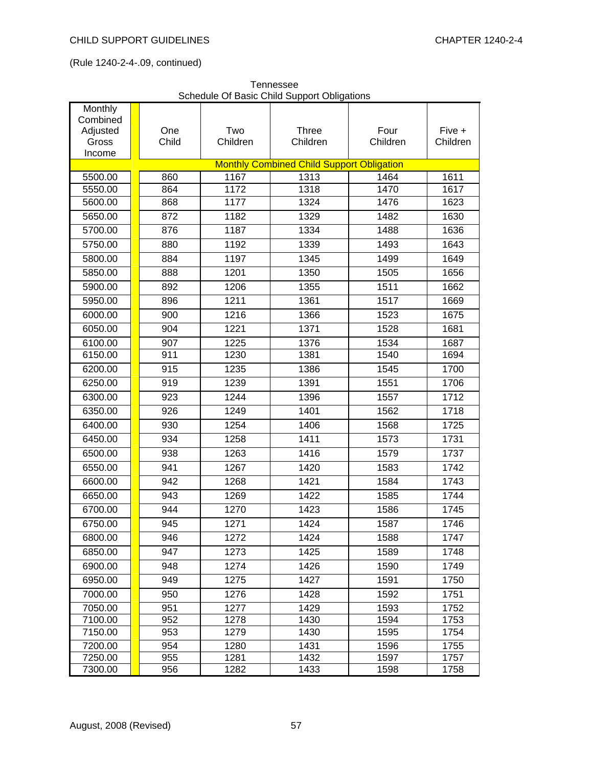(Rule 1240-2-4-.09, continued)

Tennessee
Schedule Of Basic Child Support Obligations

| Monthly Combined Adjusted Gross Income | One Child | Two Children | Three Children | Four Children | Five + Children |
|---|---|---|---|---|---|
| | Monthly Combined Child Support Obligation | | | | |
| 5500.00 | 860 | 1167 | 1313 | 1464 | 1611 |
| 5550.00 | 864 | 1172 | 1318 | 1470 | 1617 |
| 5600.00 | 868 | 1177 | 1324 | 1476 | 1623 |
| 5650.00 | 872 | 1182 | 1329 | 1482 | 1630 |
| 5700.00 | 876 | 1187 | 1334 | 1488 | 1636 |
| 5750.00 | 880 | 1192 | 1339 | 1493 | 1643 |
| 5800.00 | 884 | 1197 | 1345 | 1499 | 1649 |
| 5850.00 | 888 | 1201 | 1350 | 1505 | 1656 |
| 5900.00 | 892 | 1206 | 1355 | 1511 | 1662 |
| 5950.00 | 896 | 1211 | 1361 | 1517 | 1669 |
| 6000.00 | 900 | 1216 | 1366 | 1523 | 1675 |
| 6050.00 | 904 | 1221 | 1371 | 1528 | 1681 |
| 6100.00 | 907 | 1225 | 1376 | 1534 | 1687 |
| 6150.00 | 911 | 1230 | 1381 | 1540 | 1694 |
| 6200.00 | 915 | 1235 | 1386 | 1545 | 1700 |
| 6250.00 | 919 | 1239 | 1391 | 1551 | 1706 |
| 6300.00 | 923 | 1244 | 1396 | 1557 | 1712 |
| 6350.00 | 926 | 1249 | 1401 | 1562 | 1718 |
| 6400.00 | 930 | 1254 | 1406 | 1568 | 1725 |
| 6450.00 | 934 | 1258 | 1411 | 1573 | 1731 |
| 6500.00 | 938 | 1263 | 1416 | 1579 | 1737 |
| 6550.00 | 941 | 1267 | 1420 | 1583 | 1742 |
| 6600.00 | 942 | 1268 | 1421 | 1584 | 1743 |
| 6650.00 | 943 | 1269 | 1422 | 1585 | 1744 |
| 6700.00 | 944 | 1270 | 1423 | 1586 | 1745 |
| 6750.00 | 945 | 1271 | 1424 | 1587 | 1746 |
| 6800.00 | 946 | 1272 | 1424 | 1588 | 1747 |
| 6850.00 | 947 | 1273 | 1425 | 1589 | 1748 |
| 6900.00 | 948 | 1274 | 1426 | 1590 | 1749 |
| 6950.00 | 949 | 1275 | 1427 | 1591 | 1750 |
| 7000.00 | 950 | 1276 | 1428 | 1592 | 1751 |
| 7050.00 | 951 | 1277 | 1429 | 1593 | 1752 |
| 7100.00 | 952 | 1278 | 1430 | 1594 | 1753 |
| 7150.00 | 953 | 1279 | 1430 | 1595 | 1754 |
| 7200.00 | 954 | 1280 | 1431 | 1596 | 1755 |
| 7250.00 | 955 | 1281 | 1432 | 1597 | 1757 |
| 7300.00 | 956 | 1282 | 1433 | 1598 | 1758 |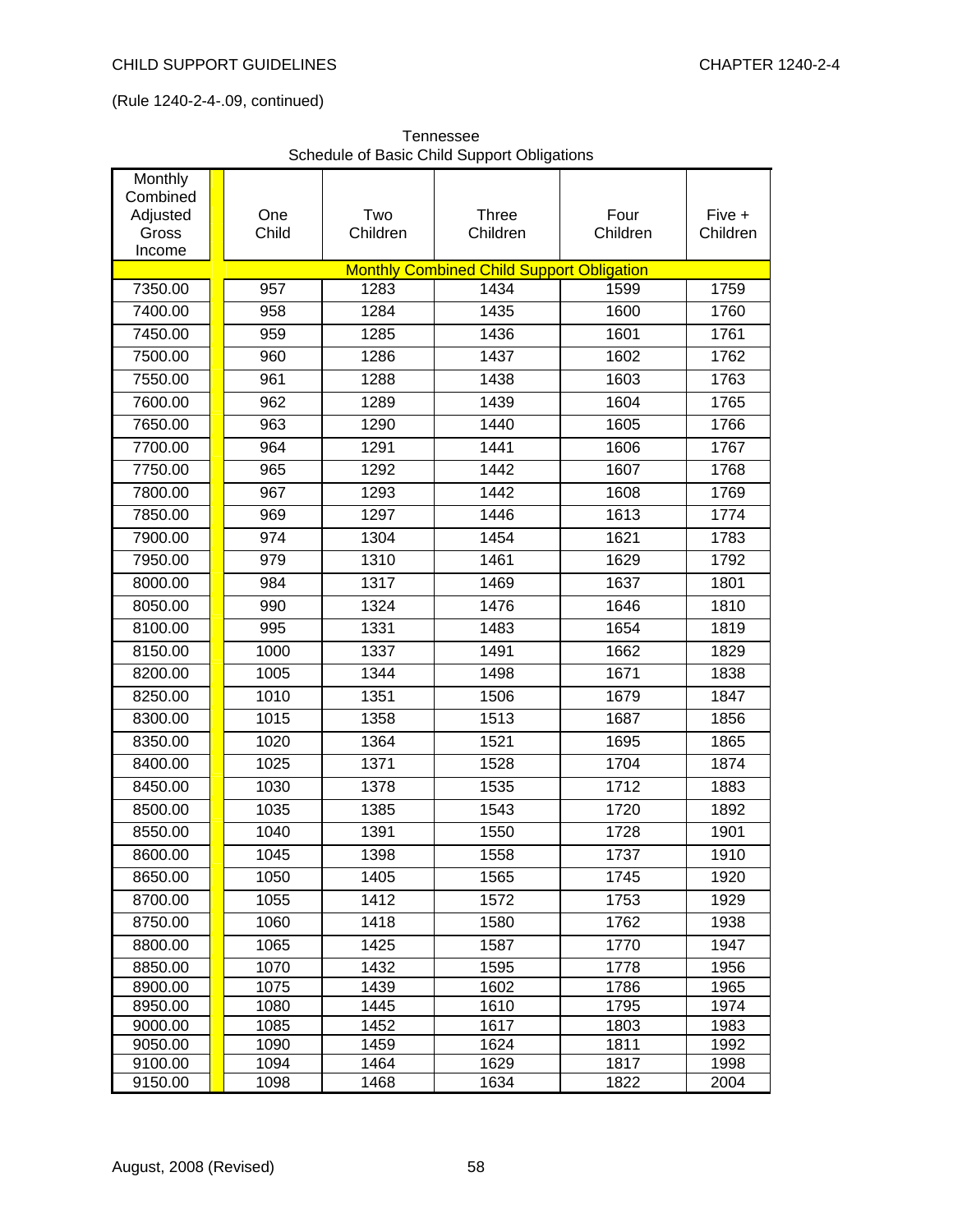(Rule 1240-2-4-.09, continued)

Tennessee
Schedule of Basic Child Support Obligations

| Monthly Combined Adjusted Gross Income | One Child | Two Children | Three Children | Four Children | Five + Children |
|---|---|---|---|---|---|
| | Monthly Combined Child Support Obligation | | | | |
| 7350.00 | 957 | 1283 | 1434 | 1599 | 1759 |
| 7400.00 | 958 | 1284 | 1435 | 1600 | 1760 |
| 7450.00 | 959 | 1285 | 1436 | 1601 | 1761 |
| 7500.00 | 960 | 1286 | 1437 | 1602 | 1762 |
| 7550.00 | 961 | 1288 | 1438 | 1603 | 1763 |
| 7600.00 | 962 | 1289 | 1439 | 1604 | 1765 |
| 7650.00 | 963 | 1290 | 1440 | 1605 | 1766 |
| 7700.00 | 964 | 1291 | 1441 | 1606 | 1767 |
| 7750.00 | 965 | 1292 | 1442 | 1607 | 1768 |
| 7800.00 | 967 | 1293 | 1442 | 1608 | 1769 |
| 7850.00 | 969 | 1297 | 1446 | 1613 | 1774 |
| 7900.00 | 974 | 1304 | 1454 | 1621 | 1783 |
| 7950.00 | 979 | 1310 | 1461 | 1629 | 1792 |
| 8000.00 | 984 | 1317 | 1469 | 1637 | 1801 |
| 8050.00 | 990 | 1324 | 1476 | 1646 | 1810 |
| 8100.00 | 995 | 1331 | 1483 | 1654 | 1819 |
| 8150.00 | 1000 | 1337 | 1491 | 1662 | 1829 |
| 8200.00 | 1005 | 1344 | 1498 | 1671 | 1838 |
| 8250.00 | 1010 | 1351 | 1506 | 1679 | 1847 |
| 8300.00 | 1015 | 1358 | 1513 | 1687 | 1856 |
| 8350.00 | 1020 | 1364 | 1521 | 1695 | 1865 |
| 8400.00 | 1025 | 1371 | 1528 | 1704 | 1874 |
| 8450.00 | 1030 | 1378 | 1535 | 1712 | 1883 |
| 8500.00 | 1035 | 1385 | 1543 | 1720 | 1892 |
| 8550.00 | 1040 | 1391 | 1550 | 1728 | 1901 |
| 8600.00 | 1045 | 1398 | 1558 | 1737 | 1910 |
| 8650.00 | 1050 | 1405 | 1565 | 1745 | 1920 |
| 8700.00 | 1055 | 1412 | 1572 | 1753 | 1929 |
| 8750.00 | 1060 | 1418 | 1580 | 1762 | 1938 |
| 8800.00 | 1065 | 1425 | 1587 | 1770 | 1947 |
| 8850.00 | 1070 | 1432 | 1595 | 1778 | 1956 |
| 8900.00 | 1075 | 1439 | 1602 | 1786 | 1965 |
| 8950.00 | 1080 | 1445 | 1610 | 1795 | 1974 |
| 9000.00 | 1085 | 1452 | 1617 | 1803 | 1983 |
| 9050.00 | 1090 | 1459 | 1624 | 1811 | 1992 |
| 9100.00 | 1094 | 1464 | 1629 | 1817 | 1998 |
| 9150.00 | 1098 | 1468 | 1634 | 1822 | 2004 |

August, 2008 (Revised)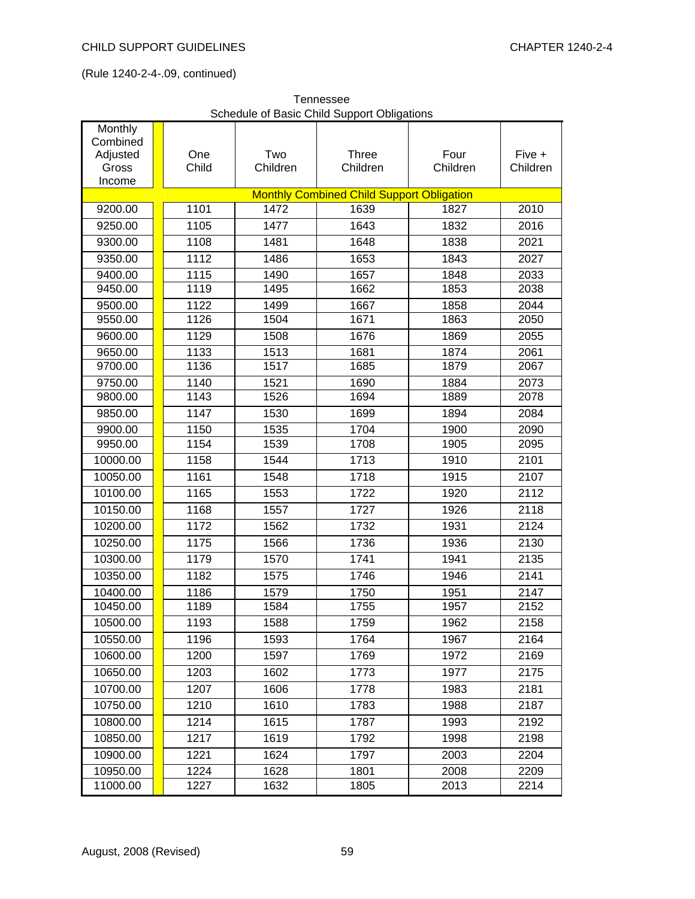(Rule 1240-2-4-.09, continued)

Tennessee
Schedule of Basic Child Support Obligations

| Monthly Combined Adjusted Gross Income | One Child | Two Children | Three Children | Four Children | Five + Children |
|---|---|---|---|---|---|
| | Monthly Combined Child Support Obligation | | | | |
| 9200.00 | 1101 | 1472 | 1639 | 1827 | 2010 |
| 9250.00 | 1105 | 1477 | 1643 | 1832 | 2016 |
| 9300.00 | 1108 | 1481 | 1648 | 1838 | 2021 |
| 9350.00 | 1112 | 1486 | 1653 | 1843 | 2027 |
| 9400.00 | 1115 | 1490 | 1657 | 1848 | 2033 |
| 9450.00 | 1119 | 1495 | 1662 | 1853 | 2038 |
| 9500.00 | 1122 | 1499 | 1667 | 1858 | 2044 |
| 9550.00 | 1126 | 1504 | 1671 | 1863 | 2050 |
| 9600.00 | 1129 | 1508 | 1676 | 1869 | 2055 |
| 9650.00 | 1133 | 1513 | 1681 | 1874 | 2061 |
| 9700.00 | 1136 | 1517 | 1685 | 1879 | 2067 |
| 9750.00 | 1140 | 1521 | 1690 | 1884 | 2073 |
| 9800.00 | 1143 | 1526 | 1694 | 1889 | 2078 |
| 9850.00 | 1147 | 1530 | 1699 | 1894 | 2084 |
| 9900.00 | 1150 | 1535 | 1704 | 1900 | 2090 |
| 9950.00 | 1154 | 1539 | 1708 | 1905 | 2095 |
| 10000.00 | 1158 | 1544 | 1713 | 1910 | 2101 |
| 10050.00 | 1161 | 1548 | 1718 | 1915 | 2107 |
| 10100.00 | 1165 | 1553 | 1722 | 1920 | 2112 |
| 10150.00 | 1168 | 1557 | 1727 | 1926 | 2118 |
| 10200.00 | 1172 | 1562 | 1732 | 1931 | 2124 |
| 10250.00 | 1175 | 1566 | 1736 | 1936 | 2130 |
| 10300.00 | 1179 | 1570 | 1741 | 1941 | 2135 |
| 10350.00 | 1182 | 1575 | 1746 | 1946 | 2141 |
| 10400.00 | 1186 | 1579 | 1750 | 1951 | 2147 |
| 10450.00 | 1189 | 1584 | 1755 | 1957 | 2152 |
| 10500.00 | 1193 | 1588 | 1759 | 1962 | 2158 |
| 10550.00 | 1196 | 1593 | 1764 | 1967 | 2164 |
| 10600.00 | 1200 | 1597 | 1769 | 1972 | 2169 |
| 10650.00 | 1203 | 1602 | 1773 | 1977 | 2175 |
| 10700.00 | 1207 | 1606 | 1778 | 1983 | 2181 |
| 10750.00 | 1210 | 1610 | 1783 | 1988 | 2187 |
| 10800.00 | 1214 | 1615 | 1787 | 1993 | 2192 |
| 10850.00 | 1217 | 1619 | 1792 | 1998 | 2198 |
| 10900.00 | 1221 | 1624 | 1797 | 2003 | 2204 |
| 10950.00 | 1224 | 1628 | 1801 | 2008 | 2209 |
| 11000.00 | 1227 | 1632 | 1805 | 2013 | 2214 |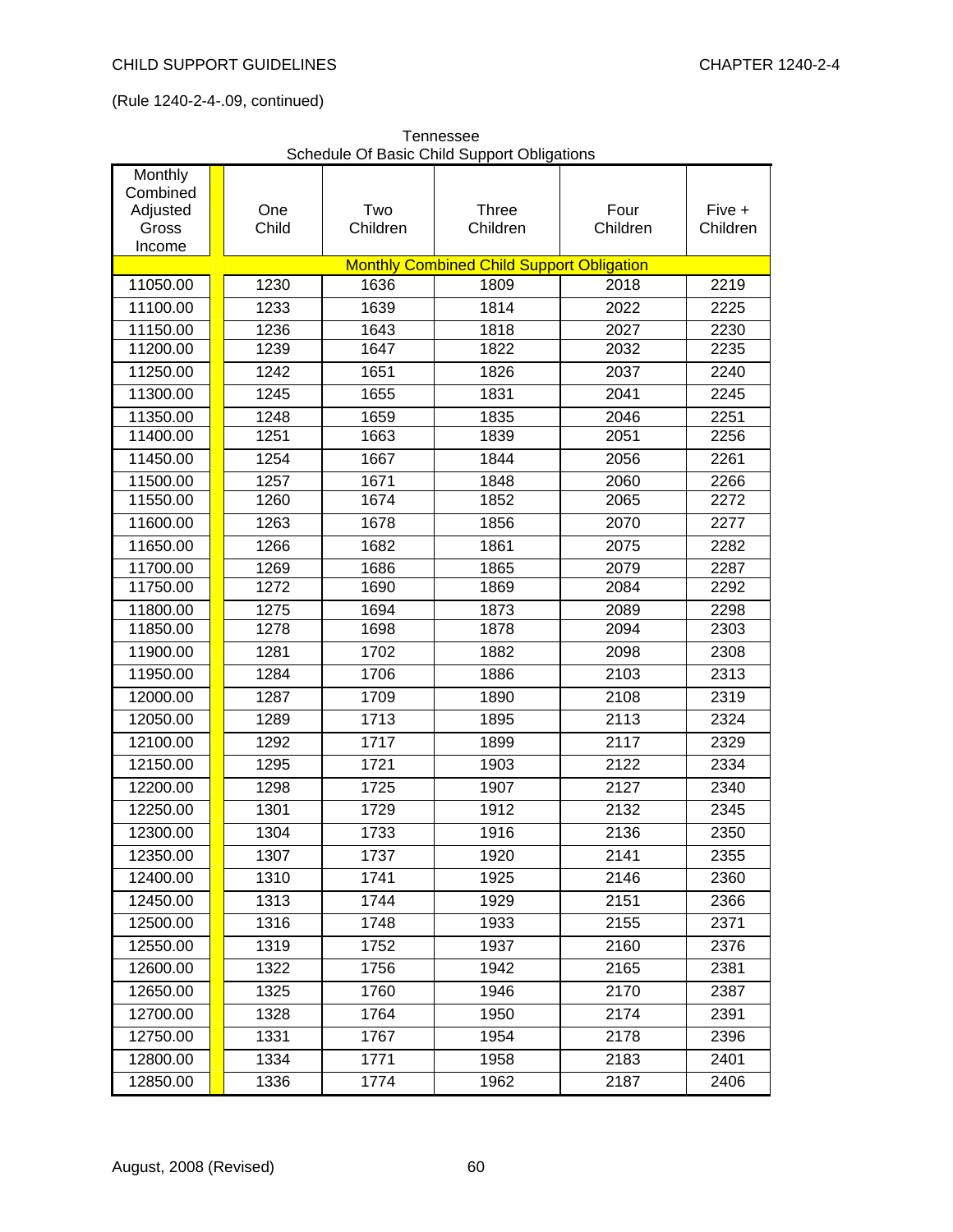(Rule 1240-2-4-.09, continued)

Tennessee
Schedule Of Basic Child Support Obligations

| Monthly Combined Adjusted Gross Income | One Child | Two Children | Three Children | Four Children | Five + Children |
|---|---|---|---|---|---|
| | Monthly Combined Child Support Obligation | | | | |
| 11050.00 | 1230 | 1636 | 1809 | 2018 | 2219 |
| 11100.00 | 1233 | 1639 | 1814 | 2022 | 2225 |
| 11150.00 | 1236 | 1643 | 1818 | 2027 | 2230 |
| 11200.00 | 1239 | 1647 | 1822 | 2032 | 2235 |
| 11250.00 | 1242 | 1651 | 1826 | 2037 | 2240 |
| 11300.00 | 1245 | 1655 | 1831 | 2041 | 2245 |
| 11350.00 | 1248 | 1659 | 1835 | 2046 | 2251 |
| 11400.00 | 1251 | 1663 | 1839 | 2051 | 2256 |
| 11450.00 | 1254 | 1667 | 1844 | 2056 | 2261 |
| 11500.00 | 1257 | 1671 | 1848 | 2060 | 2266 |
| 11550.00 | 1260 | 1674 | 1852 | 2065 | 2272 |
| 11600.00 | 1263 | 1678 | 1856 | 2070 | 2277 |
| 11650.00 | 1266 | 1682 | 1861 | 2075 | 2282 |
| 11700.00 | 1269 | 1686 | 1865 | 2079 | 2287 |
| 11750.00 | 1272 | 1690 | 1869 | 2084 | 2292 |
| 11800.00 | 1275 | 1694 | 1873 | 2089 | 2298 |
| 11850.00 | 1278 | 1698 | 1878 | 2094 | 2303 |
| 11900.00 | 1281 | 1702 | 1882 | 2098 | 2308 |
| 11950.00 | 1284 | 1706 | 1886 | 2103 | 2313 |
| 12000.00 | 1287 | 1709 | 1890 | 2108 | 2319 |
| 12050.00 | 1289 | 1713 | 1895 | 2113 | 2324 |
| 12100.00 | 1292 | 1717 | 1899 | 2117 | 2329 |
| 12150.00 | 1295 | 1721 | 1903 | 2122 | 2334 |
| 12200.00 | 1298 | 1725 | 1907 | 2127 | 2340 |
| 12250.00 | 1301 | 1729 | 1912 | 2132 | 2345 |
| 12300.00 | 1304 | 1733 | 1916 | 2136 | 2350 |
| 12350.00 | 1307 | 1737 | 1920 | 2141 | 2355 |
| 12400.00 | 1310 | 1741 | 1925 | 2146 | 2360 |
| 12450.00 | 1313 | 1744 | 1929 | 2151 | 2366 |
| 12500.00 | 1316 | 1748 | 1933 | 2155 | 2371 |
| 12550.00 | 1319 | 1752 | 1937 | 2160 | 2376 |
| 12600.00 | 1322 | 1756 | 1942 | 2165 | 2381 |
| 12650.00 | 1325 | 1760 | 1946 | 2170 | 2387 |
| 12700.00 | 1328 | 1764 | 1950 | 2174 | 2391 |
| 12750.00 | 1331 | 1767 | 1954 | 2178 | 2396 |
| 12800.00 | 1334 | 1771 | 1958 | 2183 | 2401 |
| 12850.00 | 1336 | 1774 | 1962 | 2187 | 2406 |

August, 2008 (Revised)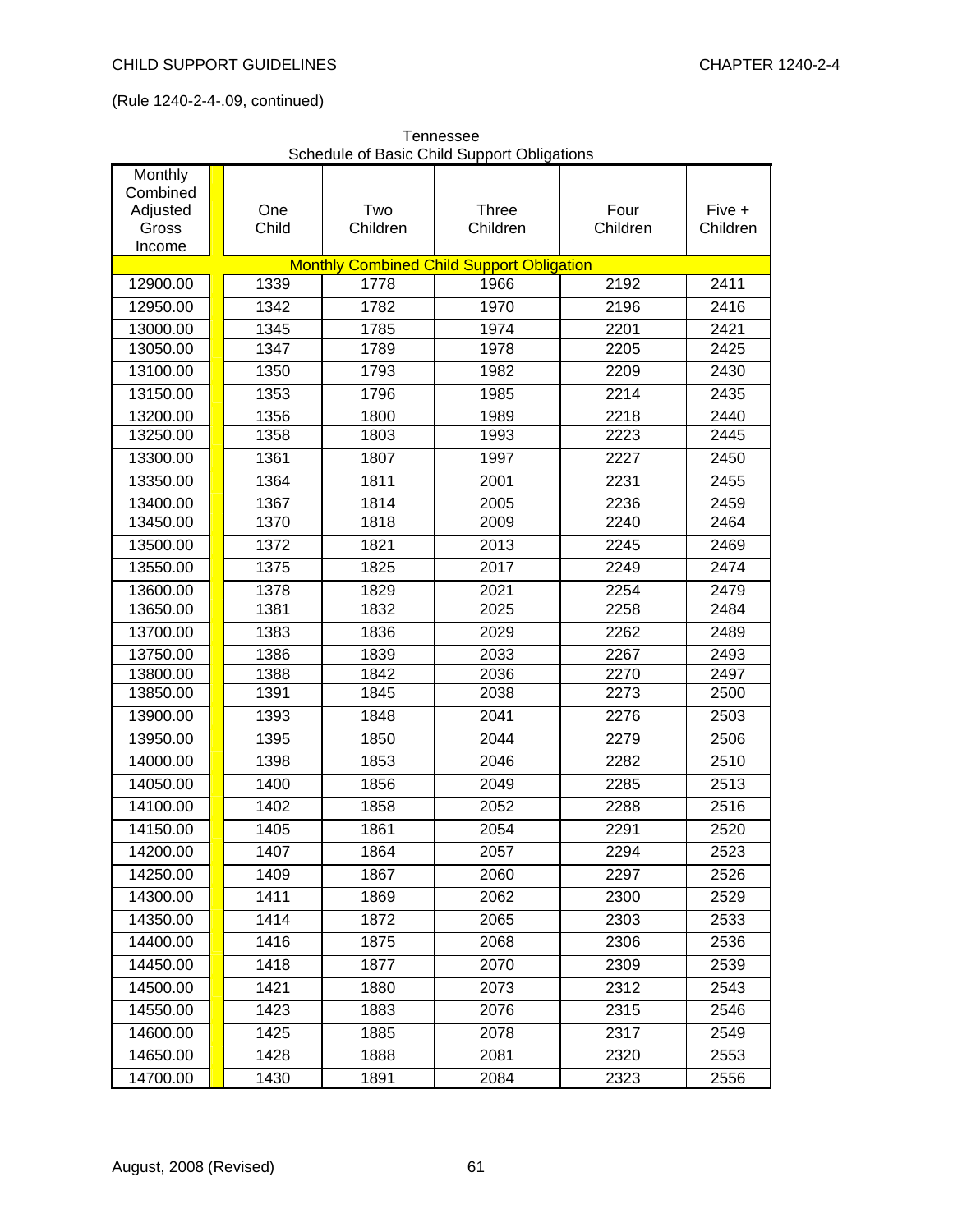(Rule 1240-2-4-.09, continued)

Tennessee
Schedule of Basic Child Support Obligations

| Monthly Combined Adjusted Gross Income | One Child | Two Children | Three Children | Four Children | Five + Children |
|---|---|---|---|---|---|
| | Monthly Combined Child Support Obligation | | | | |
| 12900.00 | 1339 | 1778 | 1966 | 2192 | 2411 |
| 12950.00 | 1342 | 1782 | 1970 | 2196 | 2416 |
| 13000.00 | 1345 | 1785 | 1974 | 2201 | 2421 |
| 13050.00 | 1347 | 1789 | 1978 | 2205 | 2425 |
| 13100.00 | 1350 | 1793 | 1982 | 2209 | 2430 |
| 13150.00 | 1353 | 1796 | 1985 | 2214 | 2435 |
| 13200.00 | 1356 | 1800 | 1989 | 2218 | 2440 |
| 13250.00 | 1358 | 1803 | 1993 | 2223 | 2445 |
| 13300.00 | 1361 | 1807 | 1997 | 2227 | 2450 |
| 13350.00 | 1364 | 1811 | 2001 | 2231 | 2455 |
| 13400.00 | 1367 | 1814 | 2005 | 2236 | 2459 |
| 13450.00 | 1370 | 1818 | 2009 | 2240 | 2464 |
| 13500.00 | 1372 | 1821 | 2013 | 2245 | 2469 |
| 13550.00 | 1375 | 1825 | 2017 | 2249 | 2474 |
| 13600.00 | 1378 | 1829 | 2021 | 2254 | 2479 |
| 13650.00 | 1381 | 1832 | 2025 | 2258 | 2484 |
| 13700.00 | 1383 | 1836 | 2029 | 2262 | 2489 |
| 13750.00 | 1386 | 1839 | 2033 | 2267 | 2493 |
| 13800.00 | 1388 | 1842 | 2036 | 2270 | 2497 |
| 13850.00 | 1391 | 1845 | 2038 | 2273 | 2500 |
| 13900.00 | 1393 | 1848 | 2041 | 2276 | 2503 |
| 13950.00 | 1395 | 1850 | 2044 | 2279 | 2506 |
| 14000.00 | 1398 | 1853 | 2046 | 2282 | 2510 |
| 14050.00 | 1400 | 1856 | 2049 | 2285 | 2513 |
| 14100.00 | 1402 | 1858 | 2052 | 2288 | 2516 |
| 14150.00 | 1405 | 1861 | 2054 | 2291 | 2520 |
| 14200.00 | 1407 | 1864 | 2057 | 2294 | 2523 |
| 14250.00 | 1409 | 1867 | 2060 | 2297 | 2526 |
| 14300.00 | 1411 | 1869 | 2062 | 2300 | 2529 |
| 14350.00 | 1414 | 1872 | 2065 | 2303 | 2533 |
| 14400.00 | 1416 | 1875 | 2068 | 2306 | 2536 |
| 14450.00 | 1418 | 1877 | 2070 | 2309 | 2539 |
| 14500.00 | 1421 | 1880 | 2073 | 2312 | 2543 |
| 14550.00 | 1423 | 1883 | 2076 | 2315 | 2546 |
| 14600.00 | 1425 | 1885 | 2078 | 2317 | 2549 |
| 14650.00 | 1428 | 1888 | 2081 | 2320 | 2553 |
| 14700.00 | 1430 | 1891 | 2084 | 2323 | 2556 |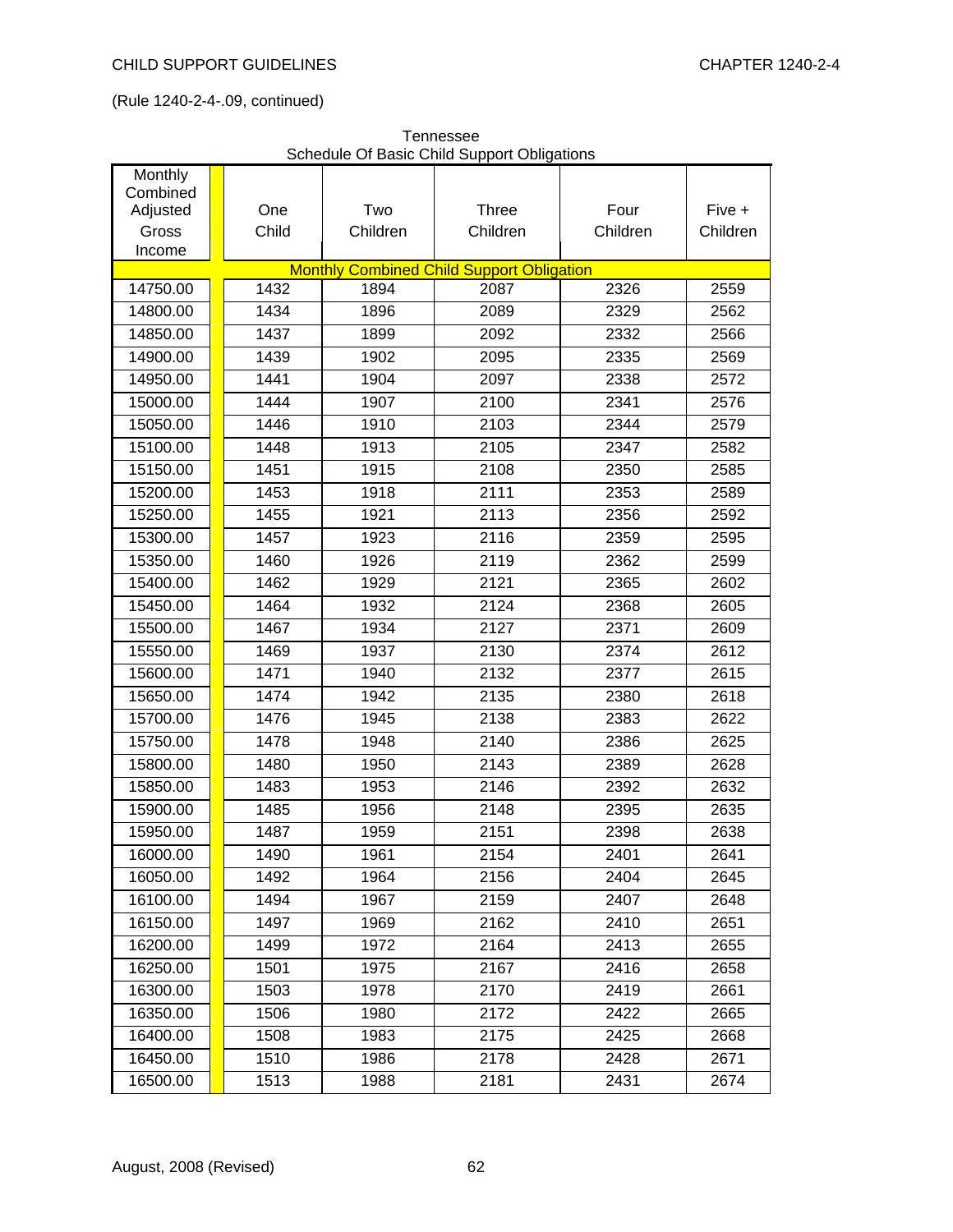(Rule 1240-2-4-.09, continued)

Tennessee
Schedule Of Basic Child Support Obligations

| Monthly Combined Adjusted Gross Income | One Child | Two Children | Three Children | Four Children | Five + Children |
|---|---|---|---|---|---|
| | Monthly Combined Child Support Obligation | | | | |
| 14750.00 | 1432 | 1894 | 2087 | 2326 | 2559 |
| 14800.00 | 1434 | 1896 | 2089 | 2329 | 2562 |
| 14850.00 | 1437 | 1899 | 2092 | 2332 | 2566 |
| 14900.00 | 1439 | 1902 | 2095 | 2335 | 2569 |
| 14950.00 | 1441 | 1904 | 2097 | 2338 | 2572 |
| 15000.00 | 1444 | 1907 | 2100 | 2341 | 2576 |
| 15050.00 | 1446 | 1910 | 2103 | 2344 | 2579 |
| 15100.00 | 1448 | 1913 | 2105 | 2347 | 2582 |
| 15150.00 | 1451 | 1915 | 2108 | 2350 | 2585 |
| 15200.00 | 1453 | 1918 | 2111 | 2353 | 2589 |
| 15250.00 | 1455 | 1921 | 2113 | 2356 | 2592 |
| 15300.00 | 1457 | 1923 | 2116 | 2359 | 2595 |
| 15350.00 | 1460 | 1926 | 2119 | 2362 | 2599 |
| 15400.00 | 1462 | 1929 | 2121 | 2365 | 2602 |
| 15450.00 | 1464 | 1932 | 2124 | 2368 | 2605 |
| 15500.00 | 1467 | 1934 | 2127 | 2371 | 2609 |
| 15550.00 | 1469 | 1937 | 2130 | 2374 | 2612 |
| 15600.00 | 1471 | 1940 | 2132 | 2377 | 2615 |
| 15650.00 | 1474 | 1942 | 2135 | 2380 | 2618 |
| 15700.00 | 1476 | 1945 | 2138 | 2383 | 2622 |
| 15750.00 | 1478 | 1948 | 2140 | 2386 | 2625 |
| 15800.00 | 1480 | 1950 | 2143 | 2389 | 2628 |
| 15850.00 | 1483 | 1953 | 2146 | 2392 | 2632 |
| 15900.00 | 1485 | 1956 | 2148 | 2395 | 2635 |
| 15950.00 | 1487 | 1959 | 2151 | 2398 | 2638 |
| 16000.00 | 1490 | 1961 | 2154 | 2401 | 2641 |
| 16050.00 | 1492 | 1964 | 2156 | 2404 | 2645 |
| 16100.00 | 1494 | 1967 | 2159 | 2407 | 2648 |
| 16150.00 | 1497 | 1969 | 2162 | 2410 | 2651 |
| 16200.00 | 1499 | 1972 | 2164 | 2413 | 2655 |
| 16250.00 | 1501 | 1975 | 2167 | 2416 | 2658 |
| 16300.00 | 1503 | 1978 | 2170 | 2419 | 2661 |
| 16350.00 | 1506 | 1980 | 2172 | 2422 | 2665 |
| 16400.00 | 1508 | 1983 | 2175 | 2425 | 2668 |
| 16450.00 | 1510 | 1986 | 2178 | 2428 | 2671 |
| 16500.00 | 1513 | 1988 | 2181 | 2431 | 2674 |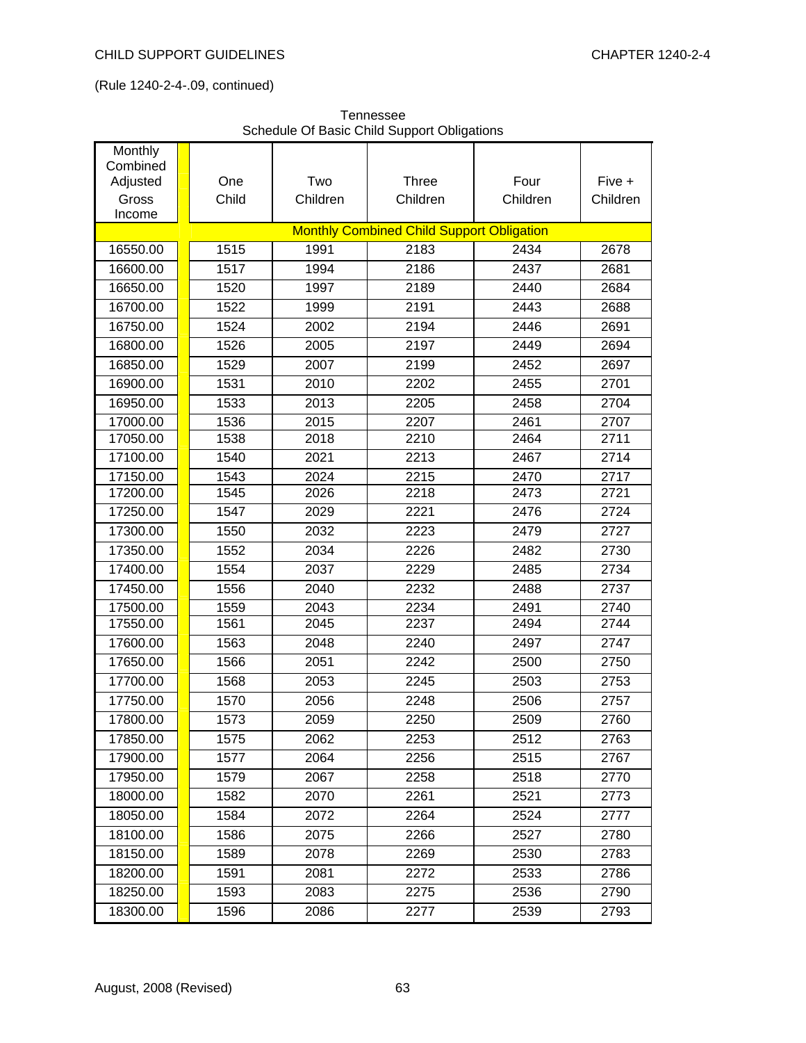(Rule 1240-2-4-.09, continued)

Tennessee
Schedule Of Basic Child Support Obligations

| Monthly Combined Adjusted Gross Income | One Child | Two Children | Three Children | Four Children | Five + Children |
|---|---|---|---|---|---|
| | Monthly Combined Child Support Obligation | | | | |
| 16550.00 | 1515 | 1991 | 2183 | 2434 | 2678 |
| 16600.00 | 1517 | 1994 | 2186 | 2437 | 2681 |
| 16650.00 | 1520 | 1997 | 2189 | 2440 | 2684 |
| 16700.00 | 1522 | 1999 | 2191 | 2443 | 2688 |
| 16750.00 | 1524 | 2002 | 2194 | 2446 | 2691 |
| 16800.00 | 1526 | 2005 | 2197 | 2449 | 2694 |
| 16850.00 | 1529 | 2007 | 2199 | 2452 | 2697 |
| 16900.00 | 1531 | 2010 | 2202 | 2455 | 2701 |
| 16950.00 | 1533 | 2013 | 2205 | 2458 | 2704 |
| 17000.00 | 1536 | 2015 | 2207 | 2461 | 2707 |
| 17050.00 | 1538 | 2018 | 2210 | 2464 | 2711 |
| 17100.00 | 1540 | 2021 | 2213 | 2467 | 2714 |
| 17150.00 | 1543 | 2024 | 2215 | 2470 | 2717 |
| 17200.00 | 1545 | 2026 | 2218 | 2473 | 2721 |
| 17250.00 | 1547 | 2029 | 2221 | 2476 | 2724 |
| 17300.00 | 1550 | 2032 | 2223 | 2479 | 2727 |
| 17350.00 | 1552 | 2034 | 2226 | 2482 | 2730 |
| 17400.00 | 1554 | 2037 | 2229 | 2485 | 2734 |
| 17450.00 | 1556 | 2040 | 2232 | 2488 | 2737 |
| 17500.00 | 1559 | 2043 | 2234 | 2491 | 2740 |
| 17550.00 | 1561 | 2045 | 2237 | 2494 | 2744 |
| 17600.00 | 1563 | 2048 | 2240 | 2497 | 2747 |
| 17650.00 | 1566 | 2051 | 2242 | 2500 | 2750 |
| 17700.00 | 1568 | 2053 | 2245 | 2503 | 2753 |
| 17750.00 | 1570 | 2056 | 2248 | 2506 | 2757 |
| 17800.00 | 1573 | 2059 | 2250 | 2509 | 2760 |
| 17850.00 | 1575 | 2062 | 2253 | 2512 | 2763 |
| 17900.00 | 1577 | 2064 | 2256 | 2515 | 2767 |
| 17950.00 | 1579 | 2067 | 2258 | 2518 | 2770 |
| 18000.00 | 1582 | 2070 | 2261 | 2521 | 2773 |
| 18050.00 | 1584 | 2072 | 2264 | 2524 | 2777 |
| 18100.00 | 1586 | 2075 | 2266 | 2527 | 2780 |
| 18150.00 | 1589 | 2078 | 2269 | 2530 | 2783 |
| 18200.00 | 1591 | 2081 | 2272 | 2533 | 2786 |
| 18250.00 | 1593 | 2083 | 2275 | 2536 | 2790 |
| 18300.00 | 1596 | 2086 | 2277 | 2539 | 2793 |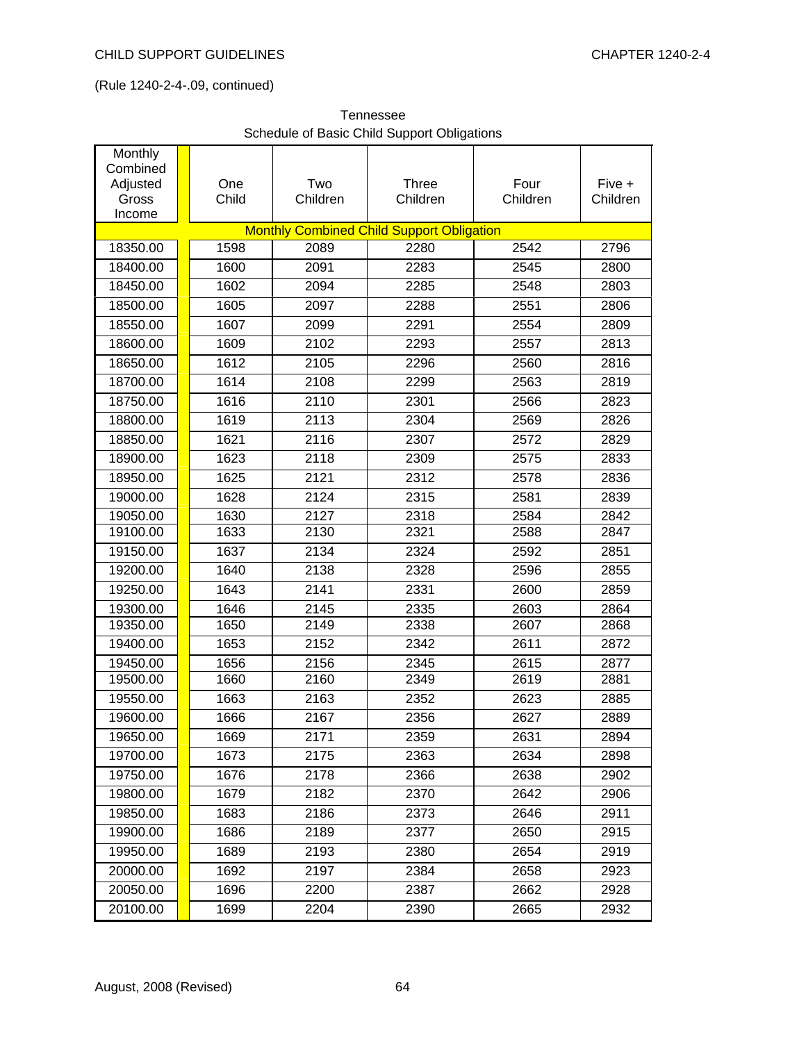(Rule 1240-2-4-.09, continued)

Tennessee
Schedule of Basic Child Support Obligations

| Monthly Combined Adjusted Gross Income | One Child | Two Children | Three Children | Four Children | Five + Children |
|---|---|---|---|---|---|
| | Monthly Combined Child Support Obligation | | | | |
| 18350.00 | 1598 | 2089 | 2280 | 2542 | 2796 |
| 18400.00 | 1600 | 2091 | 2283 | 2545 | 2800 |
| 18450.00 | 1602 | 2094 | 2285 | 2548 | 2803 |
| 18500.00 | 1605 | 2097 | 2288 | 2551 | 2806 |
| 18550.00 | 1607 | 2099 | 2291 | 2554 | 2809 |
| 18600.00 | 1609 | 2102 | 2293 | 2557 | 2813 |
| 18650.00 | 1612 | 2105 | 2296 | 2560 | 2816 |
| 18700.00 | 1614 | 2108 | 2299 | 2563 | 2819 |
| 18750.00 | 1616 | 2110 | 2301 | 2566 | 2823 |
| 18800.00 | 1619 | 2113 | 2304 | 2569 | 2826 |
| 18850.00 | 1621 | 2116 | 2307 | 2572 | 2829 |
| 18900.00 | 1623 | 2118 | 2309 | 2575 | 2833 |
| 18950.00 | 1625 | 2121 | 2312 | 2578 | 2836 |
| 19000.00 | 1628 | 2124 | 2315 | 2581 | 2839 |
| 19050.00 | 1630 | 2127 | 2318 | 2584 | 2842 |
| 19100.00 | 1633 | 2130 | 2321 | 2588 | 2847 |
| 19150.00 | 1637 | 2134 | 2324 | 2592 | 2851 |
| 19200.00 | 1640 | 2138 | 2328 | 2596 | 2855 |
| 19250.00 | 1643 | 2141 | 2331 | 2600 | 2859 |
| 19300.00 | 1646 | 2145 | 2335 | 2603 | 2864 |
| 19350.00 | 1650 | 2149 | 2338 | 2607 | 2868 |
| 19400.00 | 1653 | 2152 | 2342 | 2611 | 2872 |
| 19450.00 | 1656 | 2156 | 2345 | 2615 | 2877 |
| 19500.00 | 1660 | 2160 | 2349 | 2619 | 2881 |
| 19550.00 | 1663 | 2163 | 2352 | 2623 | 2885 |
| 19600.00 | 1666 | 2167 | 2356 | 2627 | 2889 |
| 19650.00 | 1669 | 2171 | 2359 | 2631 | 2894 |
| 19700.00 | 1673 | 2175 | 2363 | 2634 | 2898 |
| 19750.00 | 1676 | 2178 | 2366 | 2638 | 2902 |
| 19800.00 | 1679 | 2182 | 2370 | 2642 | 2906 |
| 19850.00 | 1683 | 2186 | 2373 | 2646 | 2911 |
| 19900.00 | 1686 | 2189 | 2377 | 2650 | 2915 |
| 19950.00 | 1689 | 2193 | 2380 | 2654 | 2919 |
| 20000.00 | 1692 | 2197 | 2384 | 2658 | 2923 |
| 20050.00 | 1696 | 2200 | 2387 | 2662 | 2928 |
| 20100.00 | 1699 | 2204 | 2390 | 2665 | 2932 |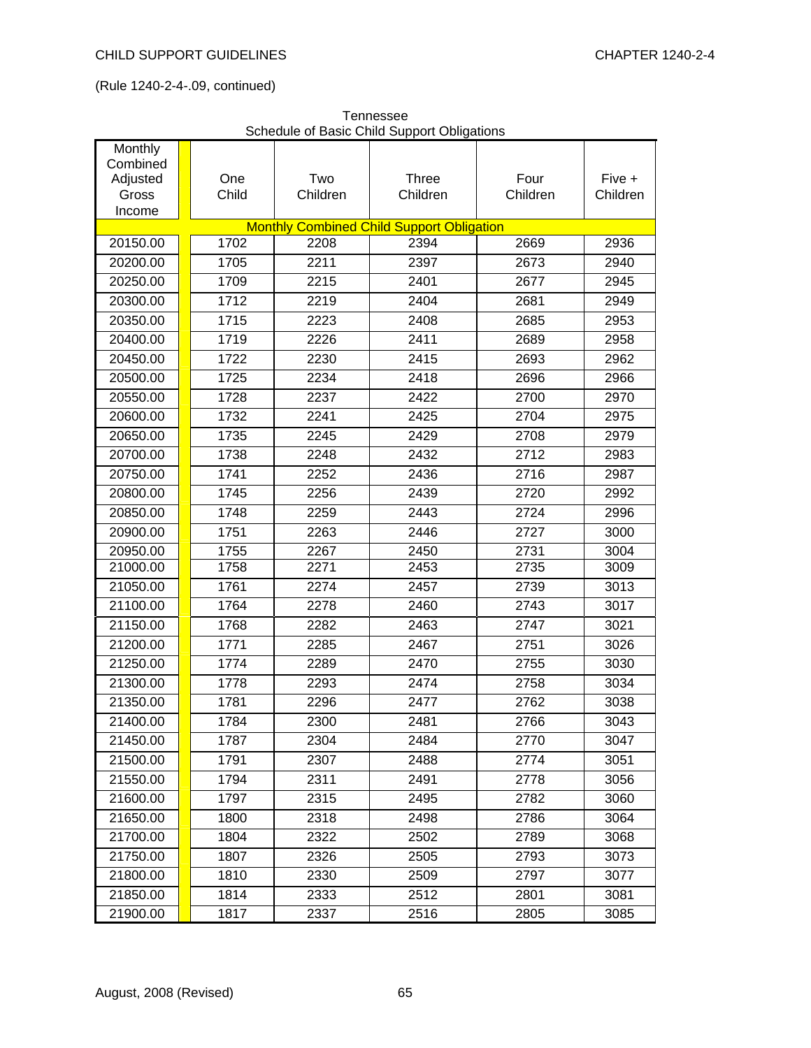(Rule 1240-2-4-.09, continued)

Tennessee
Schedule of Basic Child Support Obligations

| Monthly Combined Adjusted Gross Income | One Child | Two Children | Three Children | Four Children | Five + Children |
|---|---|---|---|---|---|
| | Monthly Combined Child Support Obligation | | | | |
| 20150.00 | 1702 | 2208 | 2394 | 2669 | 2936 |
| 20200.00 | 1705 | 2211 | 2397 | 2673 | 2940 |
| 20250.00 | 1709 | 2215 | 2401 | 2677 | 2945 |
| 20300.00 | 1712 | 2219 | 2404 | 2681 | 2949 |
| 20350.00 | 1715 | 2223 | 2408 | 2685 | 2953 |
| 20400.00 | 1719 | 2226 | 2411 | 2689 | 2958 |
| 20450.00 | 1722 | 2230 | 2415 | 2693 | 2962 |
| 20500.00 | 1725 | 2234 | 2418 | 2696 | 2966 |
| 20550.00 | 1728 | 2237 | 2422 | 2700 | 2970 |
| 20600.00 | 1732 | 2241 | 2425 | 2704 | 2975 |
| 20650.00 | 1735 | 2245 | 2429 | 2708 | 2979 |
| 20700.00 | 1738 | 2248 | 2432 | 2712 | 2983 |
| 20750.00 | 1741 | 2252 | 2436 | 2716 | 2987 |
| 20800.00 | 1745 | 2256 | 2439 | 2720 | 2992 |
| 20850.00 | 1748 | 2259 | 2443 | 2724 | 2996 |
| 20900.00 | 1751 | 2263 | 2446 | 2727 | 3000 |
| 20950.00 | 1755 | 2267 | 2450 | 2731 | 3004 |
| 21000.00 | 1758 | 2271 | 2453 | 2735 | 3009 |
| 21050.00 | 1761 | 2274 | 2457 | 2739 | 3013 |
| 21100.00 | 1764 | 2278 | 2460 | 2743 | 3017 |
| 21150.00 | 1768 | 2282 | 2463 | 2747 | 3021 |
| 21200.00 | 1771 | 2285 | 2467 | 2751 | 3026 |
| 21250.00 | 1774 | 2289 | 2470 | 2755 | 3030 |
| 21300.00 | 1778 | 2293 | 2474 | 2758 | 3034 |
| 21350.00 | 1781 | 2296 | 2477 | 2762 | 3038 |
| 21400.00 | 1784 | 2300 | 2481 | 2766 | 3043 |
| 21450.00 | 1787 | 2304 | 2484 | 2770 | 3047 |
| 21500.00 | 1791 | 2307 | 2488 | 2774 | 3051 |
| 21550.00 | 1794 | 2311 | 2491 | 2778 | 3056 |
| 21600.00 | 1797 | 2315 | 2495 | 2782 | 3060 |
| 21650.00 | 1800 | 2318 | 2498 | 2786 | 3064 |
| 21700.00 | 1804 | 2322 | 2502 | 2789 | 3068 |
| 21750.00 | 1807 | 2326 | 2505 | 2793 | 3073 |
| 21800.00 | 1810 | 2330 | 2509 | 2797 | 3077 |
| 21850.00 | 1814 | 2333 | 2512 | 2801 | 3081 |
| 21900.00 | 1817 | 2337 | 2516 | 2805 | 3085 |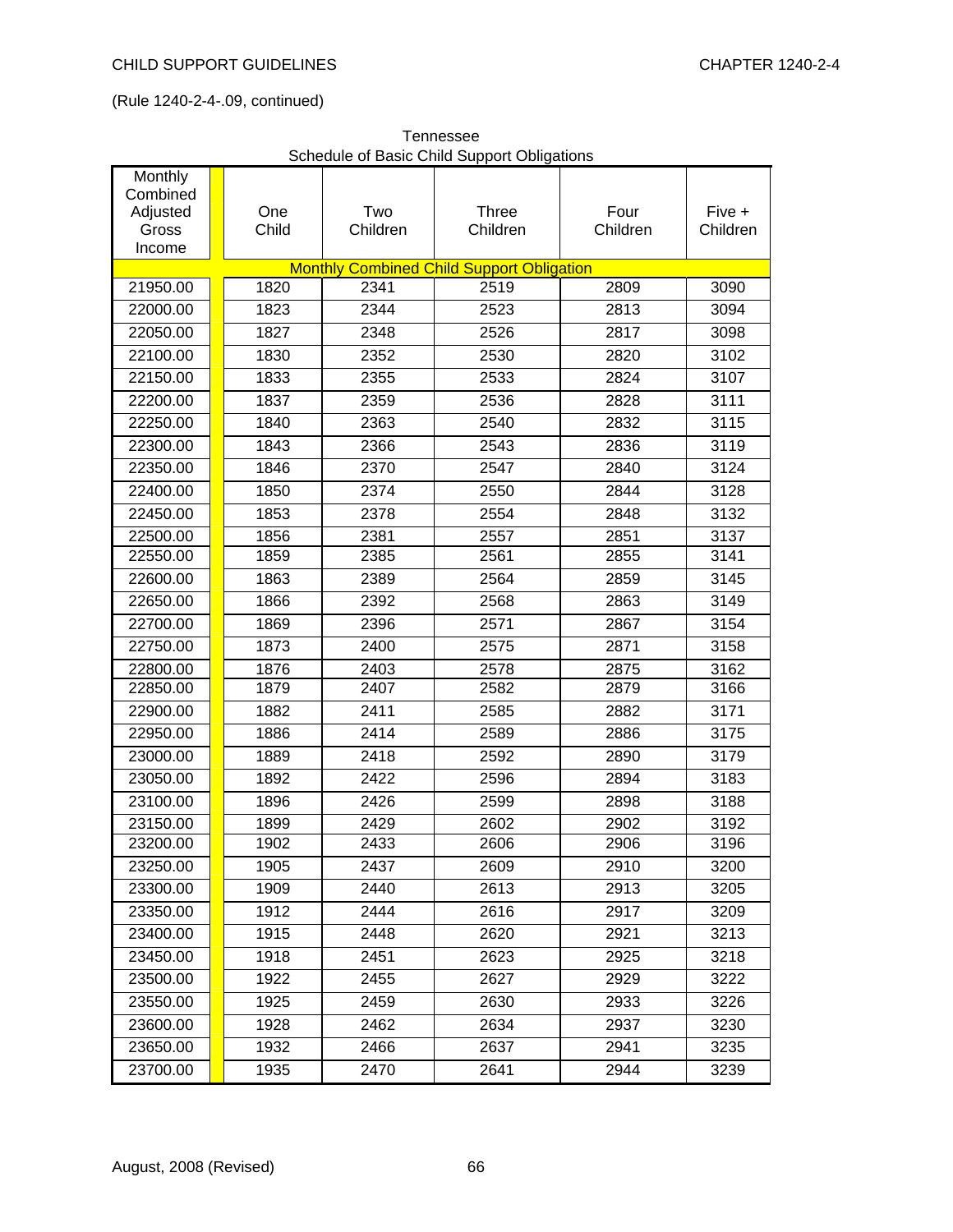(Rule 1240-2-4-.09, continued)

Tennessee
Schedule of Basic Child Support Obligations

| Monthly Combined Adjusted Gross Income | One Child | Two Children | Three Children | Four Children | Five + Children |
|---|---|---|---|---|---|
| | Monthly Combined Child Support Obligation | | | | |
| 21950.00 | 1820 | 2341 | 2519 | 2809 | 3090 |
| 22000.00 | 1823 | 2344 | 2523 | 2813 | 3094 |
| 22050.00 | 1827 | 2348 | 2526 | 2817 | 3098 |
| 22100.00 | 1830 | 2352 | 2530 | 2820 | 3102 |
| 22150.00 | 1833 | 2355 | 2533 | 2824 | 3107 |
| 22200.00 | 1837 | 2359 | 2536 | 2828 | 3111 |
| 22250.00 | 1840 | 2363 | 2540 | 2832 | 3115 |
| 22300.00 | 1843 | 2366 | 2543 | 2836 | 3119 |
| 22350.00 | 1846 | 2370 | 2547 | 2840 | 3124 |
| 22400.00 | 1850 | 2374 | 2550 | 2844 | 3128 |
| 22450.00 | 1853 | 2378 | 2554 | 2848 | 3132 |
| 22500.00 | 1856 | 2381 | 2557 | 2851 | 3137 |
| 22550.00 | 1859 | 2385 | 2561 | 2855 | 3141 |
| 22600.00 | 1863 | 2389 | 2564 | 2859 | 3145 |
| 22650.00 | 1866 | 2392 | 2568 | 2863 | 3149 |
| 22700.00 | 1869 | 2396 | 2571 | 2867 | 3154 |
| 22750.00 | 1873 | 2400 | 2575 | 2871 | 3158 |
| 22800.00 | 1876 | 2403 | 2578 | 2875 | 3162 |
| 22850.00 | 1879 | 2407 | 2582 | 2879 | 3166 |
| 22900.00 | 1882 | 2411 | 2585 | 2882 | 3171 |
| 22950.00 | 1886 | 2414 | 2589 | 2886 | 3175 |
| 23000.00 | 1889 | 2418 | 2592 | 2890 | 3179 |
| 23050.00 | 1892 | 2422 | 2596 | 2894 | 3183 |
| 23100.00 | 1896 | 2426 | 2599 | 2898 | 3188 |
| 23150.00 | 1899 | 2429 | 2602 | 2902 | 3192 |
| 23200.00 | 1902 | 2433 | 2606 | 2906 | 3196 |
| 23250.00 | 1905 | 2437 | 2609 | 2910 | 3200 |
| 23300.00 | 1909 | 2440 | 2613 | 2913 | 3205 |
| 23350.00 | 1912 | 2444 | 2616 | 2917 | 3209 |
| 23400.00 | 1915 | 2448 | 2620 | 2921 | 3213 |
| 23450.00 | 1918 | 2451 | 2623 | 2925 | 3218 |
| 23500.00 | 1922 | 2455 | 2627 | 2929 | 3222 |
| 23550.00 | 1925 | 2459 | 2630 | 2933 | 3226 |
| 23600.00 | 1928 | 2462 | 2634 | 2937 | 3230 |
| 23650.00 | 1932 | 2466 | 2637 | 2941 | 3235 |
| 23700.00 | 1935 | 2470 | 2641 | 2944 | 3239 |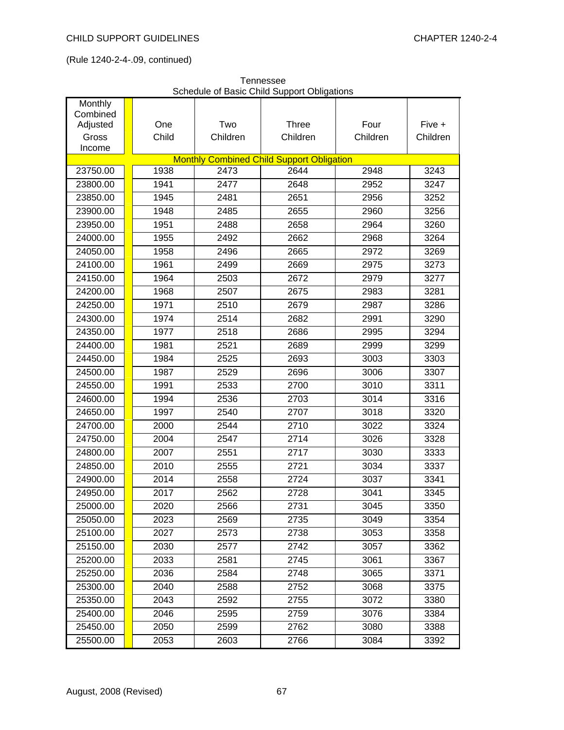(Rule 1240-2-4-.09, continued)

Tennessee
Schedule of Basic Child Support Obligations

| Monthly Combined Adjusted Gross Income | One Child | Two Children | Three Children | Four Children | Five + Children |
|---|---|---|---|---|---|
| | Monthly Combined Child Support Obligation | | | | |
| 23750.00 | 1938 | 2473 | 2644 | 2948 | 3243 |
| 23800.00 | 1941 | 2477 | 2648 | 2952 | 3247 |
| 23850.00 | 1945 | 2481 | 2651 | 2956 | 3252 |
| 23900.00 | 1948 | 2485 | 2655 | 2960 | 3256 |
| 23950.00 | 1951 | 2488 | 2658 | 2964 | 3260 |
| 24000.00 | 1955 | 2492 | 2662 | 2968 | 3264 |
| 24050.00 | 1958 | 2496 | 2665 | 2972 | 3269 |
| 24100.00 | 1961 | 2499 | 2669 | 2975 | 3273 |
| 24150.00 | 1964 | 2503 | 2672 | 2979 | 3277 |
| 24200.00 | 1968 | 2507 | 2675 | 2983 | 3281 |
| 24250.00 | 1971 | 2510 | 2679 | 2987 | 3286 |
| 24300.00 | 1974 | 2514 | 2682 | 2991 | 3290 |
| 24350.00 | 1977 | 2518 | 2686 | 2995 | 3294 |
| 24400.00 | 1981 | 2521 | 2689 | 2999 | 3299 |
| 24450.00 | 1984 | 2525 | 2693 | 3003 | 3303 |
| 24500.00 | 1987 | 2529 | 2696 | 3006 | 3307 |
| 24550.00 | 1991 | 2533 | 2700 | 3010 | 3311 |
| 24600.00 | 1994 | 2536 | 2703 | 3014 | 3316 |
| 24650.00 | 1997 | 2540 | 2707 | 3018 | 3320 |
| 24700.00 | 2000 | 2544 | 2710 | 3022 | 3324 |
| 24750.00 | 2004 | 2547 | 2714 | 3026 | 3328 |
| 24800.00 | 2007 | 2551 | 2717 | 3030 | 3333 |
| 24850.00 | 2010 | 2555 | 2721 | 3034 | 3337 |
| 24900.00 | 2014 | 2558 | 2724 | 3037 | 3341 |
| 24950.00 | 2017 | 2562 | 2728 | 3041 | 3345 |
| 25000.00 | 2020 | 2566 | 2731 | 3045 | 3350 |
| 25050.00 | 2023 | 2569 | 2735 | 3049 | 3354 |
| 25100.00 | 2027 | 2573 | 2738 | 3053 | 3358 |
| 25150.00 | 2030 | 2577 | 2742 | 3057 | 3362 |
| 25200.00 | 2033 | 2581 | 2745 | 3061 | 3367 |
| 25250.00 | 2036 | 2584 | 2748 | 3065 | 3371 |
| 25300.00 | 2040 | 2588 | 2752 | 3068 | 3375 |
| 25350.00 | 2043 | 2592 | 2755 | 3072 | 3380 |
| 25400.00 | 2046 | 2595 | 2759 | 3076 | 3384 |
| 25450.00 | 2050 | 2599 | 2762 | 3080 | 3388 |
| 25500.00 | 2053 | 2603 | 2766 | 3084 | 3392 |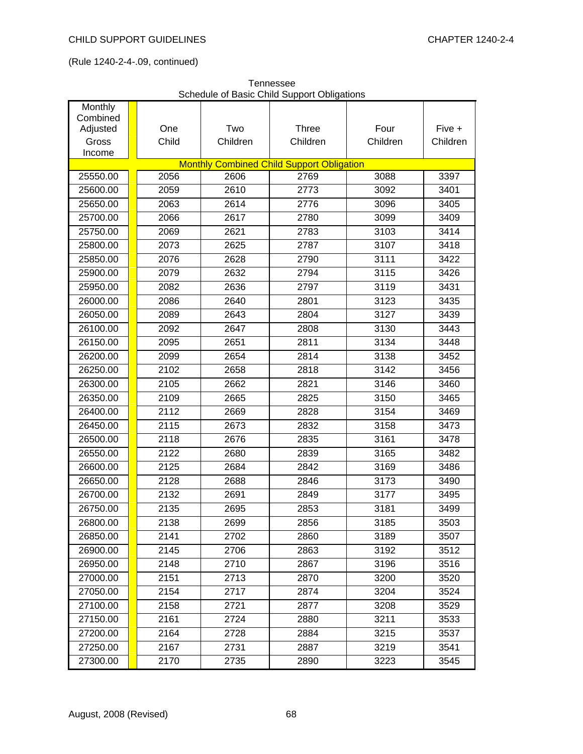(Rule 1240-2-4-.09, continued)

Tennessee
Schedule of Basic Child Support Obligations

| Monthly Combined Adjusted Gross Income | One Child | Two Children | Three Children | Four Children | Five + Children |
|---|---|---|---|---|---|
| | Monthly Combined Child Support Obligation | | | | |
| 25550.00 | 2056 | 2606 | 2769 | 3088 | 3397 |
| 25600.00 | 2059 | 2610 | 2773 | 3092 | 3401 |
| 25650.00 | 2063 | 2614 | 2776 | 3096 | 3405 |
| 25700.00 | 2066 | 2617 | 2780 | 3099 | 3409 |
| 25750.00 | 2069 | 2621 | 2783 | 3103 | 3414 |
| 25800.00 | 2073 | 2625 | 2787 | 3107 | 3418 |
| 25850.00 | 2076 | 2628 | 2790 | 3111 | 3422 |
| 25900.00 | 2079 | 2632 | 2794 | 3115 | 3426 |
| 25950.00 | 2082 | 2636 | 2797 | 3119 | 3431 |
| 26000.00 | 2086 | 2640 | 2801 | 3123 | 3435 |
| 26050.00 | 2089 | 2643 | 2804 | 3127 | 3439 |
| 26100.00 | 2092 | 2647 | 2808 | 3130 | 3443 |
| 26150.00 | 2095 | 2651 | 2811 | 3134 | 3448 |
| 26200.00 | 2099 | 2654 | 2814 | 3138 | 3452 |
| 26250.00 | 2102 | 2658 | 2818 | 3142 | 3456 |
| 26300.00 | 2105 | 2662 | 2821 | 3146 | 3460 |
| 26350.00 | 2109 | 2665 | 2825 | 3150 | 3465 |
| 26400.00 | 2112 | 2669 | 2828 | 3154 | 3469 |
| 26450.00 | 2115 | 2673 | 2832 | 3158 | 3473 |
| 26500.00 | 2118 | 2676 | 2835 | 3161 | 3478 |
| 26550.00 | 2122 | 2680 | 2839 | 3165 | 3482 |
| 26600.00 | 2125 | 2684 | 2842 | 3169 | 3486 |
| 26650.00 | 2128 | 2688 | 2846 | 3173 | 3490 |
| 26700.00 | 2132 | 2691 | 2849 | 3177 | 3495 |
| 26750.00 | 2135 | 2695 | 2853 | 3181 | 3499 |
| 26800.00 | 2138 | 2699 | 2856 | 3185 | 3503 |
| 26850.00 | 2141 | 2702 | 2860 | 3189 | 3507 |
| 26900.00 | 2145 | 2706 | 2863 | 3192 | 3512 |
| 26950.00 | 2148 | 2710 | 2867 | 3196 | 3516 |
| 27000.00 | 2151 | 2713 | 2870 | 3200 | 3520 |
| 27050.00 | 2154 | 2717 | 2874 | 3204 | 3524 |
| 27100.00 | 2158 | 2721 | 2877 | 3208 | 3529 |
| 27150.00 | 2161 | 2724 | 2880 | 3211 | 3533 |
| 27200.00 | 2164 | 2728 | 2884 | 3215 | 3537 |
| 27250.00 | 2167 | 2731 | 2887 | 3219 | 3541 |
| 27300.00 | 2170 | 2735 | 2890 | 3223 | 3545 |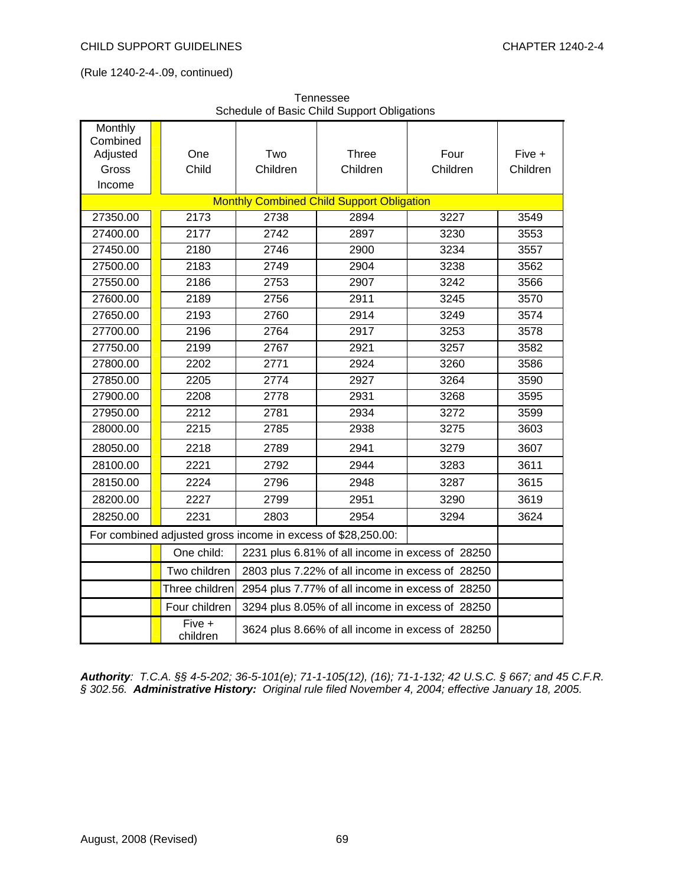(Rule 1240-2-4-.09, continued)

Tennessee
Schedule of Basic Child Support Obligations

| Monthly Combined Adjusted Gross Income | One Child | Two Children | Three Children | Four Children | Five + Children |
|---|---|---|---|---|---|
| | Monthly Combined Child Support Obligation | | | | |
| 27350.00 | 2173 | 2738 | 2894 | 3227 | 3549 |
| 27400.00 | 2177 | 2742 | 2897 | 3230 | 3553 |
| 27450.00 | 2180 | 2746 | 2900 | 3234 | 3557 |
| 27500.00 | 2183 | 2749 | 2904 | 3238 | 3562 |
| 27550.00 | 2186 | 2753 | 2907 | 3242 | 3566 |
| 27600.00 | 2189 | 2756 | 2911 | 3245 | 3570 |
| 27650.00 | 2193 | 2760 | 2914 | 3249 | 3574 |
| 27700.00 | 2196 | 2764 | 2917 | 3253 | 3578 |
| 27750.00 | 2199 | 2767 | 2921 | 3257 | 3582 |
| 27800.00 | 2202 | 2771 | 2924 | 3260 | 3586 |
| 27850.00 | 2205 | 2774 | 2927 | 3264 | 3590 |
| 27900.00 | 2208 | 2778 | 2931 | 3268 | 3595 |
| 27950.00 | 2212 | 2781 | 2934 | 3272 | 3599 |
| 28000.00 | 2215 | 2785 | 2938 | 3275 | 3603 |
| 28050.00 | 2218 | 2789 | 2941 | 3279 | 3607 |
| 28100.00 | 2221 | 2792 | 2944 | 3283 | 3611 |
| 28150.00 | 2224 | 2796 | 2948 | 3287 | 3615 |
| 28200.00 | 2227 | 2799 | 2951 | 3290 | 3619 |
| 28250.00 | 2231 | 2803 | 2954 | 3294 | 3624 |
| For combined adjusted gross income in excess of $28,250.00: | | | | | |
| | One child: | 2231 plus 6.81% of all income in excess of 28250 | | | |
| | Two children | 2803 plus 7.22% of all income in excess of 28250 | | | |
| | Three children | 2954 plus 7.77% of all income in excess of 28250 | | | |
| | Four children | 3294 plus 8.05% of all income in excess of 28250 | | | |
| | Five + children | 3624 plus 8.66% of all income in excess of 28250 | | | |

***Authority****: T.C.A. §§ 4-5-202; 36-5-101(e); 71-1-105(12), (16); 71-1-132; 42 U.S.C. § 667; and 45 C.F.R. § 302.56.* ***Administrative History:*** *Original rule filed November 4, 2004; effective January 18, 2005.*